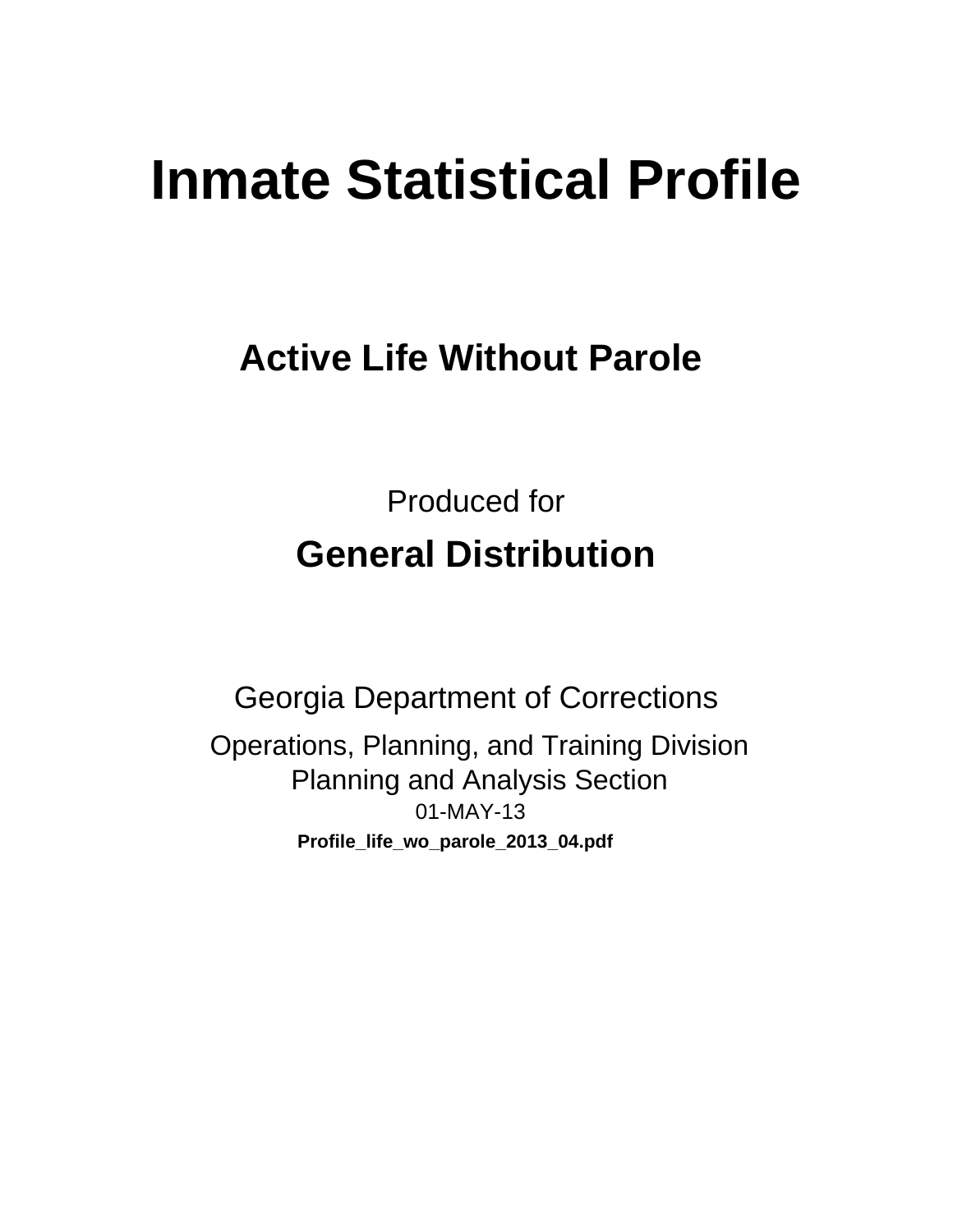# Inmate Statistical Profile

## Active Life Without Parole

Produced for

## General Distribution

Georgia Department of Corrections

Operations, Planning, and Training Division
Planning and Analysis Section
01-MAY-13

**Profile_life_wo_parole_2013_04.pdf**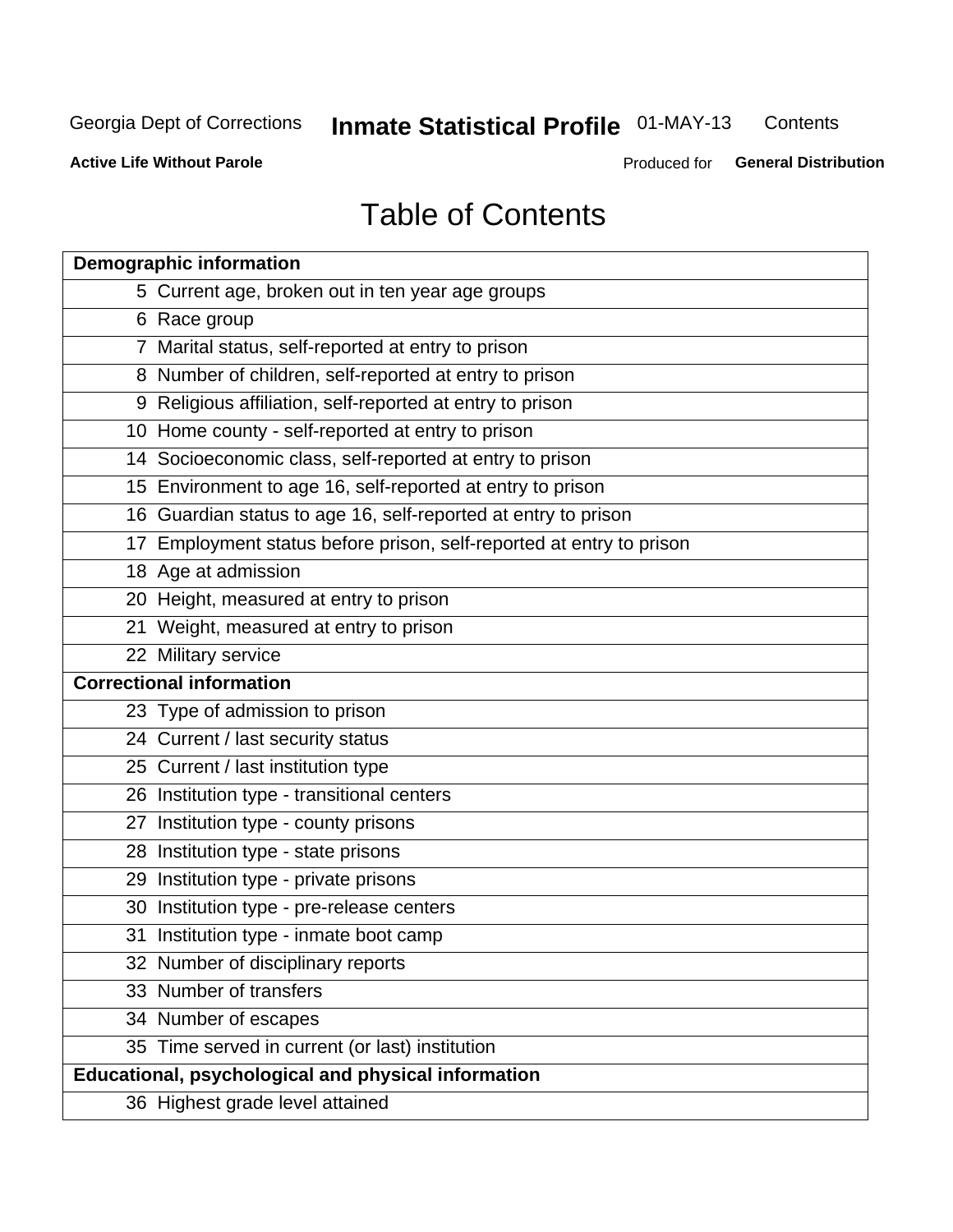# Table of Contents

| Demographic information | |
|---|---|
| 5 | Current age, broken out in ten year age groups |
| 6 | Race group |
| 7 | Marital status, self-reported at entry to prison |
| 8 | Number of children, self-reported at entry to prison |
| 9 | Religious affiliation, self-reported at entry to prison |
| 10 | Home county - self-reported at entry to prison |
| 14 | Socioeconomic class, self-reported at entry to prison |
| 15 | Environment to age 16, self-reported at entry to prison |
| 16 | Guardian status to age 16, self-reported at entry to prison |
| 17 | Employment status before prison, self-reported at entry to prison |
| 18 | Age at admission |
| 20 | Height, measured at entry to prison |
| 21 | Weight, measured at entry to prison |
| 22 | Military service |
| **Correctional information** | |
| 23 | Type of admission to prison |
| 24 | Current / last security status |
| 25 | Current / last institution type |
| 26 | Institution type - transitional centers |
| 27 | Institution type - county prisons |
| 28 | Institution type - state prisons |
| 29 | Institution type - private prisons |
| 30 | Institution type - pre-release centers |
| 31 | Institution type - inmate boot camp |
| 32 | Number of disciplinary reports |
| 33 | Number of transfers |
| 34 | Number of escapes |
| 35 | Time served in current (or last) institution |
| **Educational, psychological and physical information** | |
| 36 | Highest grade level attained |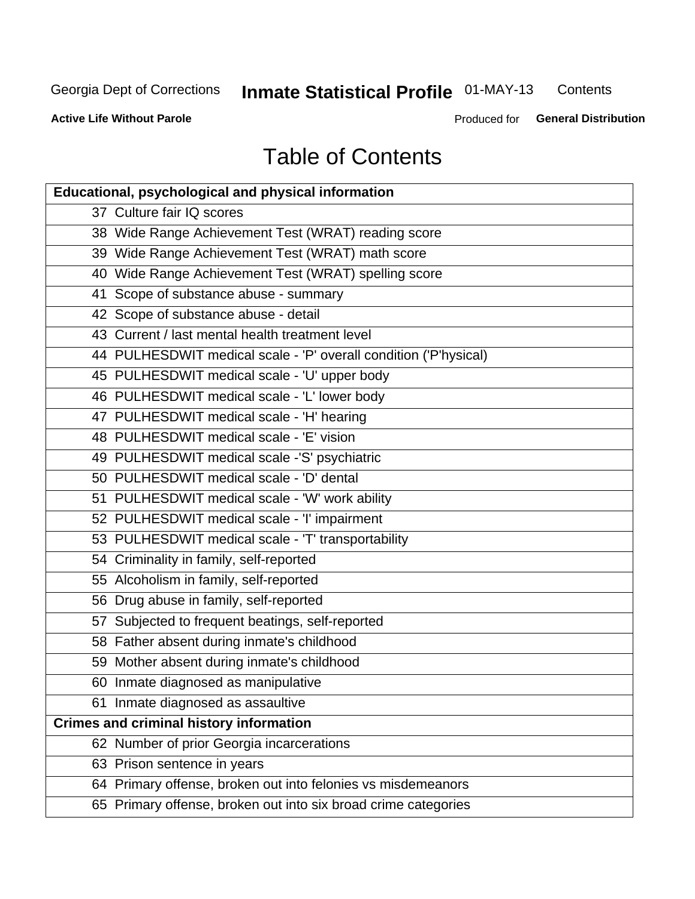# Table of Contents

| Educational, psychological and physical information |
|---|
| 37 Culture fair IQ scores |
| 38 Wide Range Achievement Test (WRAT) reading score |
| 39 Wide Range Achievement Test (WRAT) math score |
| 40 Wide Range Achievement Test (WRAT) spelling score |
| 41 Scope of substance abuse - summary |
| 42 Scope of substance abuse - detail |
| 43 Current / last mental health treatment level |
| 44 PULHESDWIT medical scale - 'P' overall condition ('P'hysical) |
| 45 PULHESDWIT medical scale - 'U' upper body |
| 46 PULHESDWIT medical scale - 'L' lower body |
| 47 PULHESDWIT medical scale - 'H' hearing |
| 48 PULHESDWIT medical scale - 'E' vision |
| 49 PULHESDWIT medical scale -'S' psychiatric |
| 50 PULHESDWIT medical scale - 'D' dental |
| 51 PULHESDWIT medical scale - 'W' work ability |
| 52 PULHESDWIT medical scale - 'I' impairment |
| 53 PULHESDWIT medical scale - 'T' transportability |
| 54 Criminality in family, self-reported |
| 55 Alcoholism in family, self-reported |
| 56 Drug abuse in family, self-reported |
| 57 Subjected to frequent beatings, self-reported |
| 58 Father absent during inmate's childhood |
| 59 Mother absent during inmate's childhood |
| 60 Inmate diagnosed as manipulative |
| 61 Inmate diagnosed as assaultive |
| **Crimes and criminal history information** |
| 62 Number of prior Georgia incarcerations |
| 63 Prison sentence in years |
| 64 Primary offense, broken out into felonies vs misdemeanors |
| 65 Primary offense, broken out into six broad crime categories |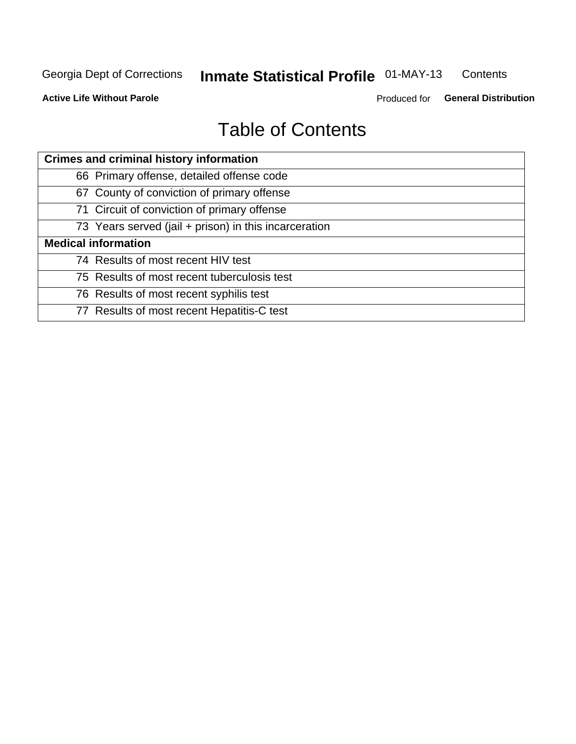# Table of Contents

| Crimes and criminal history information |
|---|
| 66 Primary offense, detailed offense code |
| 67 County of conviction of primary offense |
| 71 Circuit of conviction of primary offense |
| 73 Years served (jail + prison) in this incarceration |
| **Medical information** |
| 74 Results of most recent HIV test |
| 75 Results of most recent tuberculosis test |
| 76 Results of most recent syphilis test |
| 77 Results of most recent Hepatitis-C test |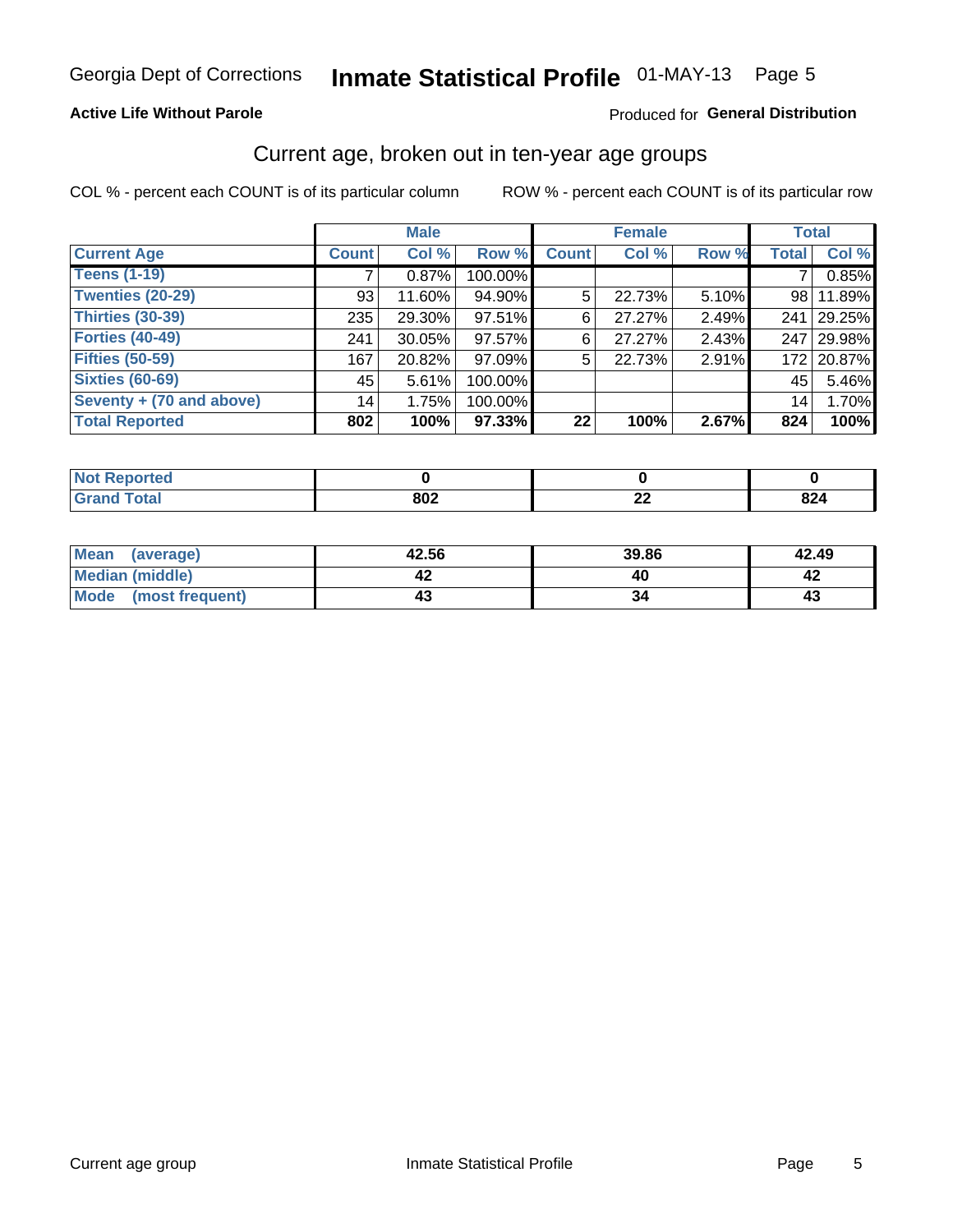Georgia Dept of Corrections **Inmate Statistical Profile** 01-MAY-13

**Active Life Without Parole**

Produced for **General Distribution**

## Current age, broken out in ten-year age groups

COL % - percent each COUNT is of its particular column

ROW % - percent each COUNT is of its particular row

| | Male | | | Female | | | Total | |
|---|---|---|---|---|---|---|---|---|
| **Current Age** | **Count** | **Col %** | **Row %** | **Count** | **Col %** | **Row %** | **Total** | **Col %** |
| **Teens (1-19)** | 7 | 0.87% | 100.00% | | | | 7 | 0.85% |
| **Twenties (20-29)** | 93 | 11.60% | 94.90% | 5 | 22.73% | 5.10% | 98 | 11.89% |
| **Thirties (30-39)** | 235 | 29.30% | 97.51% | 6 | 27.27% | 2.49% | 241 | 29.25% |
| **Forties (40-49)** | 241 | 30.05% | 97.57% | 6 | 27.27% | 2.43% | 247 | 29.98% |
| **Fifties (50-59)** | 167 | 20.82% | 97.09% | 5 | 22.73% | 2.91% | 172 | 20.87% |
| **Sixties (60-69)** | 45 | 5.61% | 100.00% | | | | 45 | 5.46% |
| **Seventy + (70 and above)** | 14 | 1.75% | 100.00% | | | | 14 | 1.70% |
| **Total Reported** | **802** | **100%** | **97.33%** | **22** | **100%** | **2.67%** | **824** | **100%** |

| | Male | Female | Total |
|---|---|---|---|
| **Not Reported** | **0** | **0** | **0** |
| **Grand Total** | **802** | **22** | **824** |

| | Male | Female | Total |
|---|---|---|---|
| **Mean (average)** | **42.56** | **39.86** | **42.49** |
| **Median (middle)** | **42** | **40** | **42** |
| **Mode (most frequent)** | **43** | **34** | **43** |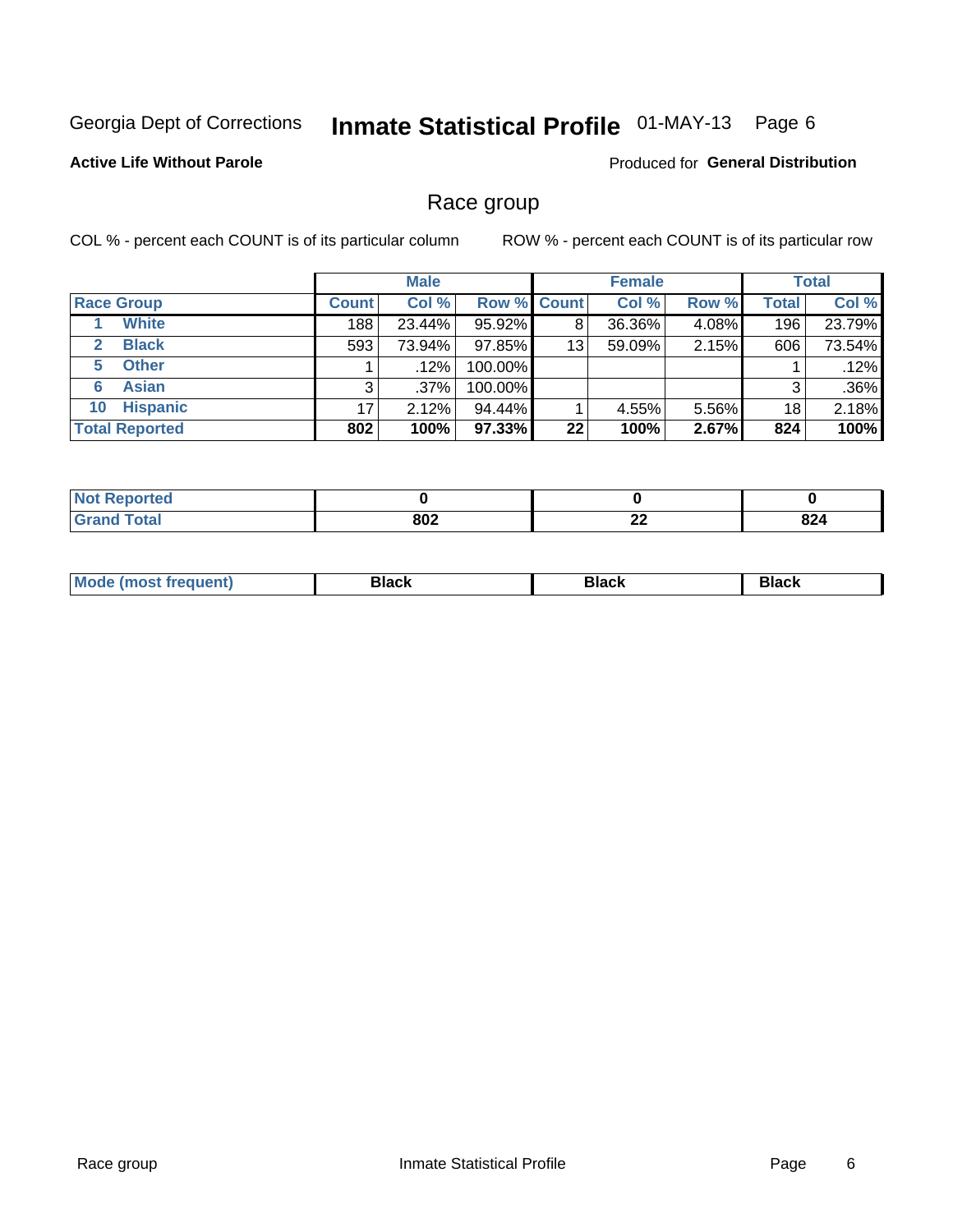Georgia Dept of Corrections **Inmate Statistical Profile** 01-MAY-13

**Active Life Without Parole**

Produced for **General Distribution**

## Race group

COL % - percent each COUNT is of its particular column

ROW % - percent each COUNT is of its particular row

| | Male | | | Female | | | Total | |
|---|---|---|---|---|---|---|---|---|
| **Race Group** | **Count** | **Col %** | **Row %** | **Count** | **Col %** | **Row %** | **Total** | **Col %** |
| 1 **White** | 188 | 23.44% | 95.92% | 8 | 36.36% | 4.08% | 196 | 23.79% |
| 2 **Black** | 593 | 73.94% | 97.85% | 13 | 59.09% | 2.15% | 606 | 73.54% |
| 5 **Other** | 1 | .12% | 100.00% | | | | 1 | .12% |
| 6 **Asian** | 3 | .37% | 100.00% | | | | 3 | .36% |
| 10 **Hispanic** | 17 | 2.12% | 94.44% | 1 | 4.55% | 5.56% | 18 | 2.18% |
| **Total Reported** | **802** | **100%** | **97.33%** | **22** | **100%** | **2.67%** | **824** | **100%** |

| | Male | Female | Total |
|---|---|---|---|
| **Not Reported** | **0** | **0** | **0** |
| **Grand Total** | **802** | **22** | **824** |

| | Male | Female | Total |
|---|---|---|---|
| **Mode (most frequent)** | **Black** | **Black** | **Black** |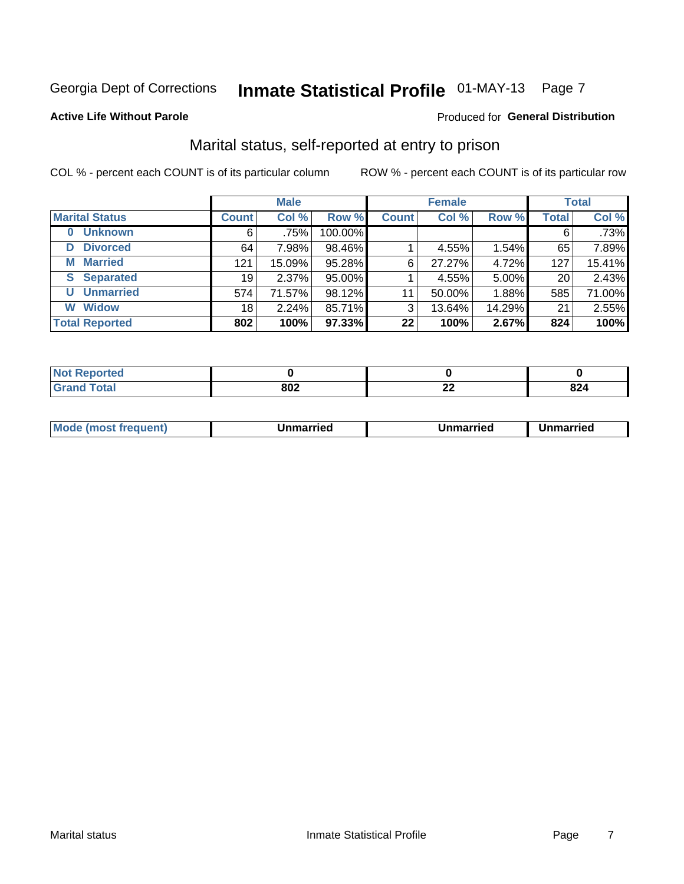Georgia Dept of Corrections **Inmate Statistical Profile** 01-MAY-13

**Active Life Without Parole**

Produced for **General Distribution**

## Marital status, self-reported at entry to prison

COL % - percent each COUNT is of its particular column

ROW % - percent each COUNT is of its particular row

| | Male | | | Female | | | Total | |
|---|---|---|---|---|---|---|---|---|
| **Marital Status** | **Count** | **Col %** | **Row %** | **Count** | **Col %** | **Row %** | **Total** | **Col %** |
| **0 Unknown** | 6 | .75% | 100.00% | | | | 6 | .73% |
| **D Divorced** | 64 | 7.98% | 98.46% | 1 | 4.55% | 1.54% | 65 | 7.89% |
| **M Married** | 121 | 15.09% | 95.28% | 6 | 27.27% | 4.72% | 127 | 15.41% |
| **S Separated** | 19 | 2.37% | 95.00% | 1 | 4.55% | 5.00% | 20 | 2.43% |
| **U Unmarried** | 574 | 71.57% | 98.12% | 11 | 50.00% | 1.88% | 585 | 71.00% |
| **W Widow** | 18 | 2.24% | 85.71% | 3 | 13.64% | 14.29% | 21 | 2.55% |
| **Total Reported** | **802** | **100%** | **97.33%** | **22** | **100%** | **2.67%** | **824** | **100%** |

| | Male | Female | Total |
|---|---|---|---|
| **Not Reported** | **0** | **0** | **0** |
| **Grand Total** | **802** | **22** | **824** |

| | Male | Female | Total |
|---|---|---|---|
| **Mode (most frequent)** | **Unmarried** | **Unmarried** | **Unmarried** |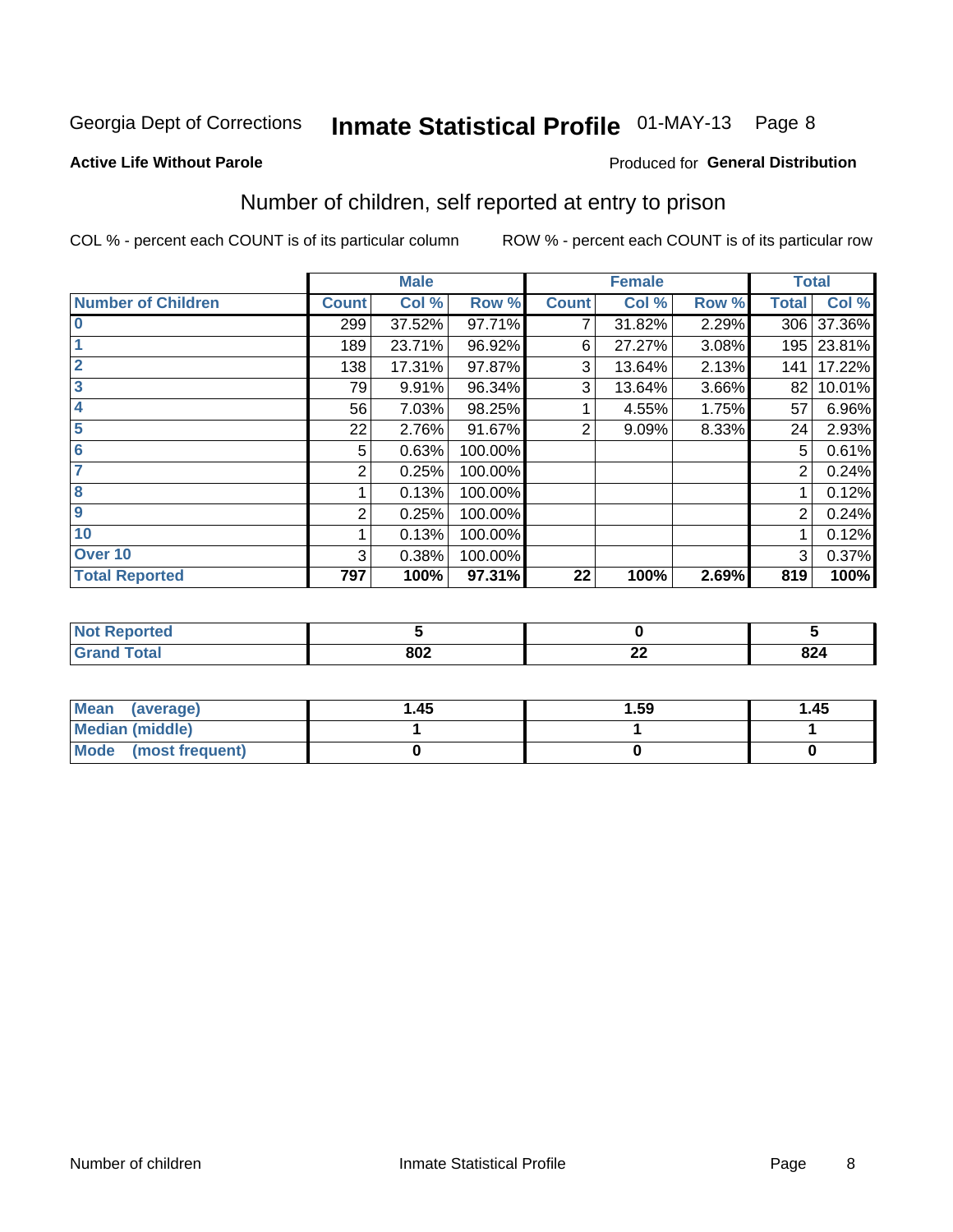Georgia Dept of Corrections **Inmate Statistical Profile** 01-MAY-13 Page 8

**Active Life Without Parole**

Produced for **General Distribution**

## Number of children, self reported at entry to prison

COL % - percent each COUNT is of its particular column ROW % - percent each COUNT is of its particular row

| | Male | | | Female | | | Total | |
|---|---|---|---|---|---|---|---|---|
| **Number of Children** | **Count** | **Col %** | **Row %** | **Count** | **Col %** | **Row %** | **Total** | **Col %** |
| **0** | 299 | 37.52% | 97.71% | 7 | 31.82% | 2.29% | 306 | 37.36% |
| **1** | 189 | 23.71% | 96.92% | 6 | 27.27% | 3.08% | 195 | 23.81% |
| **2** | 138 | 17.31% | 97.87% | 3 | 13.64% | 2.13% | 141 | 17.22% |
| **3** | 79 | 9.91% | 96.34% | 3 | 13.64% | 3.66% | 82 | 10.01% |
| **4** | 56 | 7.03% | 98.25% | 1 | 4.55% | 1.75% | 57 | 6.96% |
| **5** | 22 | 2.76% | 91.67% | 2 | 9.09% | 8.33% | 24 | 2.93% |
| **6** | 5 | 0.63% | 100.00% | | | | 5 | 0.61% |
| **7** | 2 | 0.25% | 100.00% | | | | 2 | 0.24% |
| **8** | 1 | 0.13% | 100.00% | | | | 1 | 0.12% |
| **9** | 2 | 0.25% | 100.00% | | | | 2 | 0.24% |
| **10** | 1 | 0.13% | 100.00% | | | | 1 | 0.12% |
| **Over 10** | 3 | 0.38% | 100.00% | | | | 3 | 0.37% |
| **Total Reported** | **797** | **100%** | **97.31%** | **22** | **100%** | **2.69%** | **819** | **100%** |

| | Male | Female | Total |
|---|---|---|---|
| **Not Reported** | **5** | **0** | **5** |
| **Grand Total** | **802** | **22** | **824** |

| | Male | Female | Total |
|---|---|---|---|
| **Mean (average)** | **1.45** | **1.59** | **1.45** |
| **Median (middle)** | **1** | **1** | **1** |
| **Mode (most frequent)** | **0** | **0** | **0** |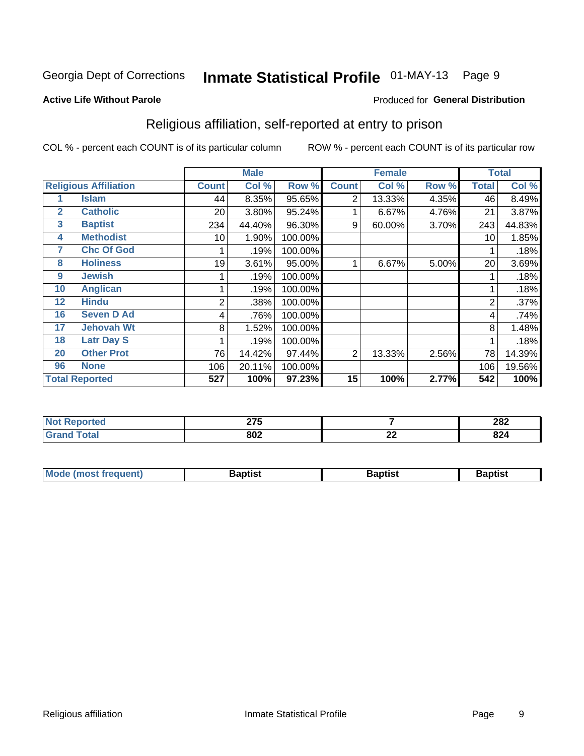Georgia Dept of Corrections **Inmate Statistical Profile** 01-MAY-13 Page 9

**Active Life Without Parole**

Produced for **General Distribution**

## Religious affiliation, self-reported at entry to prison

COL % - percent each COUNT is of its particular column ROW % - percent each COUNT is of its particular row

| | | Male | | | Female | | | Total | |
|---|---|---|---|---|---|---|---|---|---|
| **Religious Affiliation** | | **Count** | **Col %** | **Row %** | **Count** | **Col %** | **Row %** | **Total** | **Col %** |
| 1 | Islam | 44 | 8.35% | 95.65% | 2 | 13.33% | 4.35% | 46 | 8.49% |
| 2 | Catholic | 20 | 3.80% | 95.24% | 1 | 6.67% | 4.76% | 21 | 3.87% |
| 3 | Baptist | 234 | 44.40% | 96.30% | 9 | 60.00% | 3.70% | 243 | 44.83% |
| 4 | Methodist | 10 | 1.90% | 100.00% | | | | 10 | 1.85% |
| 7 | Chc Of God | 1 | .19% | 100.00% | | | | 1 | .18% |
| 8 | Holiness | 19 | 3.61% | 95.00% | 1 | 6.67% | 5.00% | 20 | 3.69% |
| 9 | Jewish | 1 | .19% | 100.00% | | | | 1 | .18% |
| 10 | Anglican | 1 | .19% | 100.00% | | | | 1 | .18% |
| 12 | Hindu | 2 | .38% | 100.00% | | | | 2 | .37% |
| 16 | Seven D Ad | 4 | .76% | 100.00% | | | | 4 | .74% |
| 17 | Jehovah Wt | 8 | 1.52% | 100.00% | | | | 8 | 1.48% |
| 18 | Latr Day S | 1 | .19% | 100.00% | | | | 1 | .18% |
| 20 | Other Prot | 76 | 14.42% | 97.44% | 2 | 13.33% | 2.56% | 78 | 14.39% |
| 96 | None | 106 | 20.11% | 100.00% | | | | 106 | 19.56% |
| **Total Reported** | | **527** | **100%** | **97.23%** | **15** | **100%** | **2.77%** | **542** | **100%** |

| | Male | Female | Total |
|---|---|---|---|
| **Not Reported** | **275** | **7** | **282** |
| **Grand Total** | **802** | **22** | **824** |

| | Male | Female | Total |
|---|---|---|---|
| **Mode (most frequent)** | **Baptist** | **Baptist** | **Baptist** |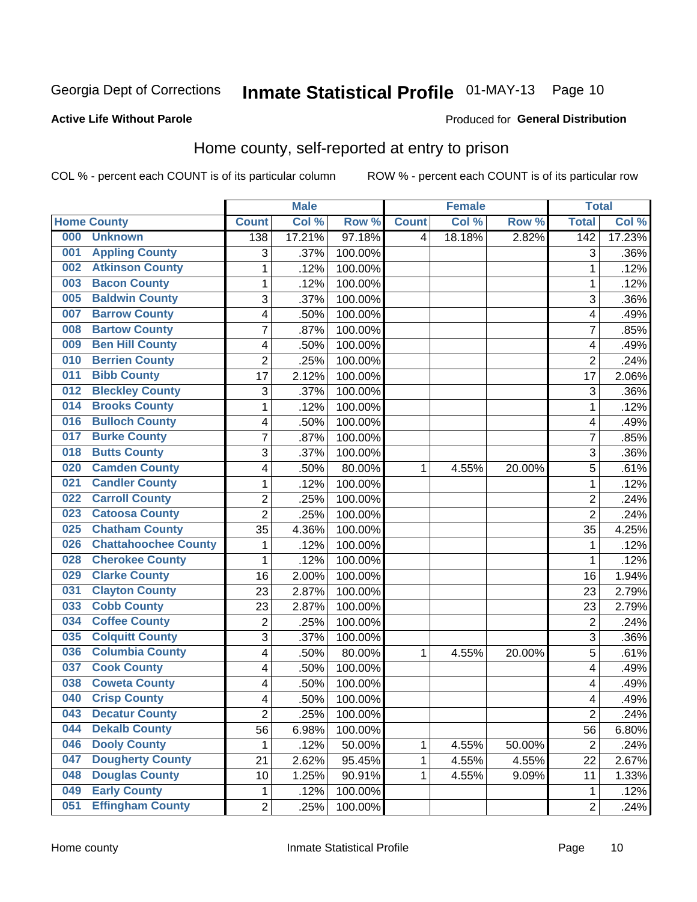Georgia Dept of Corrections **Inmate Statistical Profile** 01-MAY-13

**Active Life Without Parole**

Produced for **General Distribution**

## Home county, self-reported at entry to prison

COL % - percent each COUNT is of its particular column ROW % - percent each COUNT is of its particular row

| Home County | | Male | | | Female | | | Total | |
|---|---|---|---|---|---|---|---|---|---|
| | | Count | Col % | Row % | Count | Col % | Row % | Total | Col % |
| 000 | Unknown | 138 | 17.21% | 97.18% | 4 | 18.18% | 2.82% | 142 | 17.23% |
| 001 | Appling County | 3 | .37% | 100.00% | | | | 3 | .36% |
| 002 | Atkinson County | 1 | .12% | 100.00% | | | | 1 | .12% |
| 003 | Bacon County | 1 | .12% | 100.00% | | | | 1 | .12% |
| 005 | Baldwin County | 3 | .37% | 100.00% | | | | 3 | .36% |
| 007 | Barrow County | 4 | .50% | 100.00% | | | | 4 | .49% |
| 008 | Bartow County | 7 | .87% | 100.00% | | | | 7 | .85% |
| 009 | Ben Hill County | 4 | .50% | 100.00% | | | | 4 | .49% |
| 010 | Berrien County | 2 | .25% | 100.00% | | | | 2 | .24% |
| 011 | Bibb County | 17 | 2.12% | 100.00% | | | | 17 | 2.06% |
| 012 | Bleckley County | 3 | .37% | 100.00% | | | | 3 | .36% |
| 014 | Brooks County | 1 | .12% | 100.00% | | | | 1 | .12% |
| 016 | Bulloch County | 4 | .50% | 100.00% | | | | 4 | .49% |
| 017 | Burke County | 7 | .87% | 100.00% | | | | 7 | .85% |
| 018 | Butts County | 3 | .37% | 100.00% | | | | 3 | .36% |
| 020 | Camden County | 4 | .50% | 80.00% | 1 | 4.55% | 20.00% | 5 | .61% |
| 021 | Candler County | 1 | .12% | 100.00% | | | | 1 | .12% |
| 022 | Carroll County | 2 | .25% | 100.00% | | | | 2 | .24% |
| 023 | Catoosa County | 2 | .25% | 100.00% | | | | 2 | .24% |
| 025 | Chatham County | 35 | 4.36% | 100.00% | | | | 35 | 4.25% |
| 026 | Chattahoochee County | 1 | .12% | 100.00% | | | | 1 | .12% |
| 028 | Cherokee County | 1 | .12% | 100.00% | | | | 1 | .12% |
| 029 | Clarke County | 16 | 2.00% | 100.00% | | | | 16 | 1.94% |
| 031 | Clayton County | 23 | 2.87% | 100.00% | | | | 23 | 2.79% |
| 033 | Cobb County | 23 | 2.87% | 100.00% | | | | 23 | 2.79% |
| 034 | Coffee County | 2 | .25% | 100.00% | | | | 2 | .24% |
| 035 | Colquitt County | 3 | .37% | 100.00% | | | | 3 | .36% |
| 036 | Columbia County | 4 | .50% | 80.00% | 1 | 4.55% | 20.00% | 5 | .61% |
| 037 | Cook County | 4 | .50% | 100.00% | | | | 4 | .49% |
| 038 | Coweta County | 4 | .50% | 100.00% | | | | 4 | .49% |
| 040 | Crisp County | 4 | .50% | 100.00% | | | | 4 | .49% |
| 043 | Decatur County | 2 | .25% | 100.00% | | | | 2 | .24% |
| 044 | Dekalb County | 56 | 6.98% | 100.00% | | | | 56 | 6.80% |
| 046 | Dooly County | 1 | .12% | 50.00% | 1 | 4.55% | 50.00% | 2 | .24% |
| 047 | Dougherty County | 21 | 2.62% | 95.45% | 1 | 4.55% | 4.55% | 22 | 2.67% |
| 048 | Douglas County | 10 | 1.25% | 90.91% | 1 | 4.55% | 9.09% | 11 | 1.33% |
| 049 | Early County | 1 | .12% | 100.00% | | | | 1 | .12% |
| 051 | Effingham County | 2 | .25% | 100.00% | | | | 2 | .24% |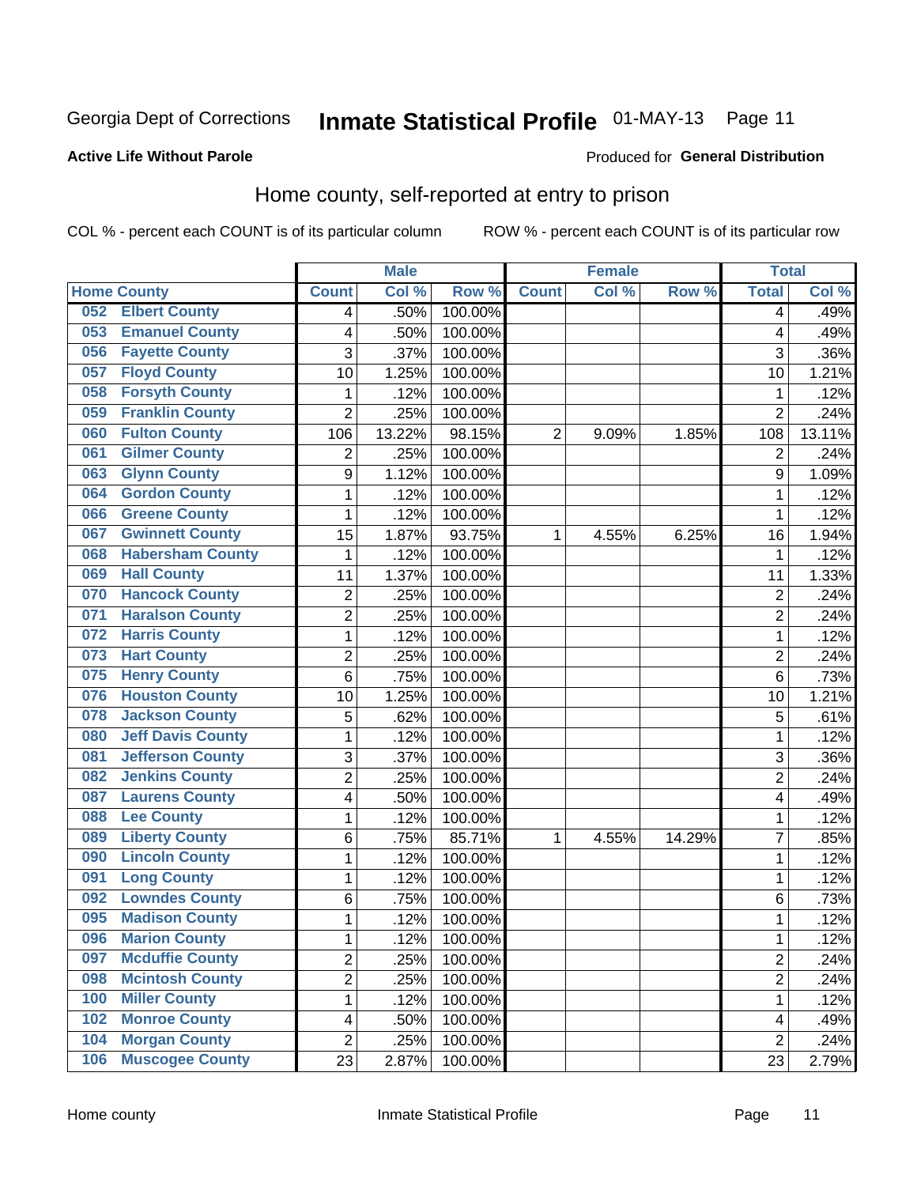Georgia Dept of Corrections **Inmate Statistical Profile** 01-MAY-13 Page 11

**Active Life Without Parole**

Produced for **General Distribution**

## Home county, self-reported at entry to prison

COL % - percent each COUNT is of its particular column ROW % - percent each COUNT is of its particular row

| Home County | | Male | | | Female | | | Total | |
|---|---|---|---|---|---|---|---|---|---|
| | | Count | Col % | Row % | Count | Col % | Row % | Total | Col % |
| 052 | Elbert County | 4 | .50% | 100.00% | | | | 4 | .49% |
| 053 | Emanuel County | 4 | .50% | 100.00% | | | | 4 | .49% |
| 056 | Fayette County | 3 | .37% | 100.00% | | | | 3 | .36% |
| 057 | Floyd County | 10 | 1.25% | 100.00% | | | | 10 | 1.21% |
| 058 | Forsyth County | 1 | .12% | 100.00% | | | | 1 | .12% |
| 059 | Franklin County | 2 | .25% | 100.00% | | | | 2 | .24% |
| 060 | Fulton County | 106 | 13.22% | 98.15% | 2 | 9.09% | 1.85% | 108 | 13.11% |
| 061 | Gilmer County | 2 | .25% | 100.00% | | | | 2 | .24% |
| 063 | Glynn County | 9 | 1.12% | 100.00% | | | | 9 | 1.09% |
| 064 | Gordon County | 1 | .12% | 100.00% | | | | 1 | .12% |
| 066 | Greene County | 1 | .12% | 100.00% | | | | 1 | .12% |
| 067 | Gwinnett County | 15 | 1.87% | 93.75% | 1 | 4.55% | 6.25% | 16 | 1.94% |
| 068 | Habersham County | 1 | .12% | 100.00% | | | | 1 | .12% |
| 069 | Hall County | 11 | 1.37% | 100.00% | | | | 11 | 1.33% |
| 070 | Hancock County | 2 | .25% | 100.00% | | | | 2 | .24% |
| 071 | Haralson County | 2 | .25% | 100.00% | | | | 2 | .24% |
| 072 | Harris County | 1 | .12% | 100.00% | | | | 1 | .12% |
| 073 | Hart County | 2 | .25% | 100.00% | | | | 2 | .24% |
| 075 | Henry County | 6 | .75% | 100.00% | | | | 6 | .73% |
| 076 | Houston County | 10 | 1.25% | 100.00% | | | | 10 | 1.21% |
| 078 | Jackson County | 5 | .62% | 100.00% | | | | 5 | .61% |
| 080 | Jeff Davis County | 1 | .12% | 100.00% | | | | 1 | .12% |
| 081 | Jefferson County | 3 | .37% | 100.00% | | | | 3 | .36% |
| 082 | Jenkins County | 2 | .25% | 100.00% | | | | 2 | .24% |
| 087 | Laurens County | 4 | .50% | 100.00% | | | | 4 | .49% |
| 088 | Lee County | 1 | .12% | 100.00% | | | | 1 | .12% |
| 089 | Liberty County | 6 | .75% | 85.71% | 1 | 4.55% | 14.29% | 7 | .85% |
| 090 | Lincoln County | 1 | .12% | 100.00% | | | | 1 | .12% |
| 091 | Long County | 1 | .12% | 100.00% | | | | 1 | .12% |
| 092 | Lowndes County | 6 | .75% | 100.00% | | | | 6 | .73% |
| 095 | Madison County | 1 | .12% | 100.00% | | | | 1 | .12% |
| 096 | Marion County | 1 | .12% | 100.00% | | | | 1 | .12% |
| 097 | Mcduffie County | 2 | .25% | 100.00% | | | | 2 | .24% |
| 098 | Mcintosh County | 2 | .25% | 100.00% | | | | 2 | .24% |
| 100 | Miller County | 1 | .12% | 100.00% | | | | 1 | .12% |
| 102 | Monroe County | 4 | .50% | 100.00% | | | | 4 | .49% |
| 104 | Morgan County | 2 | .25% | 100.00% | | | | 2 | .24% |
| 106 | Muscogee County | 23 | 2.87% | 100.00% | | | | 23 | 2.79% |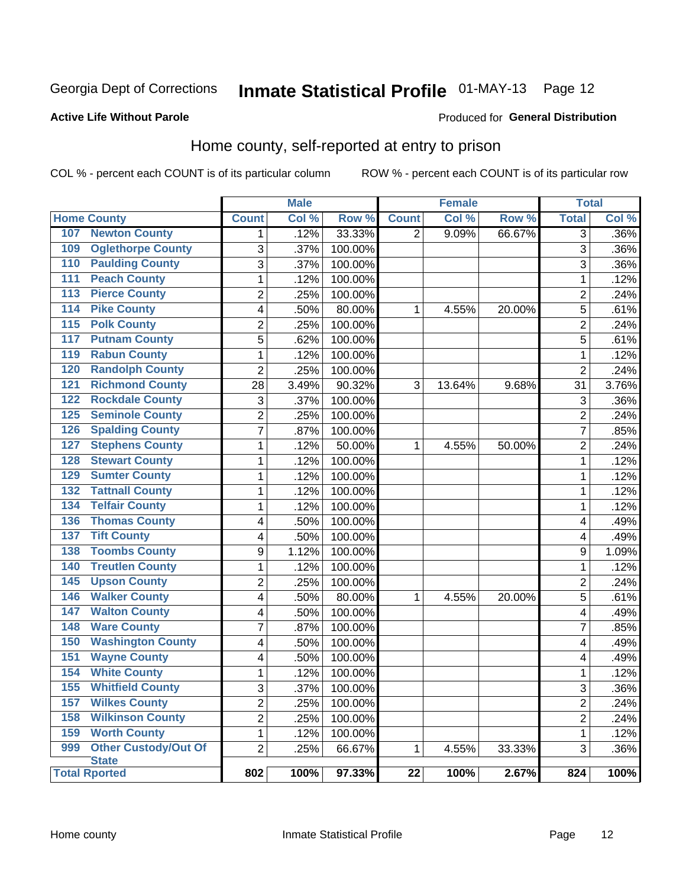Georgia Dept of Corrections **Inmate Statistical Profile** 01-MAY-13

**Active Life Without Parole**

Produced for **General Distribution**

## Home county, self-reported at entry to prison

COL % - percent each COUNT is of its particular column ROW % - percent each COUNT is of its particular row

| Home County | | Male | | | Female | | | Total | |
|---|---|---|---|---|---|---|---|---|---|
| | | Count | Col % | Row % | Count | Col % | Row % | Total | Col % |
| 107 | Newton County | 1 | .12% | 33.33% | 2 | 9.09% | 66.67% | 3 | .36% |
| 109 | Oglethorpe County | 3 | .37% | 100.00% | | | | 3 | .36% |
| 110 | Paulding County | 3 | .37% | 100.00% | | | | 3 | .36% |
| 111 | Peach County | 1 | .12% | 100.00% | | | | 1 | .12% |
| 113 | Pierce County | 2 | .25% | 100.00% | | | | 2 | .24% |
| 114 | Pike County | 4 | .50% | 80.00% | 1 | 4.55% | 20.00% | 5 | .61% |
| 115 | Polk County | 2 | .25% | 100.00% | | | | 2 | .24% |
| 117 | Putnam County | 5 | .62% | 100.00% | | | | 5 | .61% |
| 119 | Rabun County | 1 | .12% | 100.00% | | | | 1 | .12% |
| 120 | Randolph County | 2 | .25% | 100.00% | | | | 2 | .24% |
| 121 | Richmond County | 28 | 3.49% | 90.32% | 3 | 13.64% | 9.68% | 31 | 3.76% |
| 122 | Rockdale County | 3 | .37% | 100.00% | | | | 3 | .36% |
| 125 | Seminole County | 2 | .25% | 100.00% | | | | 2 | .24% |
| 126 | Spalding County | 7 | .87% | 100.00% | | | | 7 | .85% |
| 127 | Stephens County | 1 | .12% | 50.00% | 1 | 4.55% | 50.00% | 2 | .24% |
| 128 | Stewart County | 1 | .12% | 100.00% | | | | 1 | .12% |
| 129 | Sumter County | 1 | .12% | 100.00% | | | | 1 | .12% |
| 132 | Tattnall County | 1 | .12% | 100.00% | | | | 1 | .12% |
| 134 | Telfair County | 1 | .12% | 100.00% | | | | 1 | .12% |
| 136 | Thomas County | 4 | .50% | 100.00% | | | | 4 | .49% |
| 137 | Tift County | 4 | .50% | 100.00% | | | | 4 | .49% |
| 138 | Toombs County | 9 | 1.12% | 100.00% | | | | 9 | 1.09% |
| 140 | Treutlen County | 1 | .12% | 100.00% | | | | 1 | .12% |
| 145 | Upson County | 2 | .25% | 100.00% | | | | 2 | .24% |
| 146 | Walker County | 4 | .50% | 80.00% | 1 | 4.55% | 20.00% | 5 | .61% |
| 147 | Walton County | 4 | .50% | 100.00% | | | | 4 | .49% |
| 148 | Ware County | 7 | .87% | 100.00% | | | | 7 | .85% |
| 150 | Washington County | 4 | .50% | 100.00% | | | | 4 | .49% |
| 151 | Wayne County | 4 | .50% | 100.00% | | | | 4 | .49% |
| 154 | White County | 1 | .12% | 100.00% | | | | 1 | .12% |
| 155 | Whitfield County | 3 | .37% | 100.00% | | | | 3 | .36% |
| 157 | Wilkes County | 2 | .25% | 100.00% | | | | 2 | .24% |
| 158 | Wilkinson County | 2 | .25% | 100.00% | | | | 2 | .24% |
| 159 | Worth County | 1 | .12% | 100.00% | | | | 1 | .12% |
| 999 | Other Custody/Out Of State | 2 | .25% | 66.67% | 1 | 4.55% | 33.33% | 3 | .36% |
| **Total Rported** | | **802** | **100%** | **97.33%** | **22** | **100%** | **2.67%** | **824** | **100%** |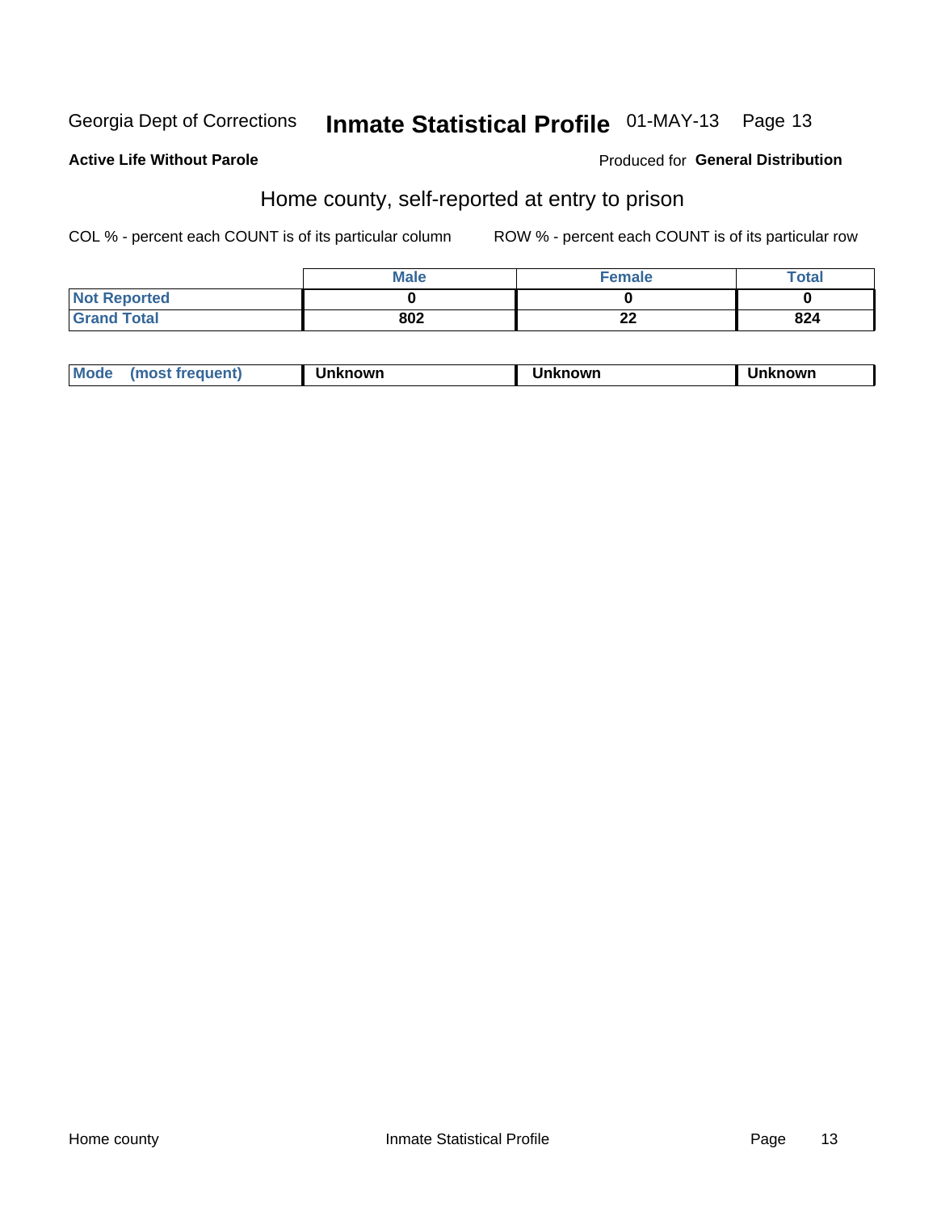Georgia Dept of Corrections **Inmate Statistical Profile** 01-MAY-13

**Active Life Without Parole**

Produced for **General Distribution**

## Home county, self-reported at entry to prison

COL % - percent each COUNT is of its particular column

ROW % - percent each COUNT is of its particular row

| | Male | Female | Total |
|---|---|---|---|
| **Not Reported** | **0** | **0** | **0** |
| **Grand Total** | **802** | **22** | **824** |

| Mode (most frequent) | Unknown | Unknown | Unknown |
|---|---|---|---|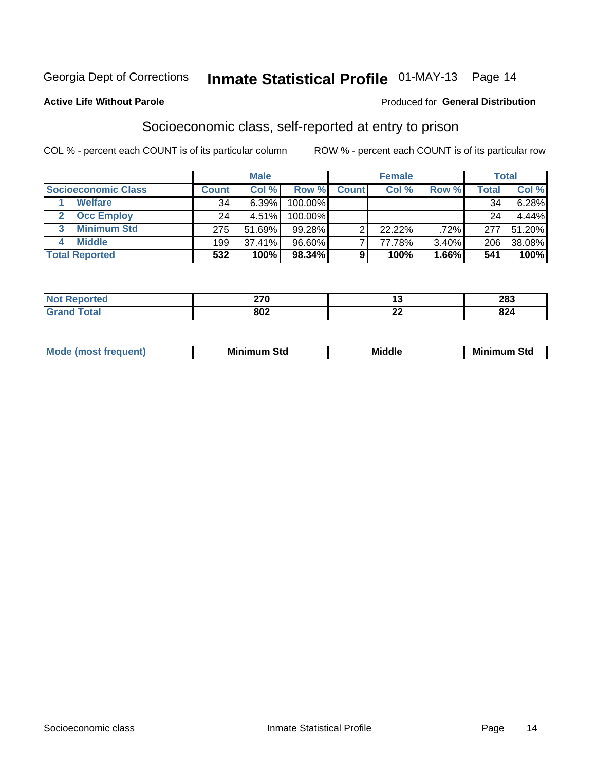Georgia Dept of Corrections **Inmate Statistical Profile** 01-MAY-13

**Active Life Without Parole**

Produced for **General Distribution**

## Socioeconomic class, self-reported at entry to prison

COL % - percent each COUNT is of its particular column

ROW % - percent each COUNT is of its particular row

| Socioeconomic Class | Male | | | Female | | | Total | |
|---|---|---|---|---|---|---|---|---|
| | Count | Col % | Row % | Count | Col % | Row % | Total | Col % |
| 1 Welfare | 34 | 6.39% | 100.00% | | | | 34 | 6.28% |
| 2 Occ Employ | 24 | 4.51% | 100.00% | | | | 24 | 4.44% |
| 3 Minimum Std | 275 | 51.69% | 99.28% | 2 | 22.22% | .72% | 277 | 51.20% |
| 4 Middle | 199 | 37.41% | 96.60% | 7 | 77.78% | 3.40% | 206 | 38.08% |
| **Total Reported** | **532** | **100%** | **98.34%** | **9** | **100%** | **1.66%** | **541** | **100%** |

| | Male | Female | Total |
|---|---|---|---|
| Not Reported | 270 | 13 | 283 |
| Grand Total | 802 | 22 | 824 |

| | Male | Female | Total |
|---|---|---|---|
| Mode (most frequent) | Minimum Std | Middle | Minimum Std |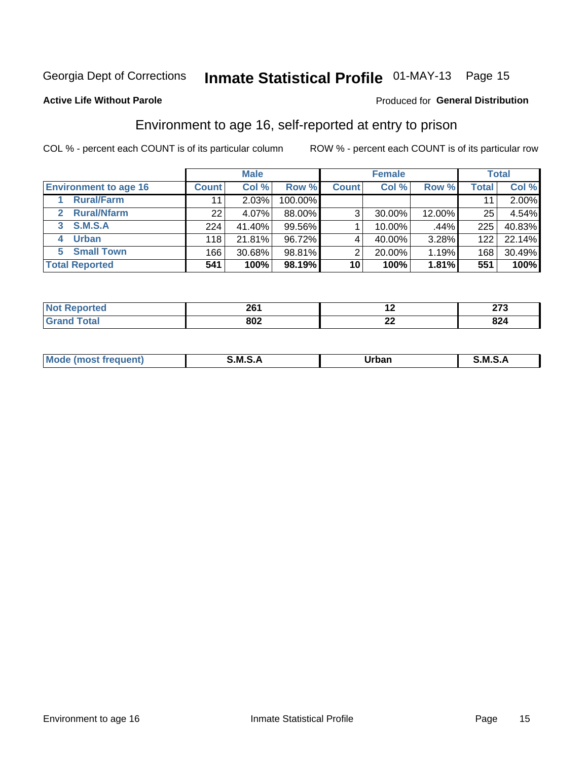Georgia Dept of Corrections **Inmate Statistical Profile** 01-MAY-13

**Active Life Without Parole**

Produced for **General Distribution**

## Environment to age 16, self-reported at entry to prison

COL % - percent each COUNT is of its particular column

ROW % - percent each COUNT is of its particular row

| | Male | | | Female | | | Total | |
|---|---|---|---|---|---|---|---|---|
| **Environment to age 16** | **Count** | **Col %** | **Row %** | **Count** | **Col %** | **Row %** | **Total** | **Col %** |
| 1 Rural/Farm | 11 | 2.03% | 100.00% | | | | 11 | 2.00% |
| 2 Rural/Nfarm | 22 | 4.07% | 88.00% | 3 | 30.00% | 12.00% | 25 | 4.54% |
| 3 S.M.S.A | 224 | 41.40% | 99.56% | 1 | 10.00% | .44% | 225 | 40.83% |
| 4 Urban | 118 | 21.81% | 96.72% | 4 | 40.00% | 3.28% | 122 | 22.14% |
| 5 Small Town | 166 | 30.68% | 98.81% | 2 | 20.00% | 1.19% | 168 | 30.49% |
| **Total Reported** | **541** | **100%** | **98.19%** | **10** | **100%** | **1.81%** | **551** | **100%** |

| | Male | Female | Total |
|---|---|---|---|
| **Not Reported** | **261** | **12** | **273** |
| **Grand Total** | **802** | **22** | **824** |

| | Male | Female | Total |
|---|---|---|---|
| **Mode (most frequent)** | **S.M.S.A** | **Urban** | **S.M.S.A** |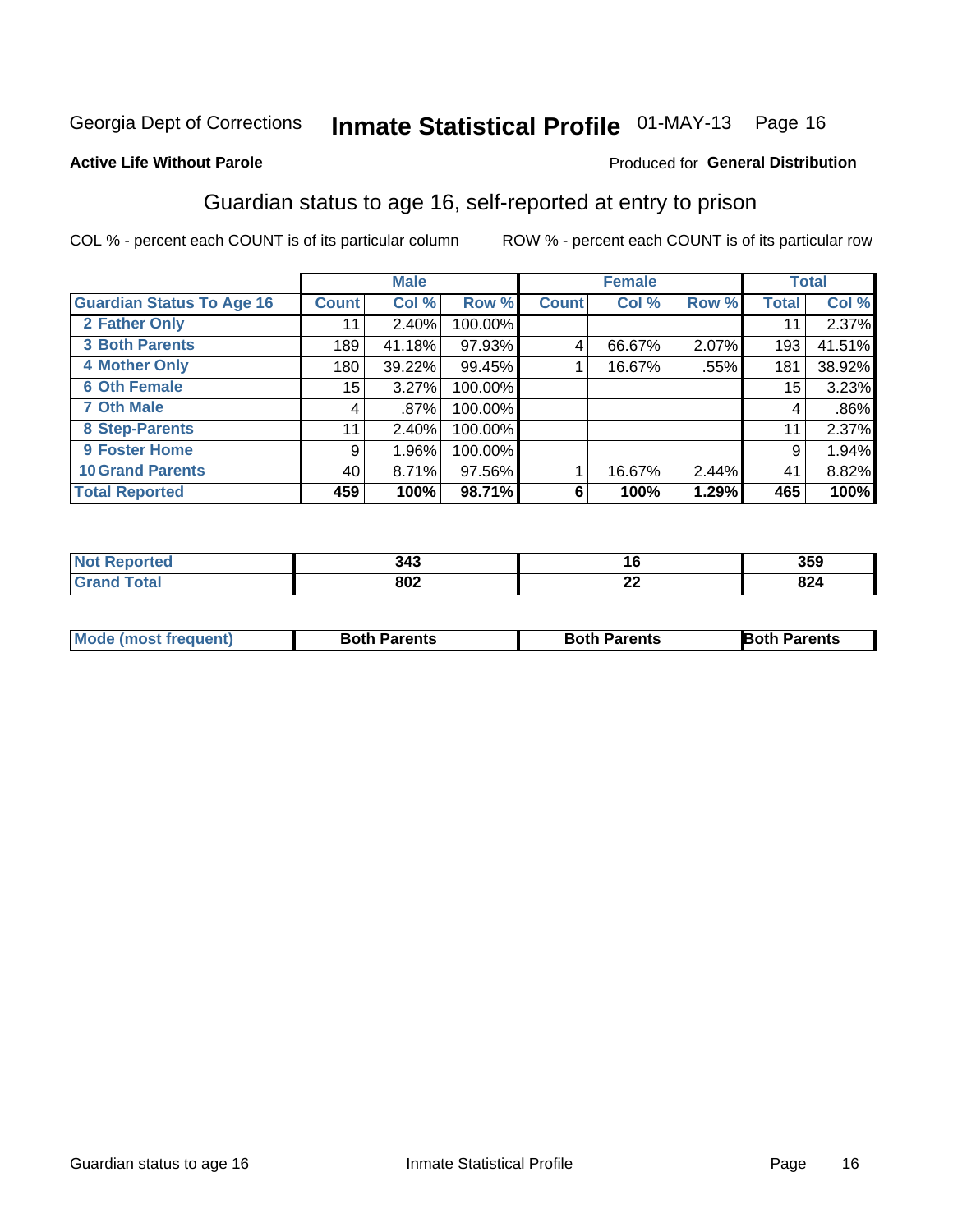Georgia Dept of Corrections **Inmate Statistical Profile** 01-MAY-13 Page 16

**Active Life Without Parole**

Produced for **General Distribution**

## Guardian status to age 16, self-reported at entry to prison

COL % - percent each COUNT is of its particular column

ROW % - percent each COUNT is of its particular row

| | Male | | | Female | | | Total | |
|---|---|---|---|---|---|---|---|---|
| **Guardian Status To Age 16** | **Count** | **Col %** | **Row %** | **Count** | **Col %** | **Row %** | **Total** | **Col %** |
| **2 Father Only** | 11 | 2.40% | 100.00% | | | | 11 | 2.37% |
| **3 Both Parents** | 189 | 41.18% | 97.93% | 4 | 66.67% | 2.07% | 193 | 41.51% |
| **4 Mother Only** | 180 | 39.22% | 99.45% | 1 | 16.67% | .55% | 181 | 38.92% |
| **6 Oth Female** | 15 | 3.27% | 100.00% | | | | 15 | 3.23% |
| **7 Oth Male** | 4 | .87% | 100.00% | | | | 4 | .86% |
| **8 Step-Parents** | 11 | 2.40% | 100.00% | | | | 11 | 2.37% |
| **9 Foster Home** | 9 | 1.96% | 100.00% | | | | 9 | 1.94% |
| **10 Grand Parents** | 40 | 8.71% | 97.56% | 1 | 16.67% | 2.44% | 41 | 8.82% |
| **Total Reported** | **459** | **100%** | **98.71%** | **6** | **100%** | **1.29%** | **465** | **100%** |

| | Male | Female | Total |
|---|---|---|---|
| **Not Reported** | **343** | **16** | **359** |
| **Grand Total** | **802** | **22** | **824** |

| | Male | Female | Total |
|---|---|---|---|
| **Mode (most frequent)** | **Both Parents** | **Both Parents** | **Both Parents** |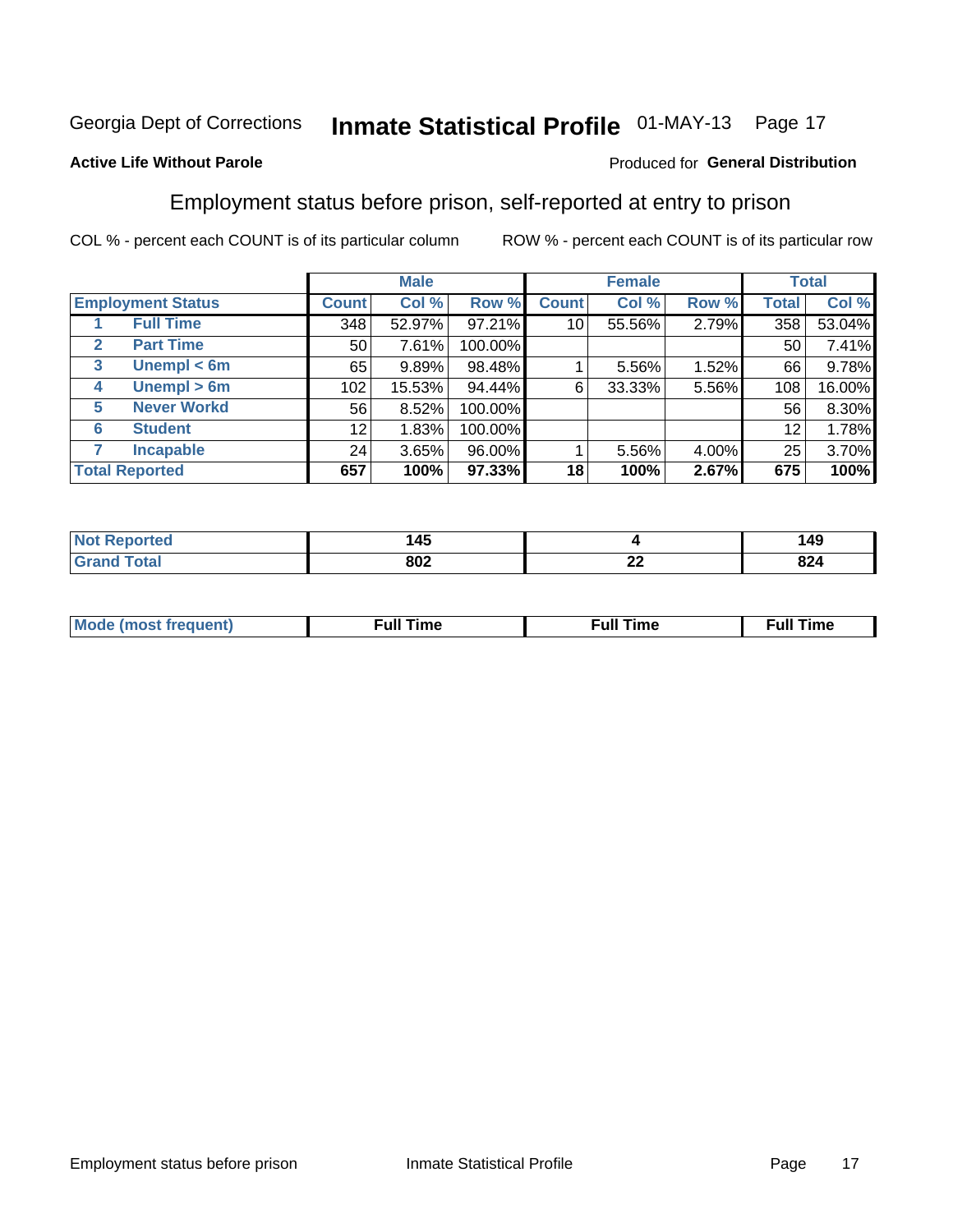Georgia Dept of Corrections **Inmate Statistical Profile** 01-MAY-13

**Active Life Without Parole**

Produced for **General Distribution**

## Employment status before prison, self-reported at entry to prison

COL % - percent each COUNT is of its particular column ROW % - percent each COUNT is of its particular row

| | | Male | | | Female | | | Total | |
|---|---|---|---|---|---|---|---|---|---|
| **Employment Status** | | **Count** | **Col %** | **Row %** | **Count** | **Col %** | **Row %** | **Total** | **Col %** |
| 1 | **Full Time** | 348 | 52.97% | 97.21% | 10 | 55.56% | 2.79% | 358 | 53.04% |
| 2 | **Part Time** | 50 | 7.61% | 100.00% | | | | 50 | 7.41% |
| 3 | **Unempl < 6m** | 65 | 9.89% | 98.48% | 1 | 5.56% | 1.52% | 66 | 9.78% |
| 4 | **Unempl > 6m** | 102 | 15.53% | 94.44% | 6 | 33.33% | 5.56% | 108 | 16.00% |
| 5 | **Never Workd** | 56 | 8.52% | 100.00% | | | | 56 | 8.30% |
| 6 | **Student** | 12 | 1.83% | 100.00% | | | | 12 | 1.78% |
| 7 | **Incapable** | 24 | 3.65% | 96.00% | 1 | 5.56% | 4.00% | 25 | 3.70% |
| **Total Reported** | | **657** | **100%** | **97.33%** | **18** | **100%** | **2.67%** | **675** | **100%** |

| | Male | Female | Total |
|---|---|---|---|
| **Not Reported** | **145** | **4** | **149** |
| **Grand Total** | **802** | **22** | **824** |

| | Male | Female | Total |
|---|---|---|---|
| **Mode (most frequent)** | **Full Time** | **Full Time** | **Full Time** |

Employment status before prison Inmate Statistical Profile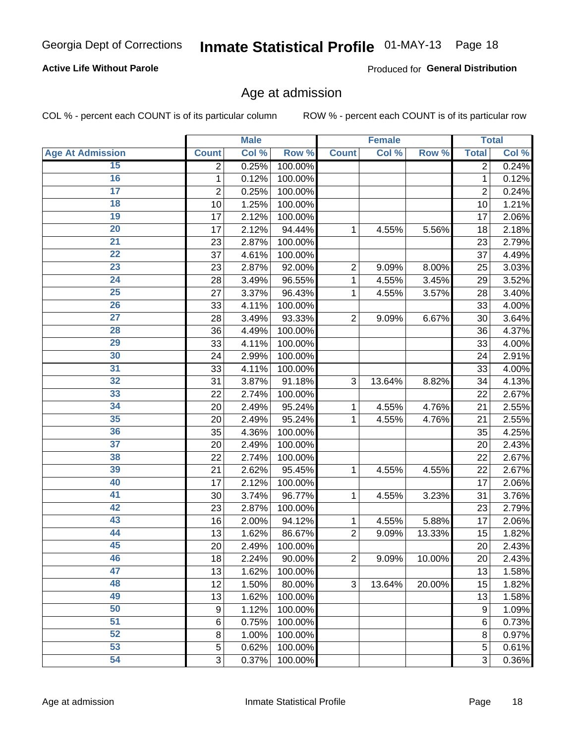Georgia Dept of Corrections **Inmate Statistical Profile** 01-MAY-13 Page 18

**Active Life Without Parole**

Produced for **General Distribution**

## Age at admission

COL % - percent each COUNT is of its particular column ROW % - percent each COUNT is of its particular row

| | Male | | | Female | | | Total | |
|---|---|---|---|---|---|---|---|---|
| Age At Admission | Count | Col % | Row % | Count | Col % | Row % | Total | Col % |
| 15 | 2 | 0.25% | 100.00% | | | | 2 | 0.24% |
| 16 | 1 | 0.12% | 100.00% | | | | 1 | 0.12% |
| 17 | 2 | 0.25% | 100.00% | | | | 2 | 0.24% |
| 18 | 10 | 1.25% | 100.00% | | | | 10 | 1.21% |
| 19 | 17 | 2.12% | 100.00% | | | | 17 | 2.06% |
| 20 | 17 | 2.12% | 94.44% | 1 | 4.55% | 5.56% | 18 | 2.18% |
| 21 | 23 | 2.87% | 100.00% | | | | 23 | 2.79% |
| 22 | 37 | 4.61% | 100.00% | | | | 37 | 4.49% |
| 23 | 23 | 2.87% | 92.00% | 2 | 9.09% | 8.00% | 25 | 3.03% |
| 24 | 28 | 3.49% | 96.55% | 1 | 4.55% | 3.45% | 29 | 3.52% |
| 25 | 27 | 3.37% | 96.43% | 1 | 4.55% | 3.57% | 28 | 3.40% |
| 26 | 33 | 4.11% | 100.00% | | | | 33 | 4.00% |
| 27 | 28 | 3.49% | 93.33% | 2 | 9.09% | 6.67% | 30 | 3.64% |
| 28 | 36 | 4.49% | 100.00% | | | | 36 | 4.37% |
| 29 | 33 | 4.11% | 100.00% | | | | 33 | 4.00% |
| 30 | 24 | 2.99% | 100.00% | | | | 24 | 2.91% |
| 31 | 33 | 4.11% | 100.00% | | | | 33 | 4.00% |
| 32 | 31 | 3.87% | 91.18% | 3 | 13.64% | 8.82% | 34 | 4.13% |
| 33 | 22 | 2.74% | 100.00% | | | | 22 | 2.67% |
| 34 | 20 | 2.49% | 95.24% | 1 | 4.55% | 4.76% | 21 | 2.55% |
| 35 | 20 | 2.49% | 95.24% | 1 | 4.55% | 4.76% | 21 | 2.55% |
| 36 | 35 | 4.36% | 100.00% | | | | 35 | 4.25% |
| 37 | 20 | 2.49% | 100.00% | | | | 20 | 2.43% |
| 38 | 22 | 2.74% | 100.00% | | | | 22 | 2.67% |
| 39 | 21 | 2.62% | 95.45% | 1 | 4.55% | 4.55% | 22 | 2.67% |
| 40 | 17 | 2.12% | 100.00% | | | | 17 | 2.06% |
| 41 | 30 | 3.74% | 96.77% | 1 | 4.55% | 3.23% | 31 | 3.76% |
| 42 | 23 | 2.87% | 100.00% | | | | 23 | 2.79% |
| 43 | 16 | 2.00% | 94.12% | 1 | 4.55% | 5.88% | 17 | 2.06% |
| 44 | 13 | 1.62% | 86.67% | 2 | 9.09% | 13.33% | 15 | 1.82% |
| 45 | 20 | 2.49% | 100.00% | | | | 20 | 2.43% |
| 46 | 18 | 2.24% | 90.00% | 2 | 9.09% | 10.00% | 20 | 2.43% |
| 47 | 13 | 1.62% | 100.00% | | | | 13 | 1.58% |
| 48 | 12 | 1.50% | 80.00% | 3 | 13.64% | 20.00% | 15 | 1.82% |
| 49 | 13 | 1.62% | 100.00% | | | | 13 | 1.58% |
| 50 | 9 | 1.12% | 100.00% | | | | 9 | 1.09% |
| 51 | 6 | 0.75% | 100.00% | | | | 6 | 0.73% |
| 52 | 8 | 1.00% | 100.00% | | | | 8 | 0.97% |
| 53 | 5 | 0.62% | 100.00% | | | | 5 | 0.61% |
| 54 | 3 | 0.37% | 100.00% | | | | 3 | 0.36% |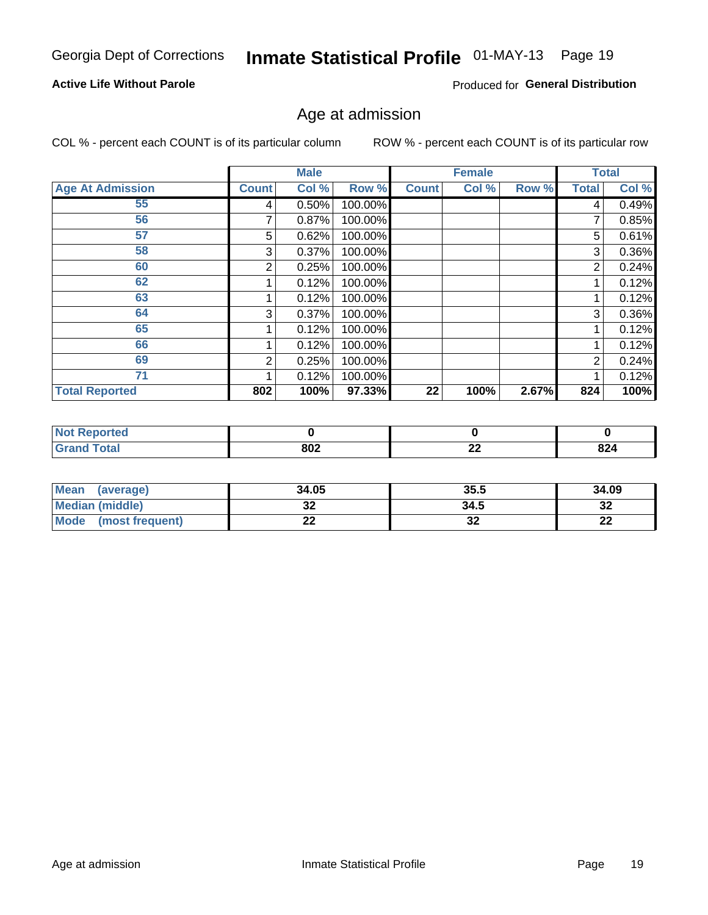Georgia Dept of Corrections **Inmate Statistical Profile** 01-MAY-13

**Active Life Without Parole**

Produced for **General Distribution**

## Age at admission

COL % - percent each COUNT is of its particular column    ROW % - percent each COUNT is of its particular row

| | Male | | | Female | | | Total | |
|---|---|---|---|---|---|---|---|---|
| **Age At Admission** | **Count** | **Col %** | **Row %** | **Count** | **Col %** | **Row %** | **Total** | **Col %** |
| 55 | 4 | 0.50% | 100.00% | | | | 4 | 0.49% |
| 56 | 7 | 0.87% | 100.00% | | | | 7 | 0.85% |
| 57 | 5 | 0.62% | 100.00% | | | | 5 | 0.61% |
| 58 | 3 | 0.37% | 100.00% | | | | 3 | 0.36% |
| 60 | 2 | 0.25% | 100.00% | | | | 2 | 0.24% |
| 62 | 1 | 0.12% | 100.00% | | | | 1 | 0.12% |
| 63 | 1 | 0.12% | 100.00% | | | | 1 | 0.12% |
| 64 | 3 | 0.37% | 100.00% | | | | 3 | 0.36% |
| 65 | 1 | 0.12% | 100.00% | | | | 1 | 0.12% |
| 66 | 1 | 0.12% | 100.00% | | | | 1 | 0.12% |
| 69 | 2 | 0.25% | 100.00% | | | | 2 | 0.24% |
| 71 | 1 | 0.12% | 100.00% | | | | 1 | 0.12% |
| **Total Reported** | **802** | **100%** | **97.33%** | **22** | **100%** | **2.67%** | **824** | **100%** |

| | Male | Female | Total |
|---|---|---|---|
| **Not Reported** | **0** | **0** | **0** |
| **Grand Total** | **802** | **22** | **824** |

| | Male | Female | Total |
|---|---|---|---|
| **Mean (average)** | **34.05** | **35.5** | **34.09** |
| **Median (middle)** | **32** | **34.5** | **32** |
| **Mode (most frequent)** | **22** | **32** | **22** |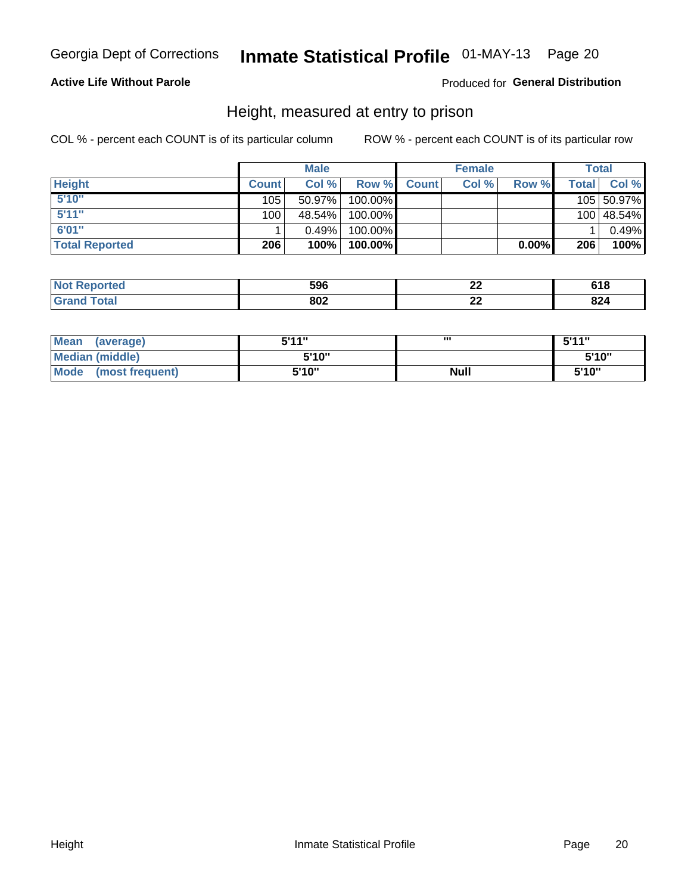Georgia Dept of Corrections **Inmate Statistical Profile** 01-MAY-13 Page 20

**Active Life Without Parole**

Produced for **General Distribution**

## Height, measured at entry to prison

COL % - percent each COUNT is of its particular column ROW % - percent each COUNT is of its particular row

| | Male | | | Female | | | Total | |
|---|---|---|---|---|---|---|---|---|
| **Height** | **Count** | **Col %** | **Row %** | **Count** | **Col %** | **Row %** | **Total** | **Col %** |
| **5'10"** | 105 | 50.97% | 100.00% | | | | 105 | 50.97% |
| **5'11"** | 100 | 48.54% | 100.00% | | | | 100 | 48.54% |
| **6'01"** | 1 | 0.49% | 100.00% | | | | 1 | 0.49% |
| **Total Reported** | **206** | **100%** | **100.00%** | | | **0.00%** | **206** | **100%** |

| | Male | Female | Total |
|---|---|---|---|
| **Not Reported** | **596** | **22** | **618** |
| **Grand Total** | **802** | **22** | **824** |

| | Male | Female | Total |
|---|---|---|---|
| **Mean (average)** | **5'11"** | **'"** | **5'11"** |
| **Median (middle)** | **5'10"** | | **5'10"** |
| **Mode (most frequent)** | **5'10"** | **Null** | **5'10"** |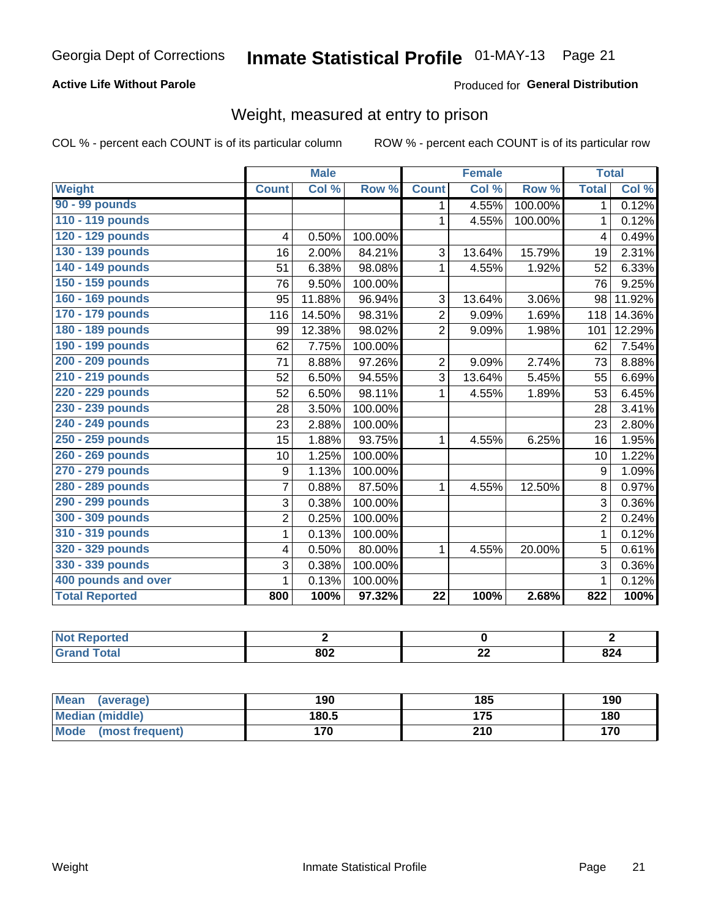Georgia Dept of Corrections **Inmate Statistical Profile** 01-MAY-13 Page 21

**Active Life Without Parole**

Produced for **General Distribution**

## Weight, measured at entry to prison

COL % - percent each COUNT is of its particular column ROW % - percent each COUNT is of its particular row

| | Male | | | Female | | | Total | |
|---|---|---|---|---|---|---|---|---|
| **Weight** | **Count** | **Col %** | **Row %** | **Count** | **Col %** | **Row %** | **Total** | **Col %** |
| **90 - 99 pounds** | | | | 1 | 4.55% | 100.00% | 1 | 0.12% |
| **110 - 119 pounds** | | | | 1 | 4.55% | 100.00% | 1 | 0.12% |
| **120 - 129 pounds** | 4 | 0.50% | 100.00% | | | | 4 | 0.49% |
| **130 - 139 pounds** | 16 | 2.00% | 84.21% | 3 | 13.64% | 15.79% | 19 | 2.31% |
| **140 - 149 pounds** | 51 | 6.38% | 98.08% | 1 | 4.55% | 1.92% | 52 | 6.33% |
| **150 - 159 pounds** | 76 | 9.50% | 100.00% | | | | 76 | 9.25% |
| **160 - 169 pounds** | 95 | 11.88% | 96.94% | 3 | 13.64% | 3.06% | 98 | 11.92% |
| **170 - 179 pounds** | 116 | 14.50% | 98.31% | 2 | 9.09% | 1.69% | 118 | 14.36% |
| **180 - 189 pounds** | 99 | 12.38% | 98.02% | 2 | 9.09% | 1.98% | 101 | 12.29% |
| **190 - 199 pounds** | 62 | 7.75% | 100.00% | | | | 62 | 7.54% |
| **200 - 209 pounds** | 71 | 8.88% | 97.26% | 2 | 9.09% | 2.74% | 73 | 8.88% |
| **210 - 219 pounds** | 52 | 6.50% | 94.55% | 3 | 13.64% | 5.45% | 55 | 6.69% |
| **220 - 229 pounds** | 52 | 6.50% | 98.11% | 1 | 4.55% | 1.89% | 53 | 6.45% |
| **230 - 239 pounds** | 28 | 3.50% | 100.00% | | | | 28 | 3.41% |
| **240 - 249 pounds** | 23 | 2.88% | 100.00% | | | | 23 | 2.80% |
| **250 - 259 pounds** | 15 | 1.88% | 93.75% | 1 | 4.55% | 6.25% | 16 | 1.95% |
| **260 - 269 pounds** | 10 | 1.25% | 100.00% | | | | 10 | 1.22% |
| **270 - 279 pounds** | 9 | 1.13% | 100.00% | | | | 9 | 1.09% |
| **280 - 289 pounds** | 7 | 0.88% | 87.50% | 1 | 4.55% | 12.50% | 8 | 0.97% |
| **290 - 299 pounds** | 3 | 0.38% | 100.00% | | | | 3 | 0.36% |
| **300 - 309 pounds** | 2 | 0.25% | 100.00% | | | | 2 | 0.24% |
| **310 - 319 pounds** | 1 | 0.13% | 100.00% | | | | 1 | 0.12% |
| **320 - 329 pounds** | 4 | 0.50% | 80.00% | 1 | 4.55% | 20.00% | 5 | 0.61% |
| **330 - 339 pounds** | 3 | 0.38% | 100.00% | | | | 3 | 0.36% |
| **400 pounds and over** | 1 | 0.13% | 100.00% | | | | 1 | 0.12% |
| **Total Reported** | **800** | **100%** | **97.32%** | **22** | **100%** | **2.68%** | **822** | **100%** |

| | Male | Female | Total |
|---|---|---|---|
| **Not Reported** | **2** | **0** | **2** |
| **Grand Total** | **802** | **22** | **824** |

| | Male | Female | Total |
|---|---|---|---|
| **Mean (average)** | **190** | **185** | **190** |
| **Median (middle)** | **180.5** | **175** | **180** |
| **Mode (most frequent)** | **170** | **210** | **170** |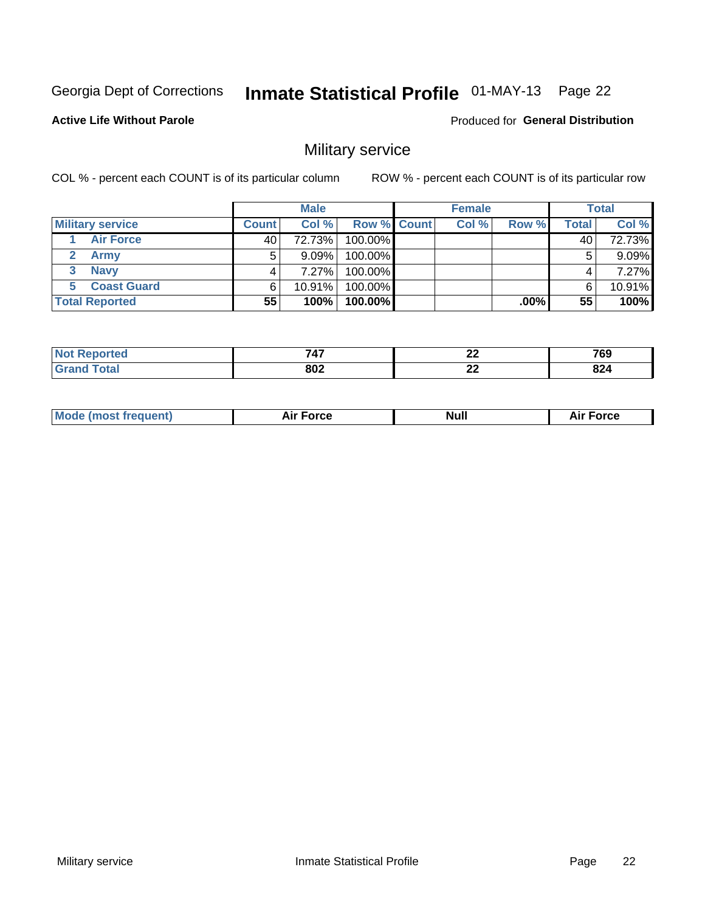Georgia Dept of Corrections **Inmate Statistical Profile** 01-MAY-13 Page 22

**Active Life Without Parole**

Produced for **General Distribution**

## Military service

COL % - percent each COUNT is of its particular column ROW % - percent each COUNT is of its particular row

| | Male | | | Female | | | Total | |
|---|---|---|---|---|---|---|---|---|
| **Military service** | **Count** | **Col %** | **Row %** | **Count** | **Col %** | **Row %** | **Total** | **Col %** |
| 1 Air Force | 40 | 72.73% | 100.00% | | | | 40 | 72.73% |
| 2 Army | 5 | 9.09% | 100.00% | | | | 5 | 9.09% |
| 3 Navy | 4 | 7.27% | 100.00% | | | | 4 | 7.27% |
| 5 Coast Guard | 6 | 10.91% | 100.00% | | | | 6 | 10.91% |
| **Total Reported** | **55** | **100%** | **100.00%** | | | **.00%** | **55** | **100%** |

| | Male | Female | Total |
|---|---|---|---|
| **Not Reported** | **747** | **22** | **769** |
| **Grand Total** | **802** | **22** | **824** |

| | Male | Female | Total |
|---|---|---|---|
| **Mode (most frequent)** | **Air Force** | **Null** | **Air Force** |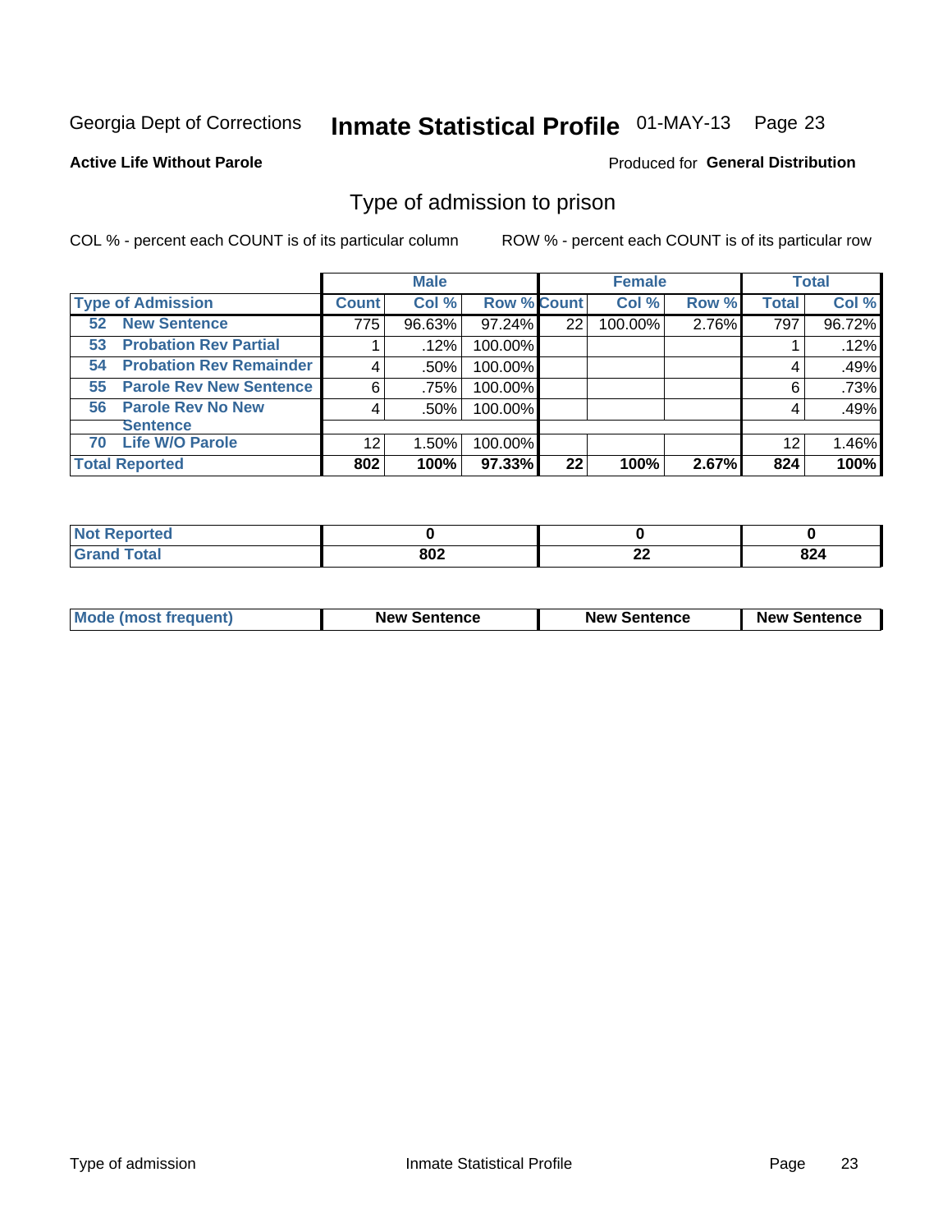Georgia Dept of Corrections **Inmate Statistical Profile** 01-MAY-13

**Active Life Without Parole**

Produced for **General Distribution**

## Type of admission to prison

COL % - percent each COUNT is of its particular column    ROW % - percent each COUNT is of its particular row

| Type of Admission | Male | | | Female | | | Total | |
|---|---|---|---|---|---|---|---|---|
| | Count | Col % | Row % | Count | Col % | Row % | Total | Col % |
| 52 New Sentence | 775 | 96.63% | 97.24% | 22 | 100.00% | 2.76% | 797 | 96.72% |
| 53 Probation Rev Partial | 1 | .12% | 100.00% | | | | 1 | .12% |
| 54 Probation Rev Remainder | 4 | .50% | 100.00% | | | | 4 | .49% |
| 55 Parole Rev New Sentence | 6 | .75% | 100.00% | | | | 6 | .73% |
| 56 Parole Rev No New Sentence | 4 | .50% | 100.00% | | | | 4 | .49% |
| 70 Life W/O Parole | 12 | 1.50% | 100.00% | | | | 12 | 1.46% |
| **Total Reported** | **802** | **100%** | **97.33%** | **22** | **100%** | **2.67%** | **824** | **100%** |

| | Male | Female | Total |
|---|---|---|---|
| Not Reported | 0 | 0 | 0 |
| Grand Total | 802 | 22 | 824 |

| | Male | Female | Total |
|---|---|---|---|
| Mode (most frequent) | New Sentence | New Sentence | New Sentence |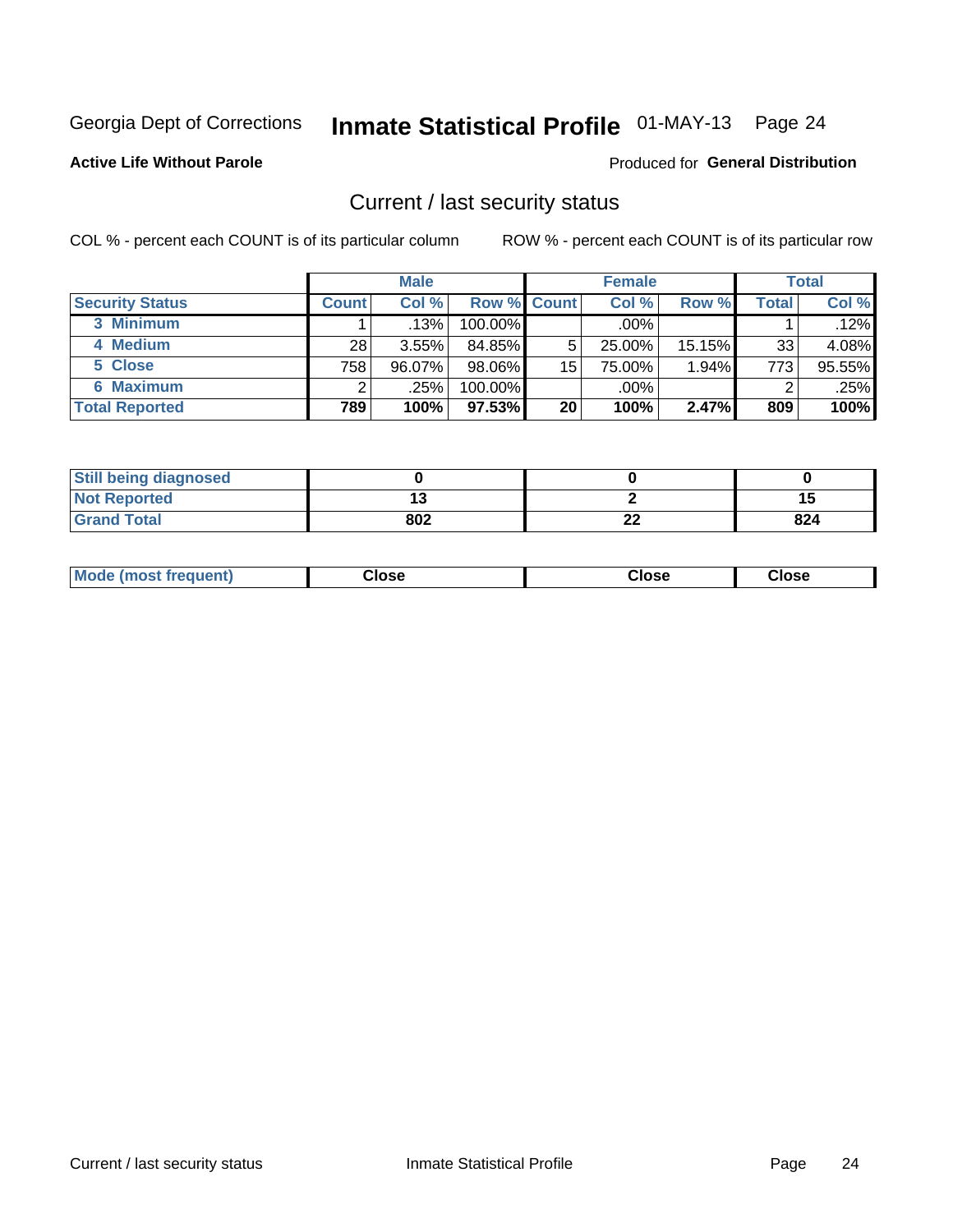Georgia Dept of Corrections **Inmate Statistical Profile** 01-MAY-13 Page 24

**Active Life Without Parole**

Produced for **General Distribution**

## Current / last security status

COL % - percent each COUNT is of its particular column

ROW % - percent each COUNT is of its particular row

| | Male | | | Female | | | Total | |
|---|---|---|---|---|---|---|---|---|
| **Security Status** | **Count** | **Col %** | **Row %** | **Count** | **Col %** | **Row %** | **Total** | **Col %** |
| 3 Minimum | 1 | .13% | 100.00% | | .00% | | 1 | .12% |
| 4 Medium | 28 | 3.55% | 84.85% | 5 | 25.00% | 15.15% | 33 | 4.08% |
| 5 Close | 758 | 96.07% | 98.06% | 15 | 75.00% | 1.94% | 773 | 95.55% |
| 6 Maximum | 2 | .25% | 100.00% | | .00% | | 2 | .25% |
| **Total Reported** | **789** | **100%** | **97.53%** | **20** | **100%** | **2.47%** | **809** | **100%** |

| | Male | Female | Total |
|---|---|---|---|
| Still being diagnosed | 0 | 0 | 0 |
| Not Reported | 13 | 2 | 15 |
| Grand Total | 802 | 22 | 824 |

| | Male | Female | Total |
|---|---|---|---|
| Mode (most frequent) | Close | Close | Close |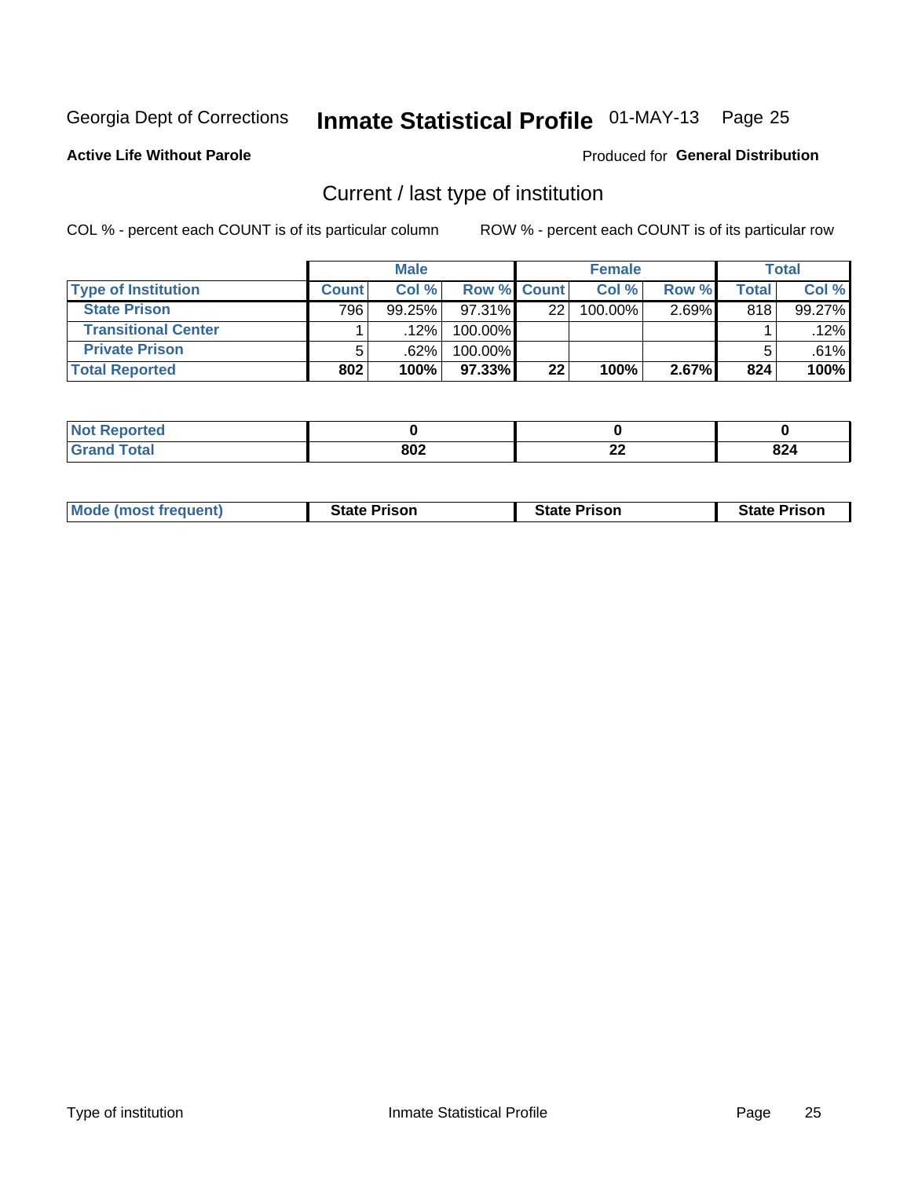Georgia Dept of Corrections **Inmate Statistical Profile** 01-MAY-13

**Active Life Without Parole**

Produced for **General Distribution**

## Current / last type of institution

COL % - percent each COUNT is of its particular column

ROW % - percent each COUNT is of its particular row

| | Male | | | Female | | | Total | |
|---|---|---|---|---|---|---|---|---|
| **Type of Institution** | **Count** | **Col %** | **Row %** | **Count** | **Col %** | **Row %** | **Total** | **Col %** |
| **State Prison** | 796 | 99.25% | 97.31% | 22 | 100.00% | 2.69% | 818 | 99.27% |
| **Transitional Center** | 1 | .12% | 100.00% | | | | 1 | .12% |
| **Private Prison** | 5 | .62% | 100.00% | | | | 5 | .61% |
| **Total Reported** | **802** | **100%** | **97.33%** | **22** | **100%** | **2.67%** | **824** | **100%** |

| | Male | Female | Total |
|---|---|---|---|
| **Not Reported** | **0** | **0** | **0** |
| **Grand Total** | **802** | **22** | **824** |

| | Male | Female | Total |
|---|---|---|---|
| **Mode (most frequent)** | **State Prison** | **State Prison** | **State Prison** |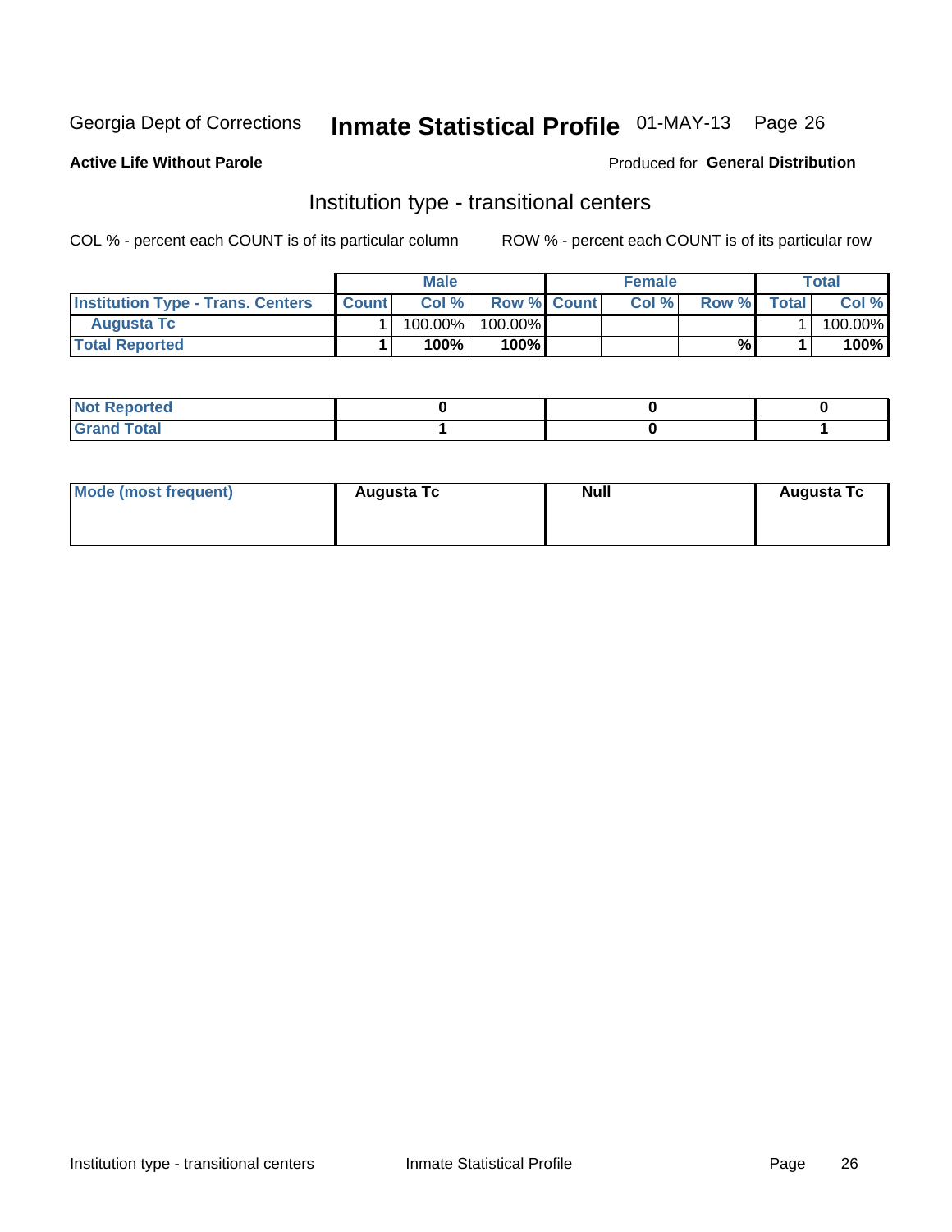Georgia Dept of Corrections **Inmate Statistical Profile** 01-MAY-13 Page 26

**Active Life Without Parole**

Produced for **General Distribution**

## Institution type - transitional centers

COL % - percent each COUNT is of its particular column

ROW % - percent each COUNT is of its particular row

| | Male | | | Female | | | Total | |
|---|---|---|---|---|---|---|---|---|
| **Institution Type - Trans. Centers** | **Count** | **Col %** | **Row %** | **Count** | **Col %** | **Row %** | **Total** | **Col %** |
| **Augusta Tc** | 1 | 100.00% | 100.00% | | | | 1 | 100.00% |
| **Total Reported** | **1** | **100%** | **100%** | | | **%** | **1** | **100%** |

| | Male | Female | Total |
|---|---|---|---|
| **Not Reported** | **0** | **0** | **0** |
| **Grand Total** | **1** | **0** | **1** |

| | Male | Female | Total |
|---|---|---|---|
| **Mode (most frequent)** | **Augusta Tc** | **Null** | **Augusta Tc** |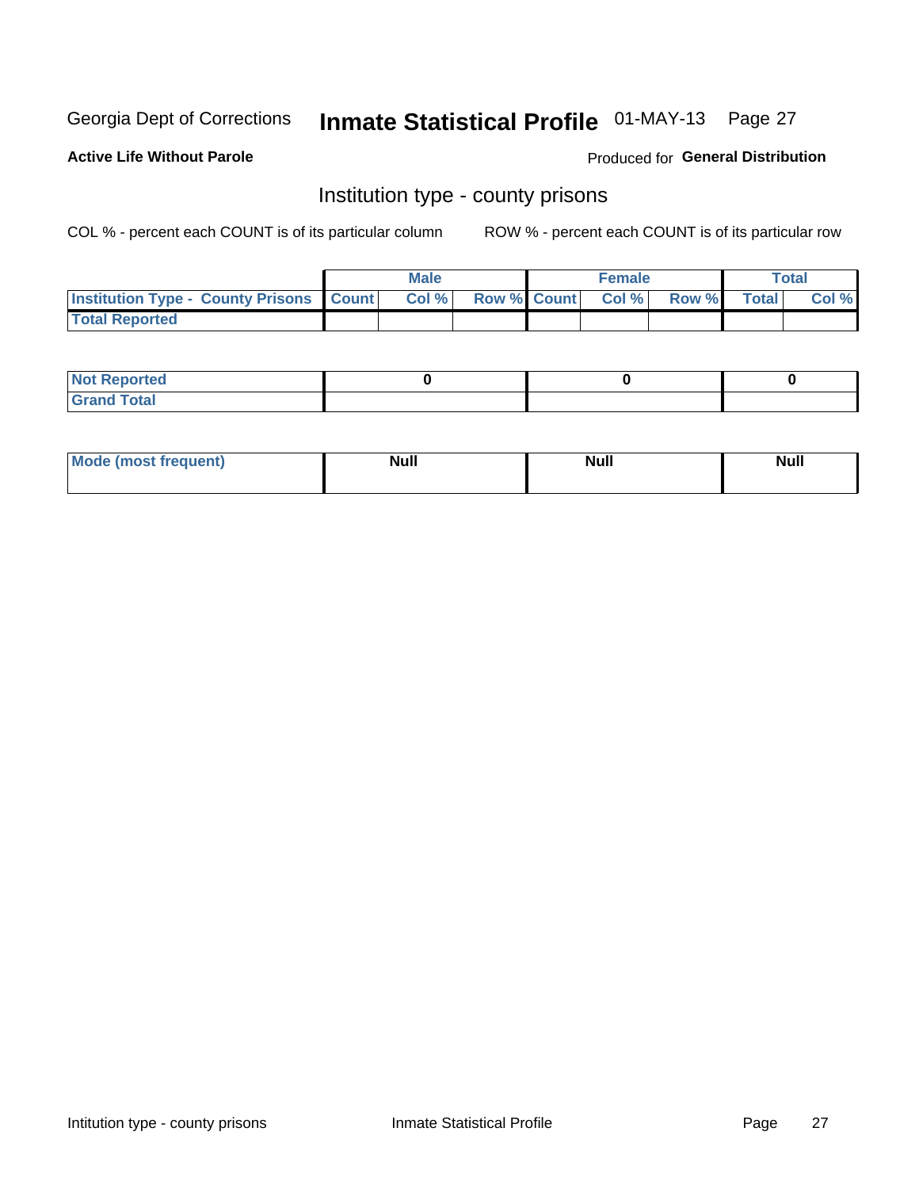Georgia Dept of Corrections **Inmate Statistical Profile** 01-MAY-13

**Active Life Without Parole**

Produced for **General Distribution**

## Institution type - county prisons

COL % - percent each COUNT is of its particular column

ROW % - percent each COUNT is of its particular row

| | Male | | | Female | | | Total | |
|---|---|---|---|---|---|---|---|---|
| **Institution Type - County Prisons** | **Count** | **Col %** | **Row %** | **Count** | **Col %** | **Row %** | **Total** | **Col %** |
| **Total Reported** | | | | | | | | |

| | Male | Female | Total |
|---|---|---|---|
| **Not Reported** | **0** | **0** | **0** |
| **Grand Total** | | | |

| | Male | Female | Total |
|---|---|---|---|
| **Mode (most frequent)** | **Null** | **Null** | **Null** |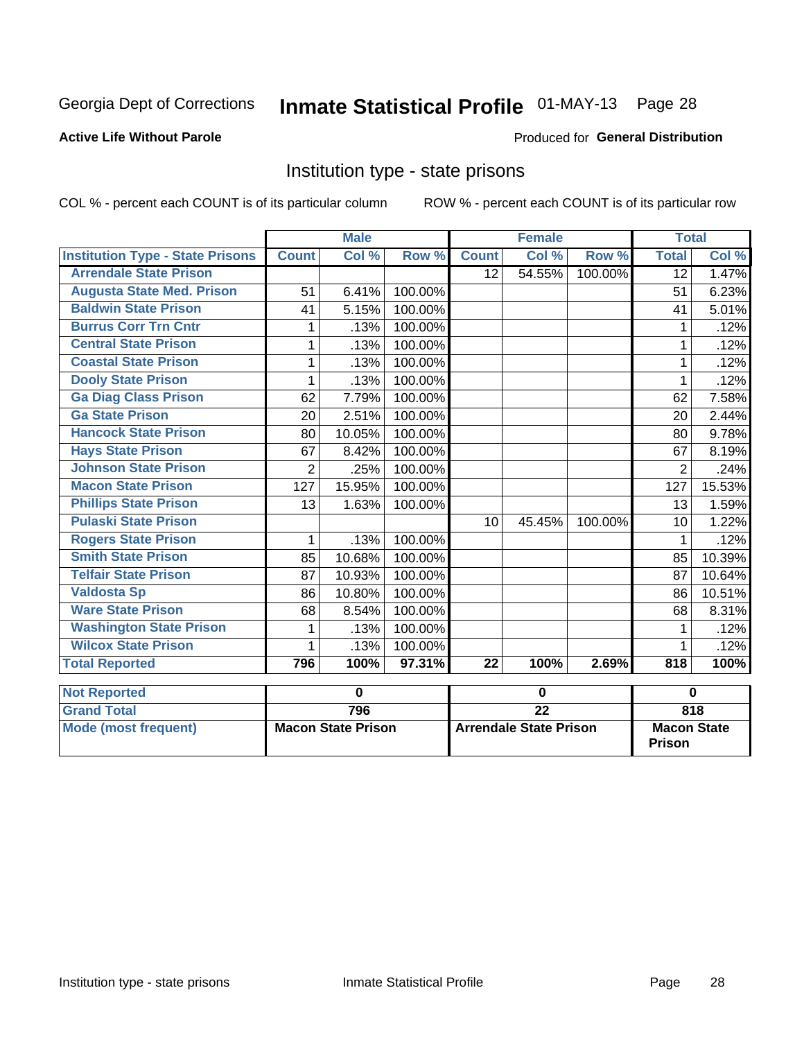Georgia Dept of Corrections **Inmate Statistical Profile** 01-MAY-13 Page 28

**Active Life Without Parole**

Produced for **General Distribution**

## Institution type - state prisons

COL % - percent each COUNT is of its particular column ROW % - percent each COUNT is of its particular row

| | Male | | | Female | | | Total | |
|---|---|---|---|---|---|---|---|---|
| **Institution Type - State Prisons** | **Count** | **Col %** | **Row %** | **Count** | **Col %** | **Row %** | **Total** | **Col %** |
| Arrendale State Prison | | | | 12 | 54.55% | 100.00% | 12 | 1.47% |
| Augusta State Med. Prison | 51 | 6.41% | 100.00% | | | | 51 | 6.23% |
| Baldwin State Prison | 41 | 5.15% | 100.00% | | | | 41 | 5.01% |
| Burrus Corr Trn Cntr | 1 | .13% | 100.00% | | | | 1 | .12% |
| Central State Prison | 1 | .13% | 100.00% | | | | 1 | .12% |
| Coastal State Prison | 1 | .13% | 100.00% | | | | 1 | .12% |
| Dooly State Prison | 1 | .13% | 100.00% | | | | 1 | .12% |
| Ga Diag Class Prison | 62 | 7.79% | 100.00% | | | | 62 | 7.58% |
| Ga State Prison | 20 | 2.51% | 100.00% | | | | 20 | 2.44% |
| Hancock State Prison | 80 | 10.05% | 100.00% | | | | 80 | 9.78% |
| Hays State Prison | 67 | 8.42% | 100.00% | | | | 67 | 8.19% |
| Johnson State Prison | 2 | .25% | 100.00% | | | | 2 | .24% |
| Macon State Prison | 127 | 15.95% | 100.00% | | | | 127 | 15.53% |
| Phillips State Prison | 13 | 1.63% | 100.00% | | | | 13 | 1.59% |
| Pulaski State Prison | | | | 10 | 45.45% | 100.00% | 10 | 1.22% |
| Rogers State Prison | 1 | .13% | 100.00% | | | | 1 | .12% |
| Smith State Prison | 85 | 10.68% | 100.00% | | | | 85 | 10.39% |
| Telfair State Prison | 87 | 10.93% | 100.00% | | | | 87 | 10.64% |
| Valdosta Sp | 86 | 10.80% | 100.00% | | | | 86 | 10.51% |
| Ware State Prison | 68 | 8.54% | 100.00% | | | | 68 | 8.31% |
| Washington State Prison | 1 | .13% | 100.00% | | | | 1 | .12% |
| Wilcox State Prison | 1 | .13% | 100.00% | | | | 1 | .12% |
| **Total Reported** | **796** | **100%** | **97.31%** | **22** | **100%** | **2.69%** | **818** | **100%** |

| | Male | Female | Total |
|---|---|---|---|
| Not Reported | 0 | 0 | 0 |
| Grand Total | 796 | 22 | 818 |
| Mode (most frequent) | Macon State Prison | Arrendale State Prison | Macon State Prison |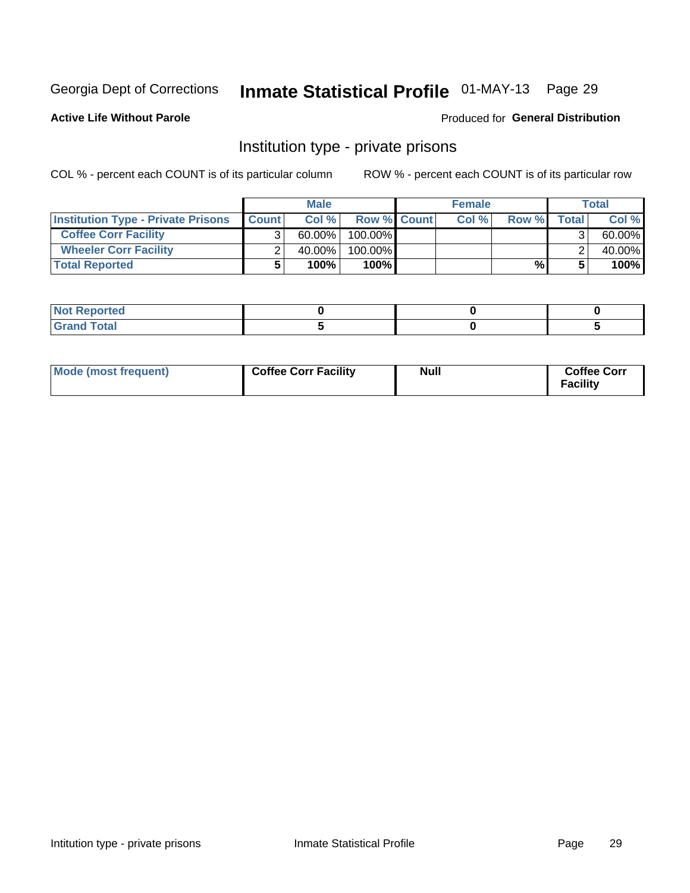Georgia Dept of Corrections **Inmate Statistical Profile** 01-MAY-13 Page 29

**Active Life Without Parole**

Produced for **General Distribution**

## Institution type - private prisons

COL % - percent each COUNT is of its particular column

ROW % - percent each COUNT is of its particular row

| | Male | | | Female | | | Total | |
|---|---|---|---|---|---|---|---|---|
| **Institution Type - Private Prisons** | **Count** | **Col %** | **Row %** | **Count** | **Col %** | **Row %** | **Total** | **Col %** |
| **Coffee Corr Facility** | 3 | 60.00% | 100.00% | | | | 3 | 60.00% |
| **Wheeler Corr Facility** | 2 | 40.00% | 100.00% | | | | 2 | 40.00% |
| **Total Reported** | **5** | **100%** | **100%** | | | **%** | **5** | **100%** |

| | | | |
|---|---|---|---|
| **Not Reported** | **0** | **0** | **0** |
| **Grand Total** | **5** | **0** | **5** |

| | | | |
|---|---|---|---|
| **Mode (most frequent)** | **Coffee Corr Facility** | **Null** | **Coffee Corr Facility** |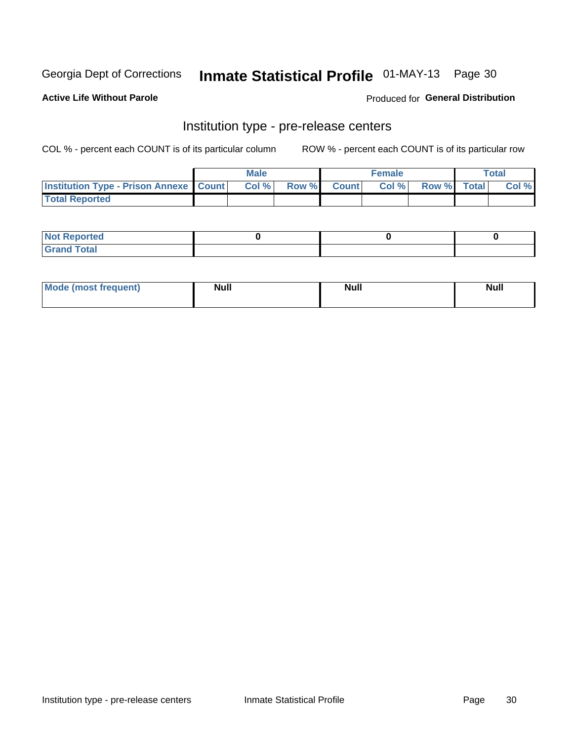**Active Life Without Parole** | Produced for **General Distribution**

## Institution type - pre-release centers

COL % - percent each COUNT is of its particular column    ROW % - percent each COUNT is of its particular row

| | Male | | | Female | | | Total | |
|---|---|---|---|---|---|---|---|---|
| **Institution Type - Prison Annexe** | **Count** | **Col %** | **Row %** | **Count** | **Col %** | **Row %** | **Total** | **Col %** |
| **Total Reported** | | | | | | | | |

| | Male | Female | Total |
|---|---|---|---|
| **Not Reported** | 0 | 0 | 0 |
| **Grand Total** | | | |

| | Male | Female | Total |
|---|---|---|---|
| **Mode (most frequent)** | Null | Null | Null |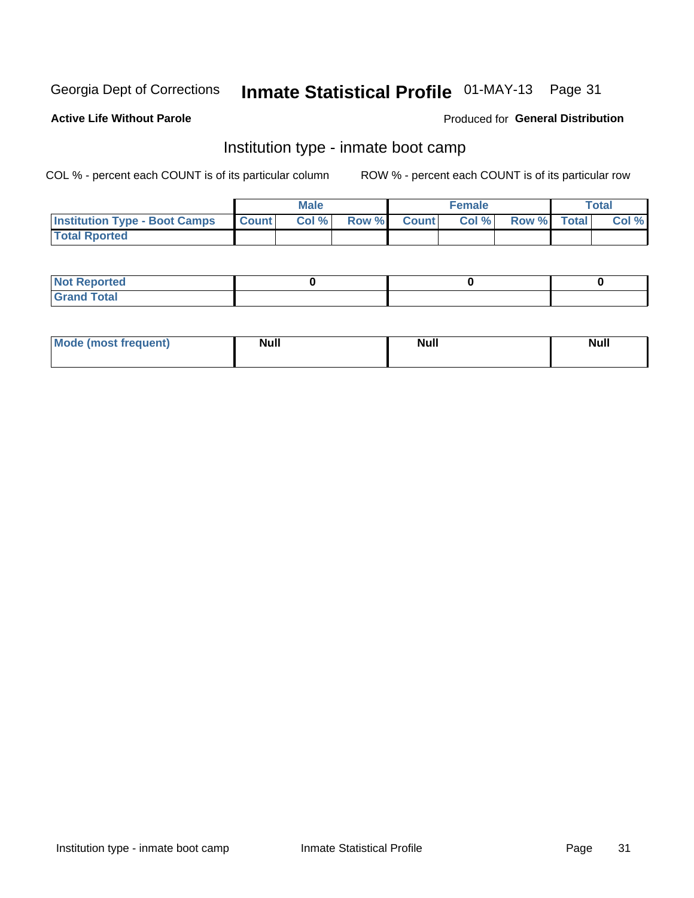Georgia Dept of Corrections **Inmate Statistical Profile** 01-MAY-13

**Active Life Without Parole**

Produced for **General Distribution**

## Institution type - inmate boot camp

COL % - percent each COUNT is of its particular column

ROW % - percent each COUNT is of its particular row

| | Male | | | Female | | | Total | |
|---|---|---|---|---|---|---|---|---|
| **Institution Type - Boot Camps** | **Count** | **Col %** | **Row %** | **Count** | **Col %** | **Row %** | **Total** | **Col %** |
| **Total Rported** | | | | | | | | |

| | Male | Female | Total |
|---|---|---|---|
| **Not Reported** | 0 | 0 | 0 |
| **Grand Total** | | | |

| | Male | Female | Total |
|---|---|---|---|
| **Mode (most frequent)** | Null | Null | Null |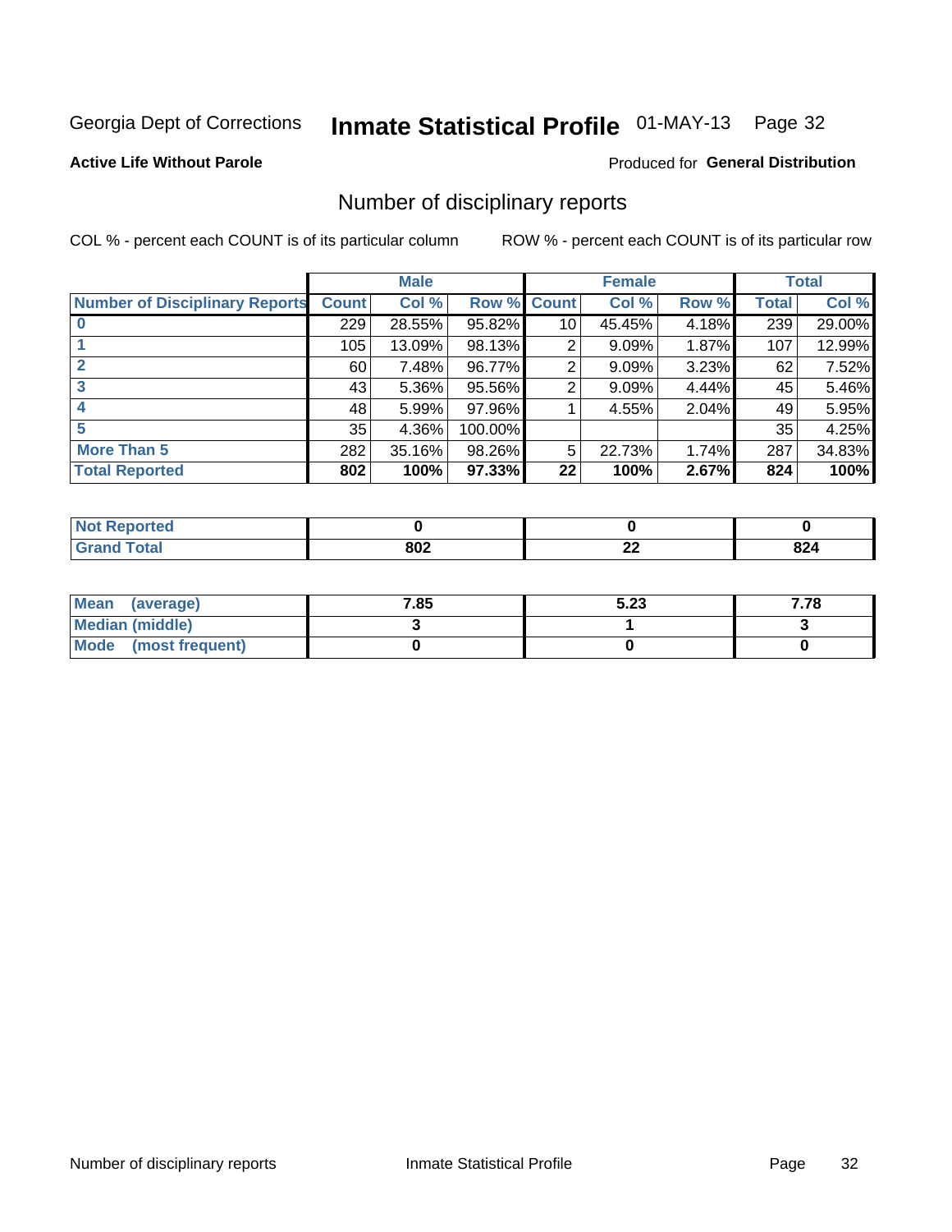Georgia Dept of Corrections **Inmate Statistical Profile** 01-MAY-13 Page 32

**Active Life Without Parole**

Produced for **General Distribution**

## Number of disciplinary reports

COL % - percent each COUNT is of its particular column ROW % - percent each COUNT is of its particular row

| | Male | | | Female | | | Total | |
|---|---|---|---|---|---|---|---|---|
| **Number of Disciplinary Reports** | **Count** | **Col %** | **Row %** | **Count** | **Col %** | **Row %** | **Total** | **Col %** |
| **0** | 229 | 28.55% | 95.82% | 10 | 45.45% | 4.18% | 239 | 29.00% |
| **1** | 105 | 13.09% | 98.13% | 2 | 9.09% | 1.87% | 107 | 12.99% |
| **2** | 60 | 7.48% | 96.77% | 2 | 9.09% | 3.23% | 62 | 7.52% |
| **3** | 43 | 5.36% | 95.56% | 2 | 9.09% | 4.44% | 45 | 5.46% |
| **4** | 48 | 5.99% | 97.96% | 1 | 4.55% | 2.04% | 49 | 5.95% |
| **5** | 35 | 4.36% | 100.00% | | | | 35 | 4.25% |
| **More Than 5** | 282 | 35.16% | 98.26% | 5 | 22.73% | 1.74% | 287 | 34.83% |
| **Total Reported** | **802** | **100%** | **97.33%** | **22** | **100%** | **2.67%** | **824** | **100%** |

| | Male | Female | Total |
|---|---|---|---|
| **Not Reported** | **0** | **0** | **0** |
| **Grand Total** | **802** | **22** | **824** |

| | Male | Female | Total |
|---|---|---|---|
| **Mean (average)** | **7.85** | **5.23** | **7.78** |
| **Median (middle)** | **3** | **1** | **3** |
| **Mode (most frequent)** | **0** | **0** | **0** |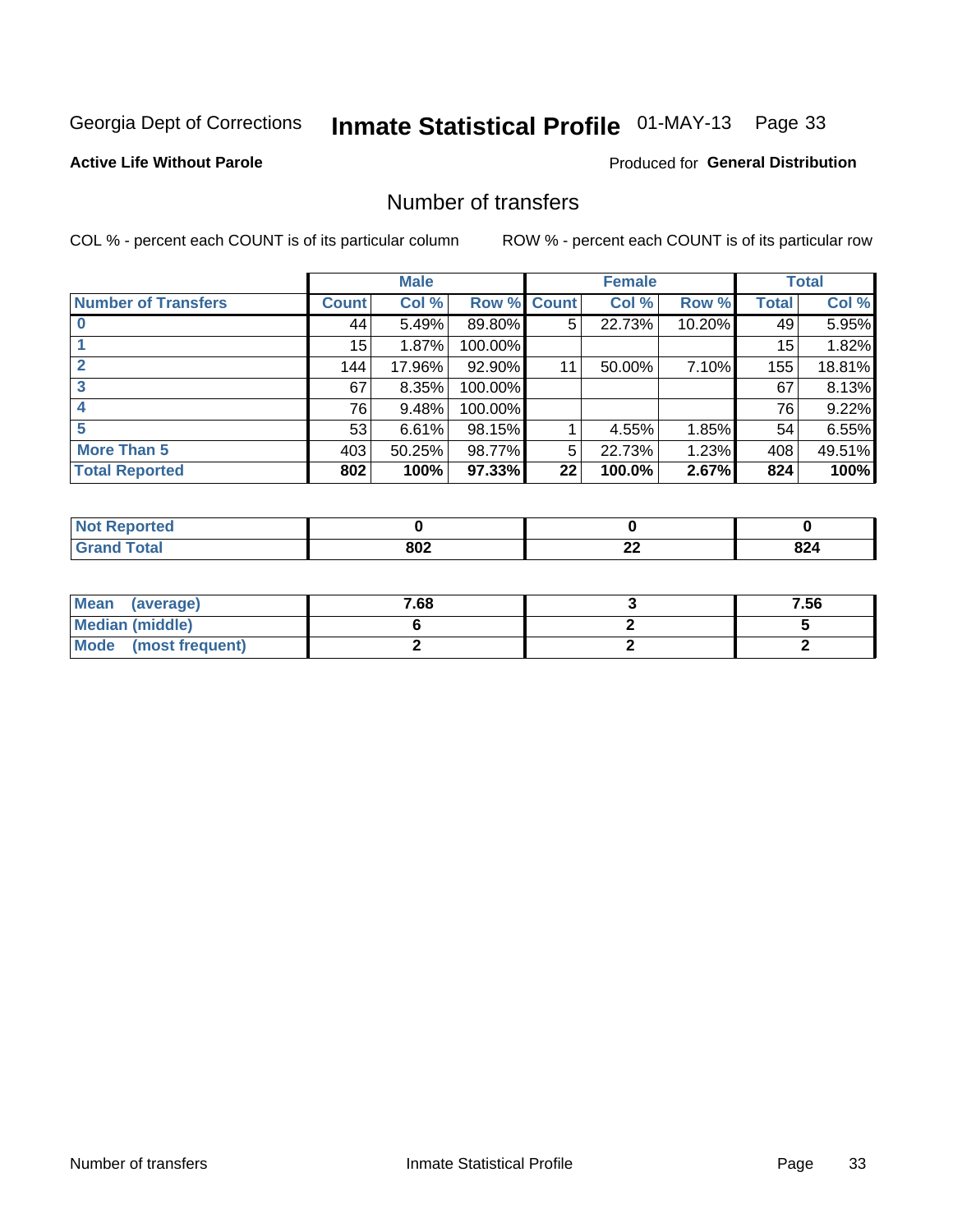Georgia Dept of Corrections **Inmate Statistical Profile** 01-MAY-13 Page 33

**Active Life Without Parole**

Produced for **General Distribution**

## Number of transfers

COL % - percent each COUNT is of its particular column

ROW % - percent each COUNT is of its particular row

| | Male | | | Female | | | Total | |
|---|---|---|---|---|---|---|---|---|
| **Number of Transfers** | **Count** | **Col %** | **Row %** | **Count** | **Col %** | **Row %** | **Total** | **Col %** |
| **0** | 44 | 5.49% | 89.80% | 5 | 22.73% | 10.20% | 49 | 5.95% |
| **1** | 15 | 1.87% | 100.00% | | | | 15 | 1.82% |
| **2** | 144 | 17.96% | 92.90% | 11 | 50.00% | 7.10% | 155 | 18.81% |
| **3** | 67 | 8.35% | 100.00% | | | | 67 | 8.13% |
| **4** | 76 | 9.48% | 100.00% | | | | 76 | 9.22% |
| **5** | 53 | 6.61% | 98.15% | 1 | 4.55% | 1.85% | 54 | 6.55% |
| **More Than 5** | 403 | 50.25% | 98.77% | 5 | 22.73% | 1.23% | 408 | 49.51% |
| **Total Reported** | **802** | **100%** | **97.33%** | **22** | **100.0%** | **2.67%** | **824** | **100%** |

| | Male | Female | Total |
|---|---|---|---|
| **Not Reported** | **0** | **0** | **0** |
| **Grand Total** | **802** | **22** | **824** |

| | Male | Female | Total |
|---|---|---|---|
| **Mean (average)** | **7.68** | **3** | **7.56** |
| **Median (middle)** | **6** | **2** | **5** |
| **Mode (most frequent)** | **2** | **2** | **2** |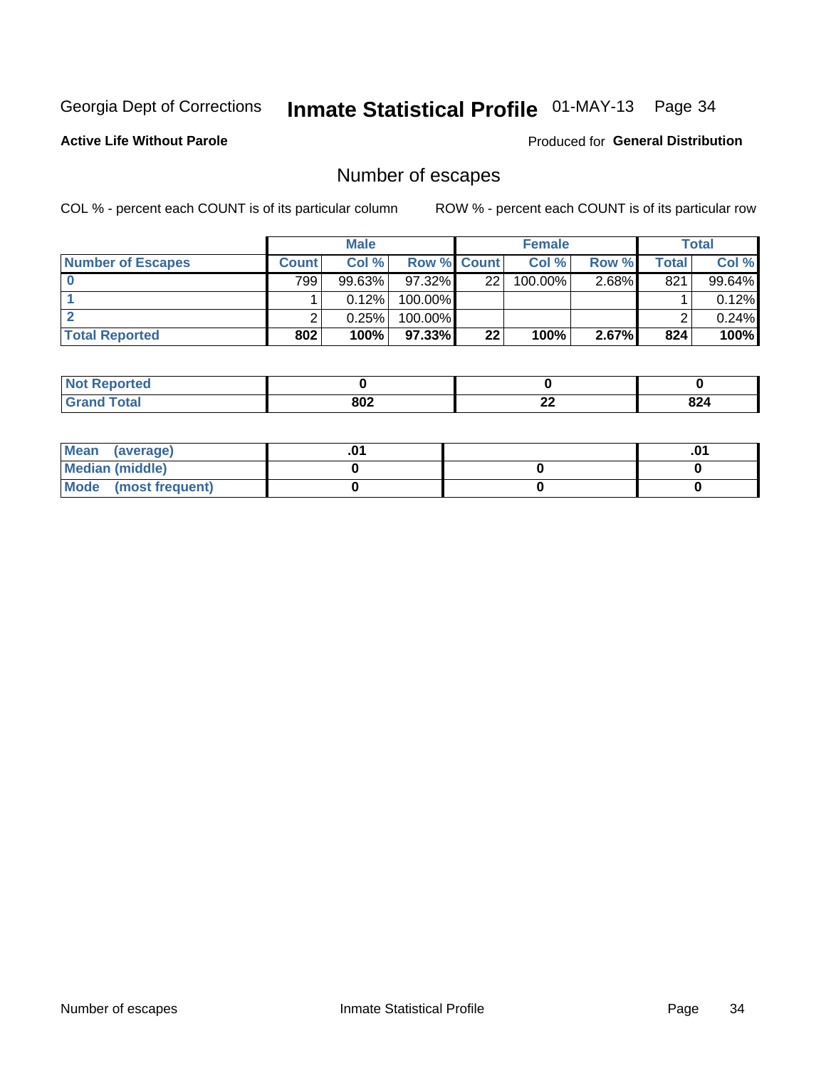Georgia Dept of Corrections **Inmate Statistical Profile** 01-MAY-13

**Active Life Without Parole**

Produced for **General Distribution**

## Number of escapes

COL % - percent each COUNT is of its particular column    ROW % - percent each COUNT is of its particular row

| | Male | | | Female | | | Total | |
|---|---|---|---|---|---|---|---|---|
| **Number of Escapes** | **Count** | **Col %** | **Row %** | **Count** | **Col %** | **Row %** | **Total** | **Col %** |
| **0** | 799 | 99.63% | 97.32% | 22 | 100.00% | 2.68% | 821 | 99.64% |
| **1** | 1 | 0.12% | 100.00% | | | | 1 | 0.12% |
| **2** | 2 | 0.25% | 100.00% | | | | 2 | 0.24% |
| **Total Reported** | **802** | **100%** | **97.33%** | **22** | **100%** | **2.67%** | **824** | **100%** |

| | Male | Female | Total |
|---|---|---|---|
| **Not Reported** | **0** | **0** | **0** |
| **Grand Total** | **802** | **22** | **824** |

| | Male | Female | Total |
|---|---|---|---|
| **Mean (average)** | **.01** | | **.01** |
| **Median (middle)** | **0** | **0** | **0** |
| **Mode (most frequent)** | **0** | **0** | **0** |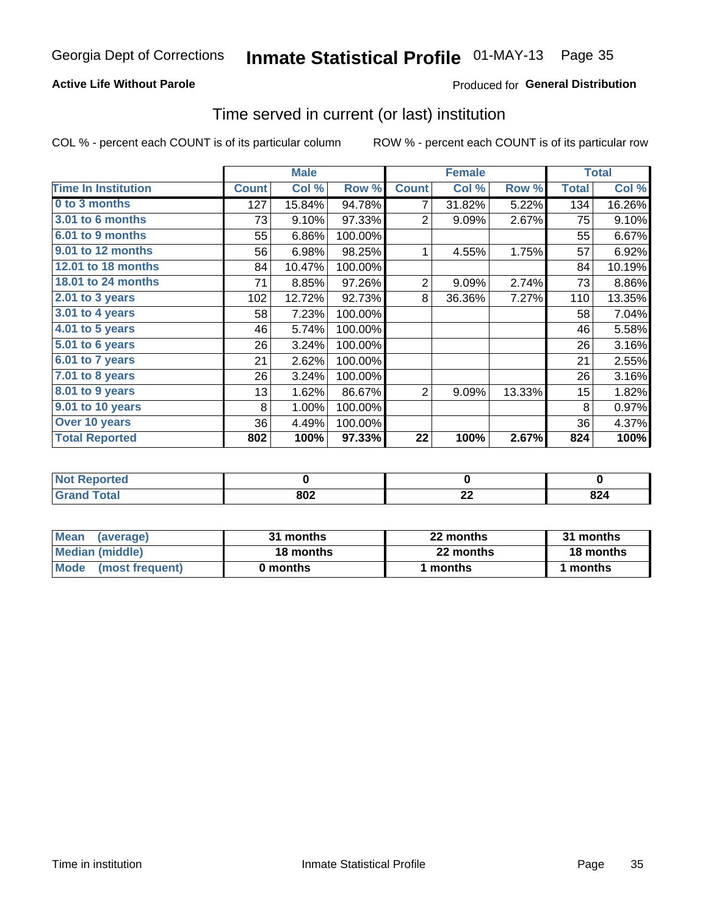Georgia Dept of Corrections **Inmate Statistical Profile** 01-MAY-13

**Active Life Without Parole**

Produced for **General Distribution**

## Time served in current (or last) institution

COL % - percent each COUNT is of its particular column    ROW % - percent each COUNT is of its particular row

| | Male | | | Female | | | Total | |
|---|---|---|---|---|---|---|---|---|
| **Time In Institution** | **Count** | **Col %** | **Row %** | **Count** | **Col %** | **Row %** | **Total** | **Col %** |
| **0 to 3 months** | 127 | 15.84% | 94.78% | 7 | 31.82% | 5.22% | 134 | 16.26% |
| **3.01 to 6 months** | 73 | 9.10% | 97.33% | 2 | 9.09% | 2.67% | 75 | 9.10% |
| **6.01 to 9 months** | 55 | 6.86% | 100.00% | | | | 55 | 6.67% |
| **9.01 to 12 months** | 56 | 6.98% | 98.25% | 1 | 4.55% | 1.75% | 57 | 6.92% |
| **12.01 to 18 months** | 84 | 10.47% | 100.00% | | | | 84 | 10.19% |
| **18.01 to 24 months** | 71 | 8.85% | 97.26% | 2 | 9.09% | 2.74% | 73 | 8.86% |
| **2.01 to 3 years** | 102 | 12.72% | 92.73% | 8 | 36.36% | 7.27% | 110 | 13.35% |
| **3.01 to 4 years** | 58 | 7.23% | 100.00% | | | | 58 | 7.04% |
| **4.01 to 5 years** | 46 | 5.74% | 100.00% | | | | 46 | 5.58% |
| **5.01 to 6 years** | 26 | 3.24% | 100.00% | | | | 26 | 3.16% |
| **6.01 to 7 years** | 21 | 2.62% | 100.00% | | | | 21 | 2.55% |
| **7.01 to 8 years** | 26 | 3.24% | 100.00% | | | | 26 | 3.16% |
| **8.01 to 9 years** | 13 | 1.62% | 86.67% | 2 | 9.09% | 13.33% | 15 | 1.82% |
| **9.01 to 10 years** | 8 | 1.00% | 100.00% | | | | 8 | 0.97% |
| **Over 10 years** | 36 | 4.49% | 100.00% | | | | 36 | 4.37% |
| **Total Reported** | **802** | **100%** | **97.33%** | **22** | **100%** | **2.67%** | **824** | **100%** |

| | Male | Female | Total |
|---|---|---|---|
| **Not Reported** | **0** | **0** | **0** |
| **Grand Total** | **802** | **22** | **824** |

| | Male | Female | Total |
|---|---|---|---|
| **Mean (average)** | **31 months** | **22 months** | **31 months** |
| **Median (middle)** | **18 months** | **22 months** | **18 months** |
| **Mode (most frequent)** | **0 months** | **1 months** | **1 months** |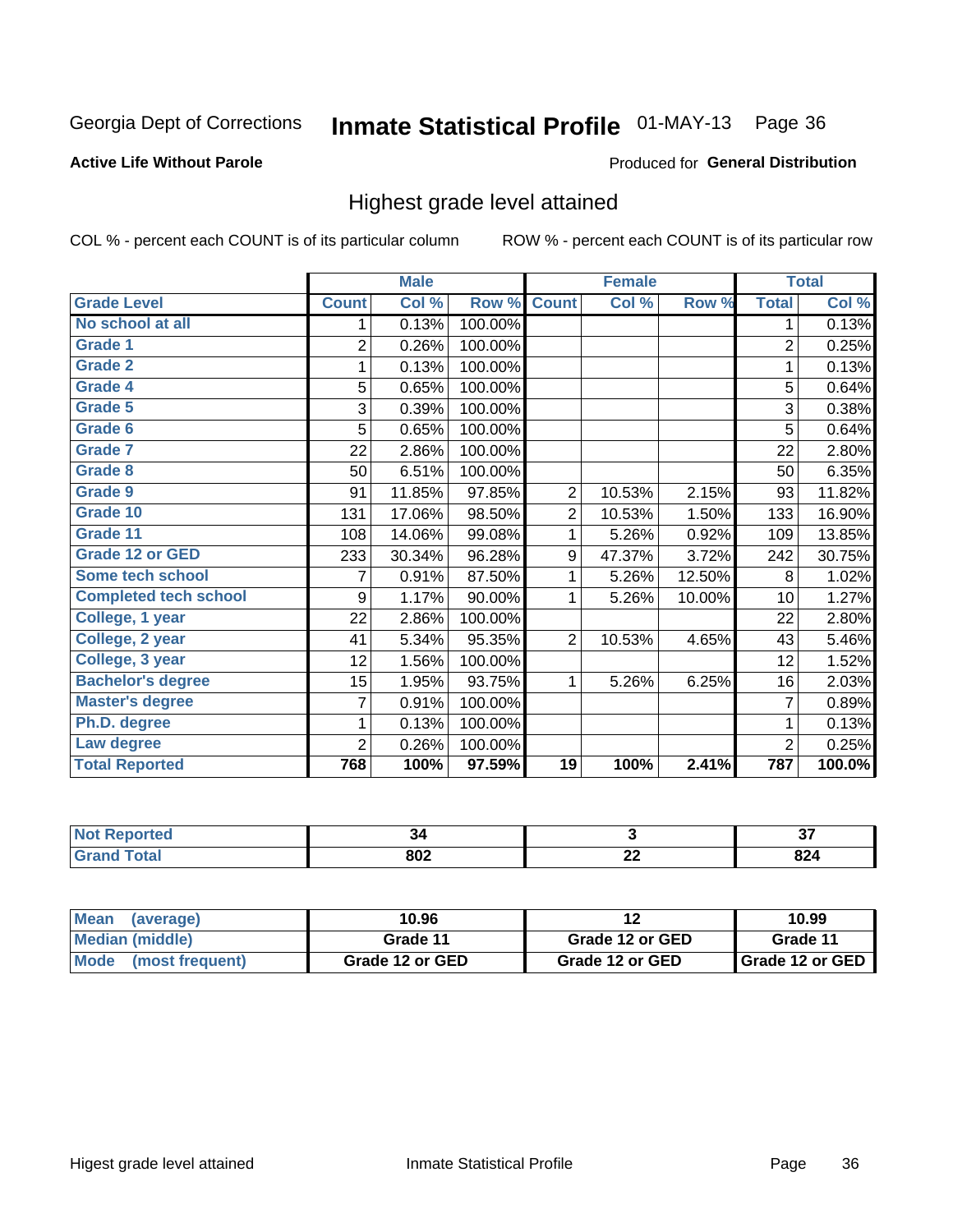Georgia Dept of Corrections **Inmate Statistical Profile** 01-MAY-13

**Active Life Without Parole**

Produced for **General Distribution**

## Highest grade level attained

COL % - percent each COUNT is of its particular column ROW % - percent each COUNT is of its particular row

| | Male | | | Female | | | Total | |
|---|---|---|---|---|---|---|---|---|
| **Grade Level** | **Count** | **Col %** | **Row %** | **Count** | **Col %** | **Row %** | **Total** | **Col %** |
| No school at all | 1 | 0.13% | 100.00% | | | | 1 | 0.13% |
| Grade 1 | 2 | 0.26% | 100.00% | | | | 2 | 0.25% |
| Grade 2 | 1 | 0.13% | 100.00% | | | | 1 | 0.13% |
| Grade 4 | 5 | 0.65% | 100.00% | | | | 5 | 0.64% |
| Grade 5 | 3 | 0.39% | 100.00% | | | | 3 | 0.38% |
| Grade 6 | 5 | 0.65% | 100.00% | | | | 5 | 0.64% |
| Grade 7 | 22 | 2.86% | 100.00% | | | | 22 | 2.80% |
| Grade 8 | 50 | 6.51% | 100.00% | | | | 50 | 6.35% |
| Grade 9 | 91 | 11.85% | 97.85% | 2 | 10.53% | 2.15% | 93 | 11.82% |
| Grade 10 | 131 | 17.06% | 98.50% | 2 | 10.53% | 1.50% | 133 | 16.90% |
| Grade 11 | 108 | 14.06% | 99.08% | 1 | 5.26% | 0.92% | 109 | 13.85% |
| Grade 12 or GED | 233 | 30.34% | 96.28% | 9 | 47.37% | 3.72% | 242 | 30.75% |
| Some tech school | 7 | 0.91% | 87.50% | 1 | 5.26% | 12.50% | 8 | 1.02% |
| Completed tech school | 9 | 1.17% | 90.00% | 1 | 5.26% | 10.00% | 10 | 1.27% |
| College, 1 year | 22 | 2.86% | 100.00% | | | | 22 | 2.80% |
| College, 2 year | 41 | 5.34% | 95.35% | 2 | 10.53% | 4.65% | 43 | 5.46% |
| College, 3 year | 12 | 1.56% | 100.00% | | | | 12 | 1.52% |
| Bachelor's degree | 15 | 1.95% | 93.75% | 1 | 5.26% | 6.25% | 16 | 2.03% |
| Master's degree | 7 | 0.91% | 100.00% | | | | 7 | 0.89% |
| Ph.D. degree | 1 | 0.13% | 100.00% | | | | 1 | 0.13% |
| Law degree | 2 | 0.26% | 100.00% | | | | 2 | 0.25% |
| **Total Reported** | **768** | **100%** | **97.59%** | **19** | **100%** | **2.41%** | **787** | **100.0%** |

| | Male | Female | Total |
|---|---|---|---|
| Not Reported | 34 | 3 | 37 |
| Grand Total | 802 | 22 | 824 |

| | Male | Female | Total |
|---|---|---|---|
| Mean (average) | 10.96 | 12 | 10.99 |
| Median (middle) | Grade 11 | Grade 12 or GED | Grade 11 |
| Mode (most frequent) | Grade 12 or GED | Grade 12 or GED | Grade 12 or GED |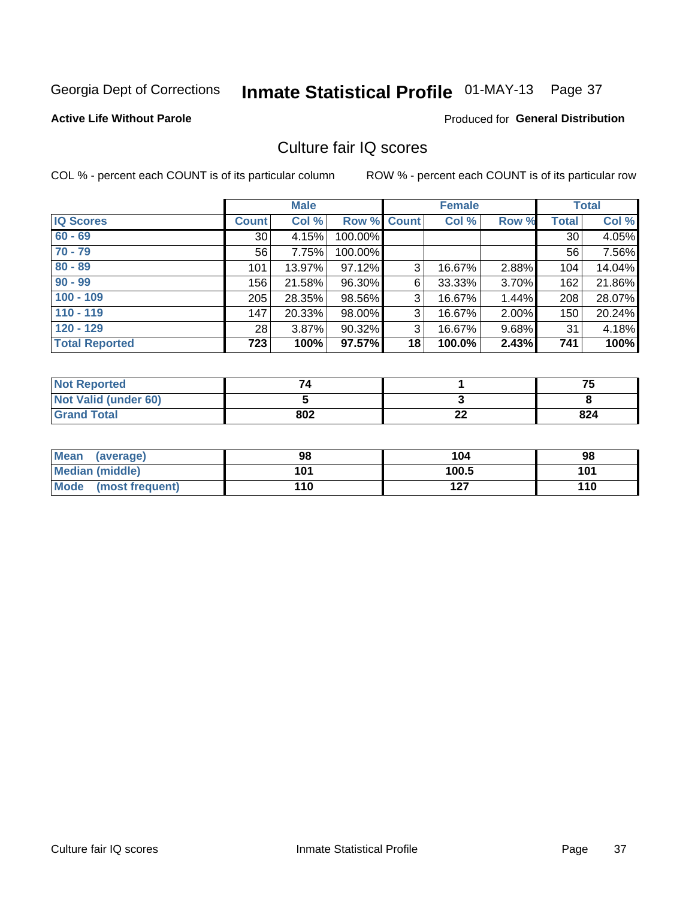Georgia Dept of Corrections **Inmate Statistical Profile** 01-MAY-13

**Active Life Without Parole**

Produced for **General Distribution**

## Culture fair IQ scores

COL % - percent each COUNT is of its particular column

ROW % - percent each COUNT is of its particular row

| | Male | | | Female | | | Total | |
|---|---|---|---|---|---|---|---|---|
| **IQ Scores** | **Count** | **Col %** | **Row %** | **Count** | **Col %** | **Row %** | **Total** | **Col %** |
| 60 - 69 | 30 | 4.15% | 100.00% | | | | 30 | 4.05% |
| 70 - 79 | 56 | 7.75% | 100.00% | | | | 56 | 7.56% |
| 80 - 89 | 101 | 13.97% | 97.12% | 3 | 16.67% | 2.88% | 104 | 14.04% |
| 90 - 99 | 156 | 21.58% | 96.30% | 6 | 33.33% | 3.70% | 162 | 21.86% |
| 100 - 109 | 205 | 28.35% | 98.56% | 3 | 16.67% | 1.44% | 208 | 28.07% |
| 110 - 119 | 147 | 20.33% | 98.00% | 3 | 16.67% | 2.00% | 150 | 20.24% |
| 120 - 129 | 28 | 3.87% | 90.32% | 3 | 16.67% | 9.68% | 31 | 4.18% |
| **Total Reported** | **723** | **100%** | **97.57%** | **18** | **100.0%** | **2.43%** | **741** | **100%** |

| | Male | Female | Total |
|---|---|---|---|
| Not Reported | 74 | 1 | 75 |
| Not Valid (under 60) | 5 | 3 | 8 |
| Grand Total | 802 | 22 | 824 |

| | Male | Female | Total |
|---|---|---|---|
| Mean (average) | 98 | 104 | 98 |
| Median (middle) | 101 | 100.5 | 101 |
| Mode (most frequent) | 110 | 127 | 110 |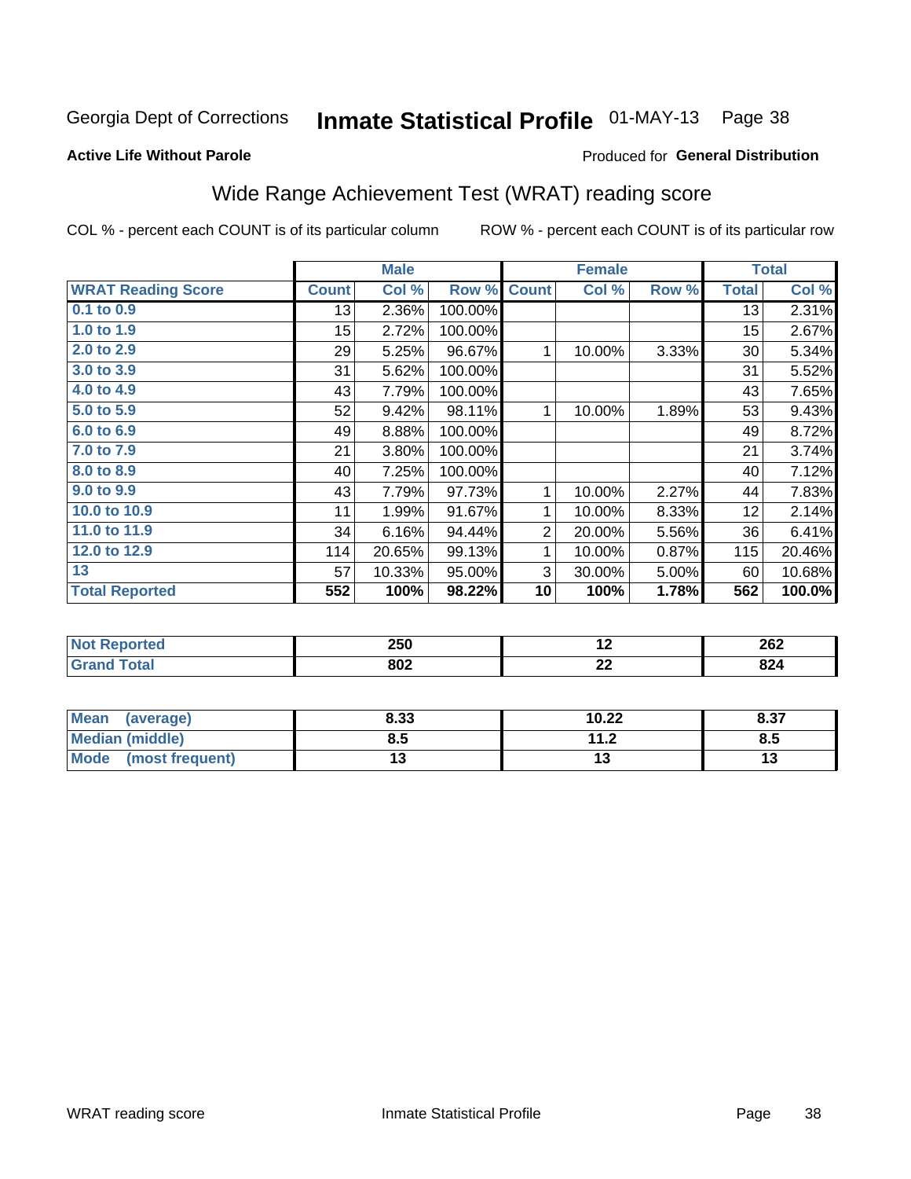Georgia Dept of Corrections **Inmate Statistical Profile** 01-MAY-13 Page 38

**Active Life Without Parole**

Produced for **General Distribution**

## Wide Range Achievement Test (WRAT) reading score

COL % - percent each COUNT is of its particular column ROW % - percent each COUNT is of its particular row

| | Male | | | Female | | | Total | |
|---|---|---|---|---|---|---|---|---|
| **WRAT Reading Score** | **Count** | **Col %** | **Row %** | **Count** | **Col %** | **Row %** | **Total** | **Col %** |
| 0.1 to 0.9 | 13 | 2.36% | 100.00% | | | | 13 | 2.31% |
| 1.0 to 1.9 | 15 | 2.72% | 100.00% | | | | 15 | 2.67% |
| 2.0 to 2.9 | 29 | 5.25% | 96.67% | 1 | 10.00% | 3.33% | 30 | 5.34% |
| 3.0 to 3.9 | 31 | 5.62% | 100.00% | | | | 31 | 5.52% |
| 4.0 to 4.9 | 43 | 7.79% | 100.00% | | | | 43 | 7.65% |
| 5.0 to 5.9 | 52 | 9.42% | 98.11% | 1 | 10.00% | 1.89% | 53 | 9.43% |
| 6.0 to 6.9 | 49 | 8.88% | 100.00% | | | | 49 | 8.72% |
| 7.0 to 7.9 | 21 | 3.80% | 100.00% | | | | 21 | 3.74% |
| 8.0 to 8.9 | 40 | 7.25% | 100.00% | | | | 40 | 7.12% |
| 9.0 to 9.9 | 43 | 7.79% | 97.73% | 1 | 10.00% | 2.27% | 44 | 7.83% |
| 10.0 to 10.9 | 11 | 1.99% | 91.67% | 1 | 10.00% | 8.33% | 12 | 2.14% |
| 11.0 to 11.9 | 34 | 6.16% | 94.44% | 2 | 20.00% | 5.56% | 36 | 6.41% |
| 12.0 to 12.9 | 114 | 20.65% | 99.13% | 1 | 10.00% | 0.87% | 115 | 20.46% |
| 13 | 57 | 10.33% | 95.00% | 3 | 30.00% | 5.00% | 60 | 10.68% |
| **Total Reported** | **552** | **100%** | **98.22%** | **10** | **100%** | **1.78%** | **562** | **100.0%** |

| | Male | Female | Total |
|---|---|---|---|
| Not Reported | 250 | 12 | 262 |
| Grand Total | 802 | 22 | 824 |

| | Male | Female | Total |
|---|---|---|---|
| Mean (average) | 8.33 | 10.22 | 8.37 |
| Median (middle) | 8.5 | 11.2 | 8.5 |
| Mode (most frequent) | 13 | 13 | 13 |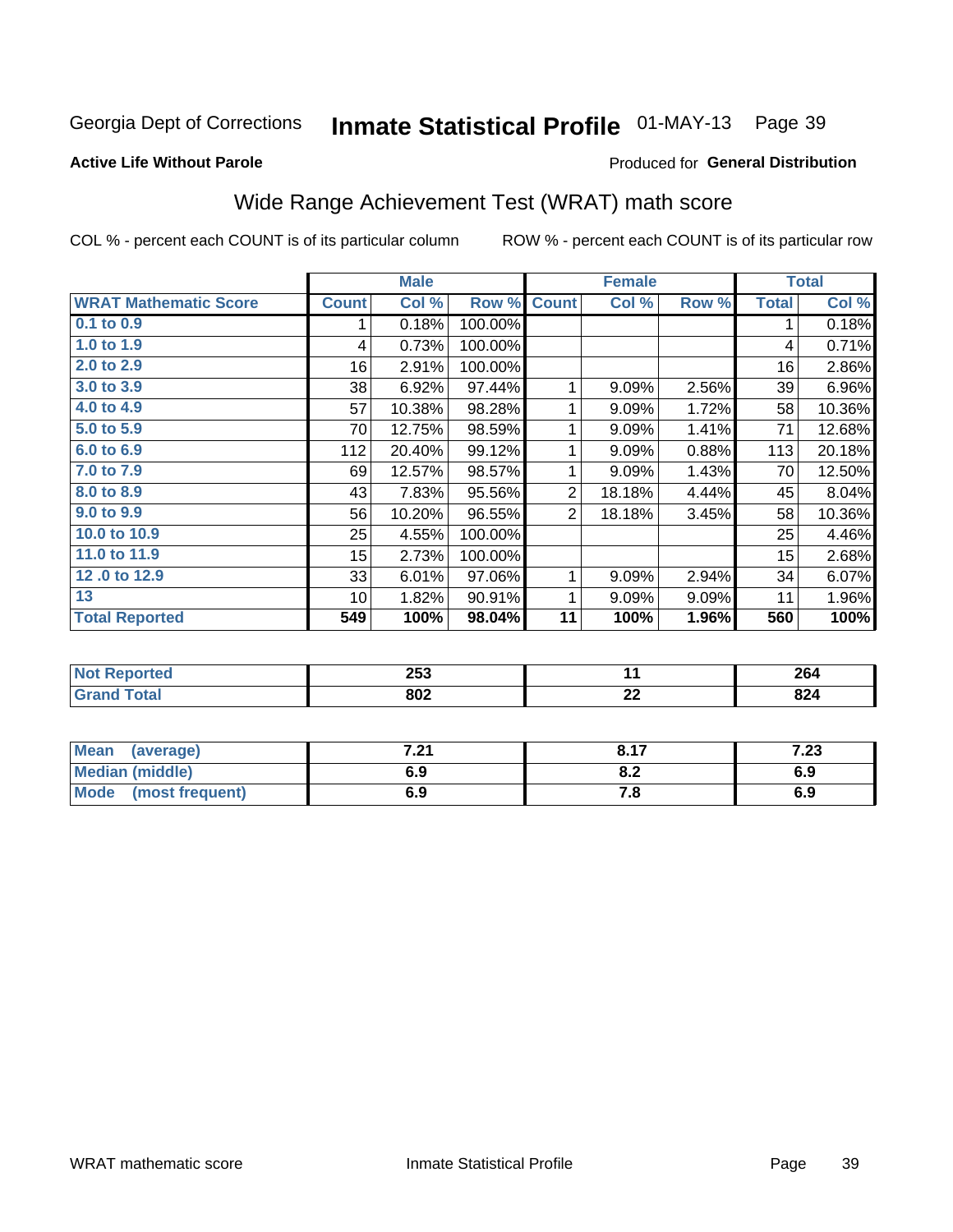Georgia Dept of Corrections **Inmate Statistical Profile** 01-MAY-13

**Active Life Without Parole**

Produced for **General Distribution**

## Wide Range Achievement Test (WRAT) math score

COL % - percent each COUNT is of its particular column

ROW % - percent each COUNT is of its particular row

| | Male | | | Female | | | Total | |
|---|---|---|---|---|---|---|---|---|
| **WRAT Mathematic Score** | **Count** | **Col %** | **Row %** | **Count** | **Col %** | **Row %** | **Total** | **Col %** |
| 0.1 to 0.9 | 1 | 0.18% | 100.00% | | | | 1 | 0.18% |
| 1.0 to 1.9 | 4 | 0.73% | 100.00% | | | | 4 | 0.71% |
| 2.0 to 2.9 | 16 | 2.91% | 100.00% | | | | 16 | 2.86% |
| 3.0 to 3.9 | 38 | 6.92% | 97.44% | 1 | 9.09% | 2.56% | 39 | 6.96% |
| 4.0 to 4.9 | 57 | 10.38% | 98.28% | 1 | 9.09% | 1.72% | 58 | 10.36% |
| 5.0 to 5.9 | 70 | 12.75% | 98.59% | 1 | 9.09% | 1.41% | 71 | 12.68% |
| 6.0 to 6.9 | 112 | 20.40% | 99.12% | 1 | 9.09% | 0.88% | 113 | 20.18% |
| 7.0 to 7.9 | 69 | 12.57% | 98.57% | 1 | 9.09% | 1.43% | 70 | 12.50% |
| 8.0 to 8.9 | 43 | 7.83% | 95.56% | 2 | 18.18% | 4.44% | 45 | 8.04% |
| 9.0 to 9.9 | 56 | 10.20% | 96.55% | 2 | 18.18% | 3.45% | 58 | 10.36% |
| 10.0 to 10.9 | 25 | 4.55% | 100.00% | | | | 25 | 4.46% |
| 11.0 to 11.9 | 15 | 2.73% | 100.00% | | | | 15 | 2.68% |
| 12 .0 to 12.9 | 33 | 6.01% | 97.06% | 1 | 9.09% | 2.94% | 34 | 6.07% |
| 13 | 10 | 1.82% | 90.91% | 1 | 9.09% | 9.09% | 11 | 1.96% |
| **Total Reported** | **549** | **100%** | **98.04%** | **11** | **100%** | **1.96%** | **560** | **100%** |

| | Male | Female | Total |
|---|---|---|---|
| Not Reported | 253 | 11 | 264 |
| Grand Total | 802 | 22 | 824 |

| | Male | Female | Total |
|---|---|---|---|
| Mean (average) | 7.21 | 8.17 | 7.23 |
| Median (middle) | 6.9 | 8.2 | 6.9 |
| Mode (most frequent) | 6.9 | 7.8 | 6.9 |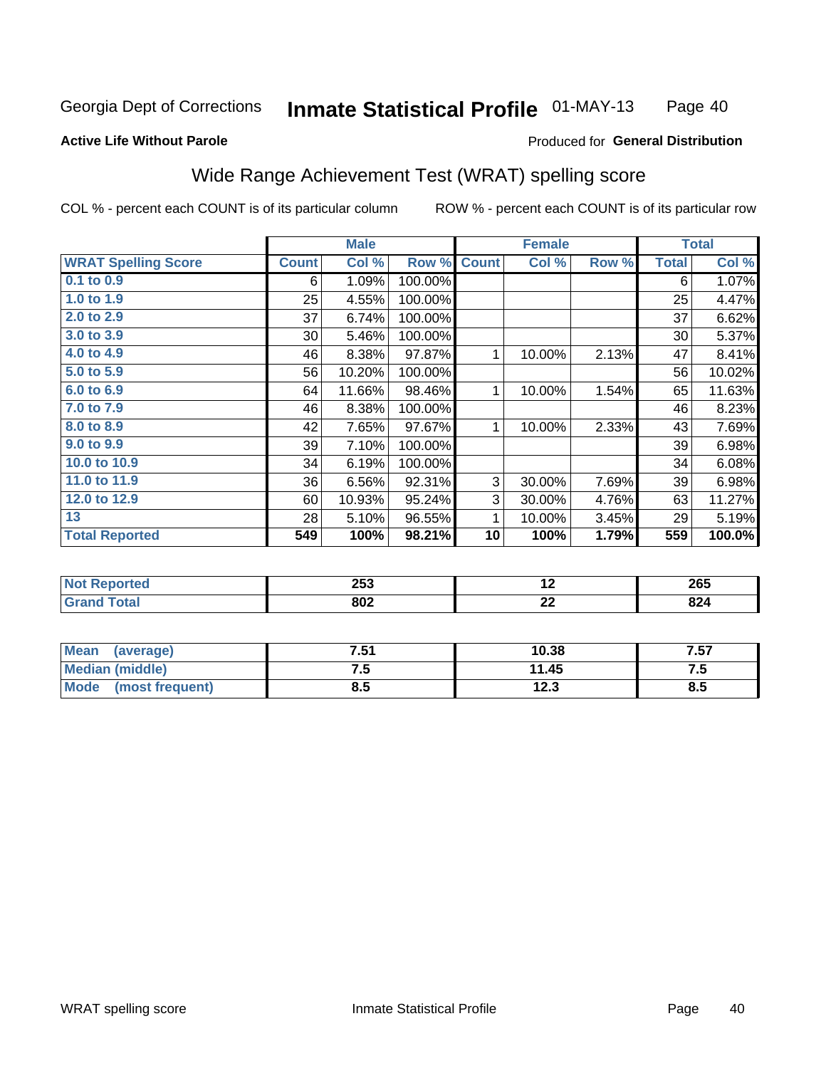Georgia Dept of Corrections **Inmate Statistical Profile** 01-MAY-13 Page 40

**Active Life Without Parole**

Produced for **General Distribution**

## Wide Range Achievement Test (WRAT) spelling score

COL % - percent each COUNT is of its particular column ROW % - percent each COUNT is of its particular row

| | Male | | | Female | | | Total | |
|---|---|---|---|---|---|---|---|---|
| **WRAT Spelling Score** | **Count** | **Col %** | **Row %** | **Count** | **Col %** | **Row %** | **Total** | **Col %** |
| 0.1 to 0.9 | 6 | 1.09% | 100.00% | | | | 6 | 1.07% |
| 1.0 to 1.9 | 25 | 4.55% | 100.00% | | | | 25 | 4.47% |
| 2.0 to 2.9 | 37 | 6.74% | 100.00% | | | | 37 | 6.62% |
| 3.0 to 3.9 | 30 | 5.46% | 100.00% | | | | 30 | 5.37% |
| 4.0 to 4.9 | 46 | 8.38% | 97.87% | 1 | 10.00% | 2.13% | 47 | 8.41% |
| 5.0 to 5.9 | 56 | 10.20% | 100.00% | | | | 56 | 10.02% |
| 6.0 to 6.9 | 64 | 11.66% | 98.46% | 1 | 10.00% | 1.54% | 65 | 11.63% |
| 7.0 to 7.9 | 46 | 8.38% | 100.00% | | | | 46 | 8.23% |
| 8.0 to 8.9 | 42 | 7.65% | 97.67% | 1 | 10.00% | 2.33% | 43 | 7.69% |
| 9.0 to 9.9 | 39 | 7.10% | 100.00% | | | | 39 | 6.98% |
| 10.0 to 10.9 | 34 | 6.19% | 100.00% | | | | 34 | 6.08% |
| 11.0 to 11.9 | 36 | 6.56% | 92.31% | 3 | 30.00% | 7.69% | 39 | 6.98% |
| 12.0 to 12.9 | 60 | 10.93% | 95.24% | 3 | 30.00% | 4.76% | 63 | 11.27% |
| 13 | 28 | 5.10% | 96.55% | 1 | 10.00% | 3.45% | 29 | 5.19% |
| **Total Reported** | **549** | **100%** | **98.21%** | **10** | **100%** | **1.79%** | **559** | **100.0%** |

| | Male | Female | Total |
|---|---|---|---|
| **Not Reported** | **253** | **12** | **265** |
| **Grand Total** | **802** | **22** | **824** |

| | Male | Female | Total |
|---|---|---|---|
| **Mean (average)** | **7.51** | **10.38** | **7.57** |
| **Median (middle)** | **7.5** | **11.45** | **7.5** |
| **Mode (most frequent)** | **8.5** | **12.3** | **8.5** |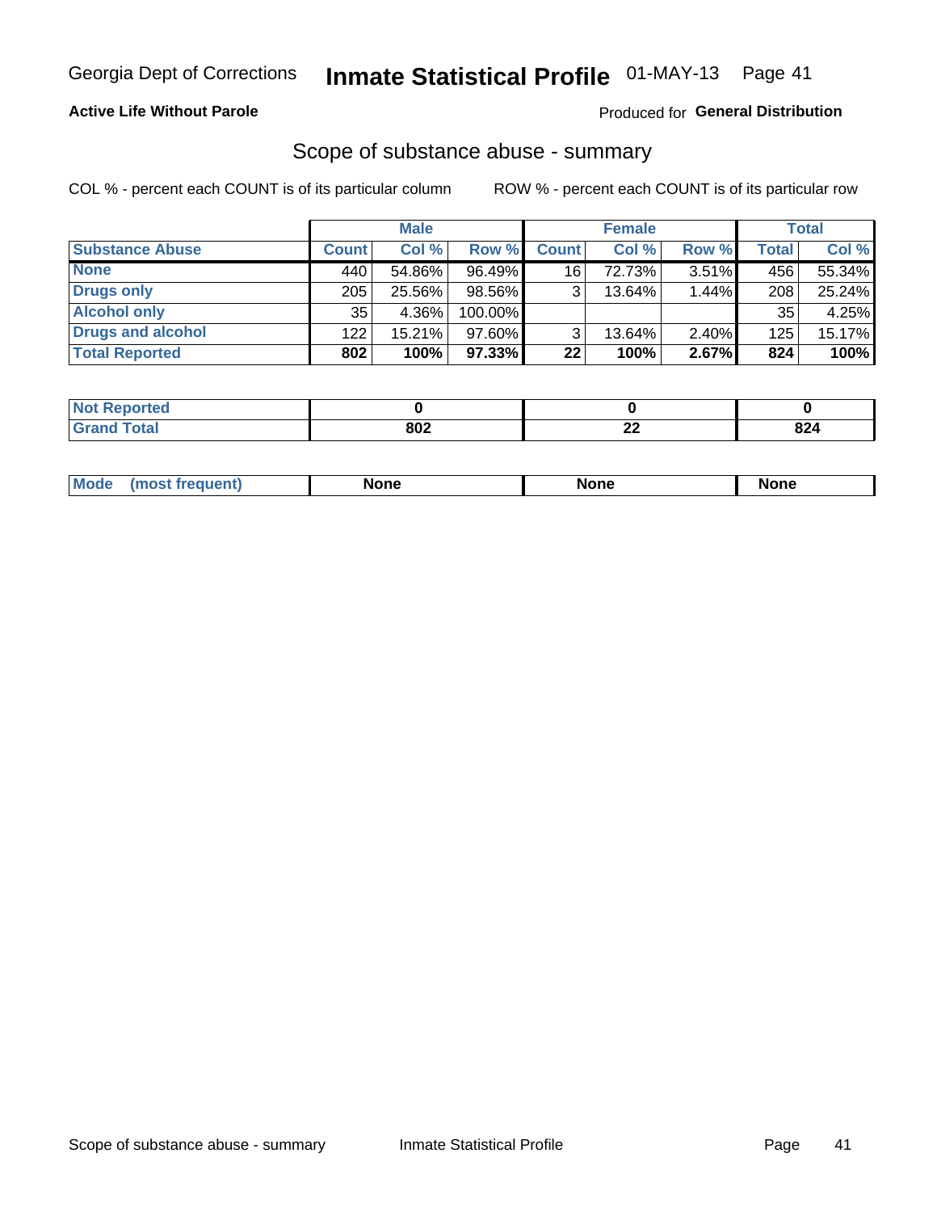Georgia Dept of Corrections **Inmate Statistical Profile** 01-MAY-13

**Active Life Without Parole**

Produced for **General Distribution**

## Scope of substance abuse - summary

COL % - percent each COUNT is of its particular column

ROW % - percent each COUNT is of its particular row

| | Male | | | Female | | | Total | |
|---|---|---|---|---|---|---|---|---|
| **Substance Abuse** | **Count** | **Col %** | **Row %** | **Count** | **Col %** | **Row %** | **Total** | **Col %** |
| **None** | 440 | 54.86% | 96.49% | 16 | 72.73% | 3.51% | 456 | 55.34% |
| **Drugs only** | 205 | 25.56% | 98.56% | 3 | 13.64% | 1.44% | 208 | 25.24% |
| **Alcohol only** | 35 | 4.36% | 100.00% | | | | 35 | 4.25% |
| **Drugs and alcohol** | 122 | 15.21% | 97.60% | 3 | 13.64% | 2.40% | 125 | 15.17% |
| **Total Reported** | **802** | **100%** | **97.33%** | **22** | **100%** | **2.67%** | **824** | **100%** |

| | Male | Female | Total |
|---|---|---|---|
| **Not Reported** | **0** | **0** | **0** |
| **Grand Total** | **802** | **22** | **824** |

| | Male | Female | Total |
|---|---|---|---|
| **Mode (most frequent)** | **None** | **None** | **None** |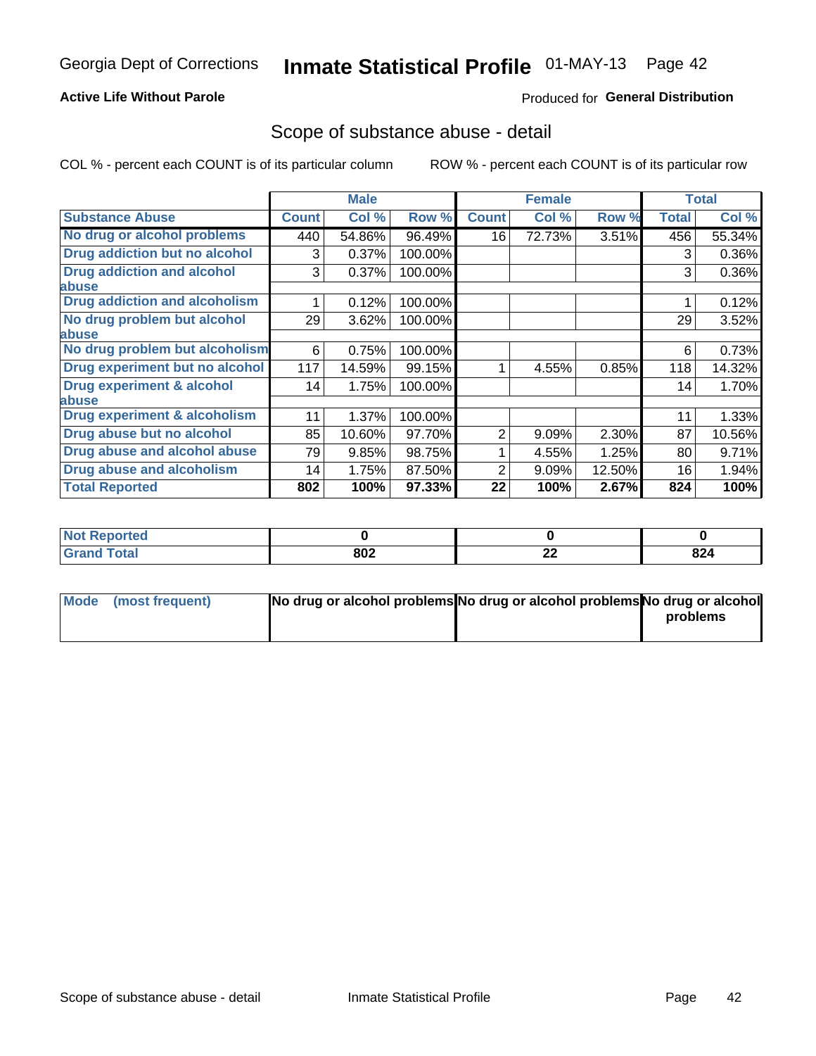Georgia Dept of Corrections **Inmate Statistical Profile** 01-MAY-13

**Active Life Without Parole**

Produced for **General Distribution**

## Scope of substance abuse - detail

COL % - percent each COUNT is of its particular column ROW % - percent each COUNT is of its particular row

| | Male | | | Female | | | Total | |
|---|---|---|---|---|---|---|---|---|
| **Substance Abuse** | **Count** | **Col %** | **Row %** | **Count** | **Col %** | **Row %** | **Total** | **Col %** |
| **No drug or alcohol problems** | 440 | 54.86% | 96.49% | 16 | 72.73% | 3.51% | 456 | 55.34% |
| **Drug addiction but no alcohol** | 3 | 0.37% | 100.00% | | | | 3 | 0.36% |
| **Drug addiction and alcohol abuse** | 3 | 0.37% | 100.00% | | | | 3 | 0.36% |
| **Drug addiction and alcoholism** | 1 | 0.12% | 100.00% | | | | 1 | 0.12% |
| **No drug problem but alcohol abuse** | 29 | 3.62% | 100.00% | | | | 29 | 3.52% |
| **No drug problem but alcoholism** | 6 | 0.75% | 100.00% | | | | 6 | 0.73% |
| **Drug experiment but no alcohol** | 117 | 14.59% | 99.15% | 1 | 4.55% | 0.85% | 118 | 14.32% |
| **Drug experiment & alcohol abuse** | 14 | 1.75% | 100.00% | | | | 14 | 1.70% |
| **Drug experiment & alcoholism** | 11 | 1.37% | 100.00% | | | | 11 | 1.33% |
| **Drug abuse but no alcohol** | 85 | 10.60% | 97.70% | 2 | 9.09% | 2.30% | 87 | 10.56% |
| **Drug abuse and alcohol abuse** | 79 | 9.85% | 98.75% | 1 | 4.55% | 1.25% | 80 | 9.71% |
| **Drug abuse and alcoholism** | 14 | 1.75% | 87.50% | 2 | 9.09% | 12.50% | 16 | 1.94% |
| **Total Reported** | **802** | **100%** | **97.33%** | **22** | **100%** | **2.67%** | **824** | **100%** |

| | Male | Female | Total |
|---|---|---|---|
| **Not Reported** | **0** | **0** | **0** |
| **Grand Total** | **802** | **22** | **824** |

| | Male | Female | Total |
|---|---|---|---|
| **Mode (most frequent)** | **No drug or alcohol problems** | **No drug or alcohol problems** | **No drug or alcohol problems** |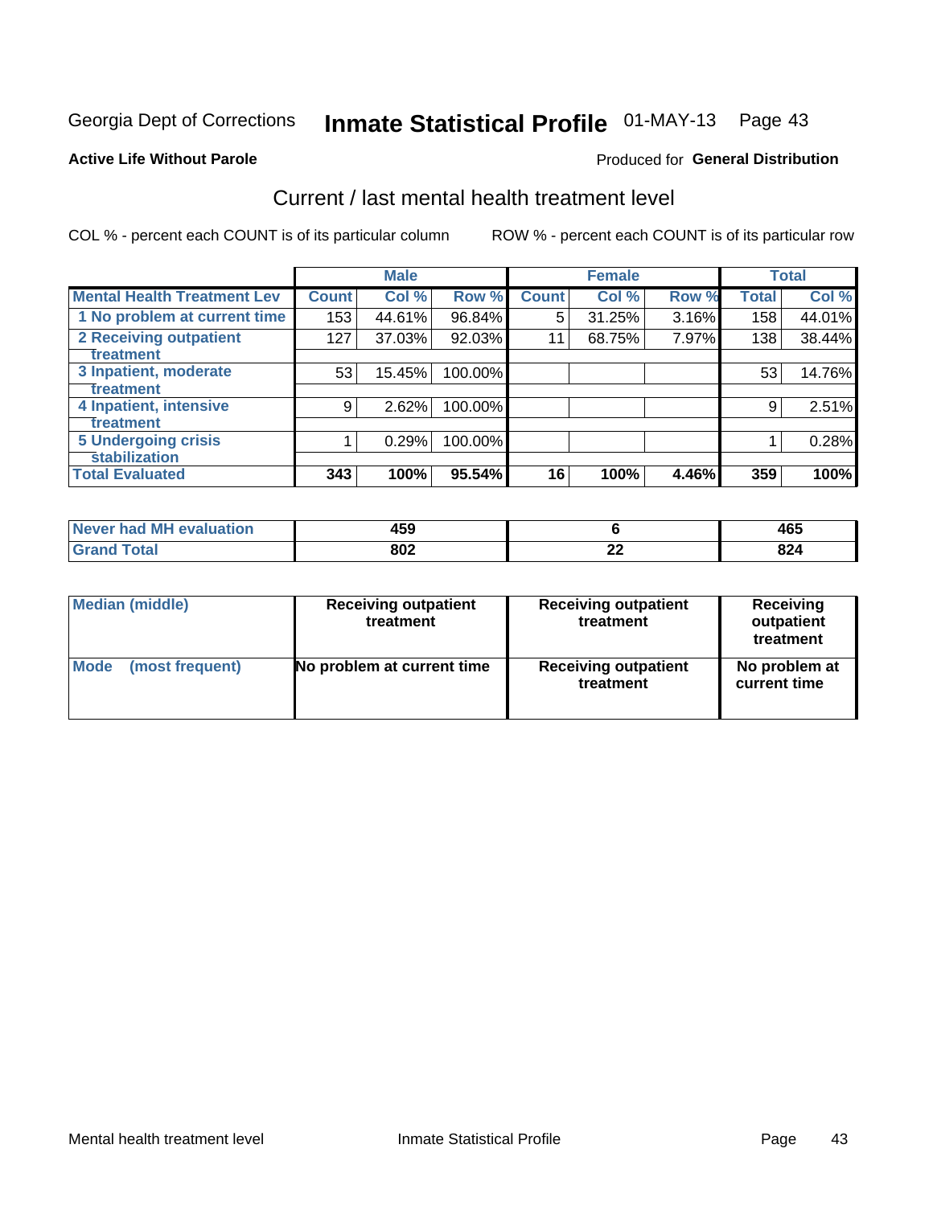Georgia Dept of Corrections **Inmate Statistical Profile** 01-MAY-13 Page 43

**Active Life Without Parole**

Produced for **General Distribution**

## Current / last mental health treatment level

COL % - percent each COUNT is of its particular column ROW % - percent each COUNT is of its particular row

| | Male | | | Female | | | Total | |
|---|---|---|---|---|---|---|---|---|
| **Mental Health Treatment Lev** | **Count** | **Col %** | **Row %** | **Count** | **Col %** | **Row %** | **Total** | **Col %** |
| 1 No problem at current time | 153 | 44.61% | 96.84% | 5 | 31.25% | 3.16% | 158 | 44.01% |
| 2 Receiving outpatient treatment | 127 | 37.03% | 92.03% | 11 | 68.75% | 7.97% | 138 | 38.44% |
| 3 Inpatient, moderate treatment | 53 | 15.45% | 100.00% | | | | 53 | 14.76% |
| 4 Inpatient, intensive treatment | 9 | 2.62% | 100.00% | | | | 9 | 2.51% |
| 5 Undergoing crisis stabilization | 1 | 0.29% | 100.00% | | | | 1 | 0.28% |
| **Total Evaluated** | **343** | **100%** | **95.54%** | **16** | **100%** | **4.46%** | **359** | **100%** |

| | Male | Female | Total |
|---|---|---|---|
| Never had MH evaluation | 459 | 6 | 465 |
| Grand Total | 802 | 22 | 824 |

| | Male | Female | Total |
|---|---|---|---|
| Median (middle) | Receiving outpatient treatment | Receiving outpatient treatment | Receiving outpatient treatment |
| Mode (most frequent) | No problem at current time | Receiving outpatient treatment | No problem at current time |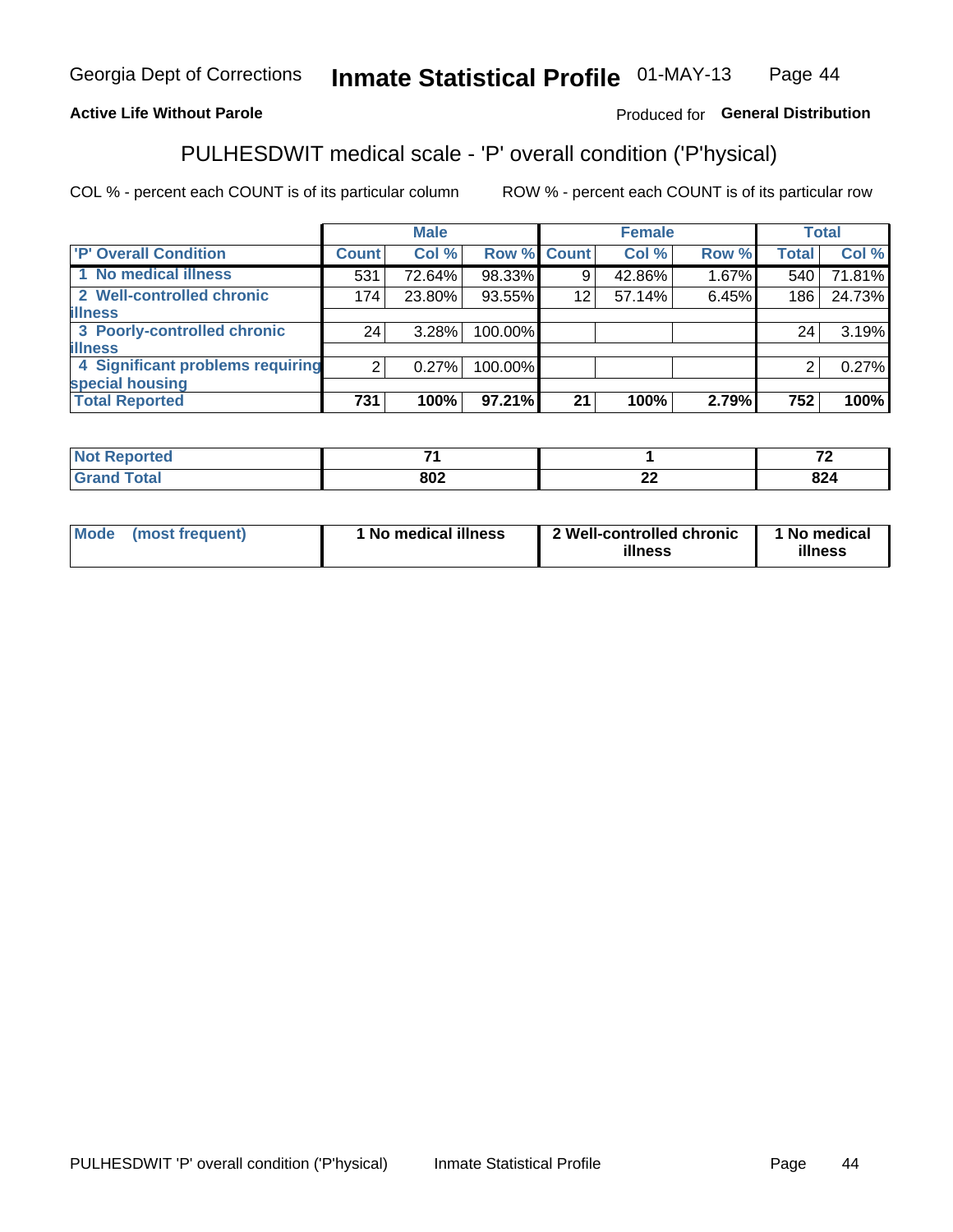Georgia Dept of Corrections **Inmate Statistical Profile** 01-MAY-13

**Active Life Without Parole**

Produced for **General Distribution**

## PULHESDWIT medical scale - 'P' overall condition ('P'hysical)

COL % - percent each COUNT is of its particular column ROW % - percent each COUNT is of its particular row

| | Male | | | Female | | | Total | |
|---|---|---|---|---|---|---|---|---|
| **'P' Overall Condition** | **Count** | **Col %** | **Row %** | **Count** | **Col %** | **Row %** | **Total** | **Col %** |
| 1 No medical illness | 531 | 72.64% | 98.33% | 9 | 42.86% | 1.67% | 540 | 71.81% |
| 2 Well-controlled chronic illness | 174 | 23.80% | 93.55% | 12 | 57.14% | 6.45% | 186 | 24.73% |
| 3 Poorly-controlled chronic illness | 24 | 3.28% | 100.00% | | | | 24 | 3.19% |
| 4 Significant problems requiring special housing | 2 | 0.27% | 100.00% | | | | 2 | 0.27% |
| **Total Reported** | **731** | **100%** | **97.21%** | **21** | **100%** | **2.79%** | **752** | **100%** |

| | Male | Female | Total |
|---|---|---|---|
| **Not Reported** | **71** | **1** | **72** |
| **Grand Total** | **802** | **22** | **824** |

| | Male | Female | Total |
|---|---|---|---|
| **Mode (most frequent)** | **1 No medical illness** | **2 Well-controlled chronic illness** | **1 No medical illness** |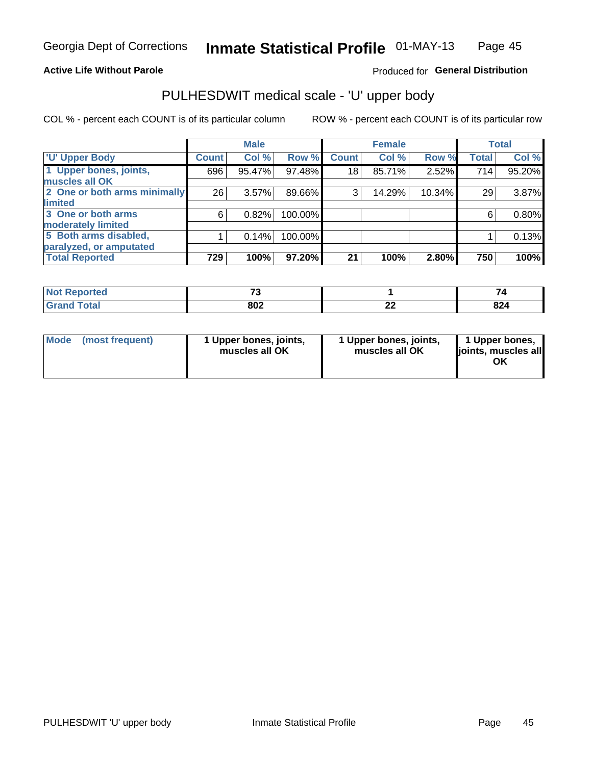Georgia Dept of Corrections **Inmate Statistical Profile** 01-MAY-13

**Active Life Without Parole**

Produced for **General Distribution**

## PULHESDWIT medical scale - 'U' upper body

COL % - percent each COUNT is of its particular column

ROW % - percent each COUNT is of its particular row

| 'U' Upper Body | Male | | | Female | | | Total | |
|---|---|---|---|---|---|---|---|---|
| | Count | Col % | Row % | Count | Col % | Row % | Total | Col % |
| 1 Upper bones, joints, muscles all OK | 696 | 95.47% | 97.48% | 18 | 85.71% | 2.52% | 714 | 95.20% |
| 2 One or both arms minimally limited | 26 | 3.57% | 89.66% | 3 | 14.29% | 10.34% | 29 | 3.87% |
| 3 One or both arms moderately limited | 6 | 0.82% | 100.00% | | | | 6 | 0.80% |
| 5 Both arms disabled, paralyzed, or amputated | 1 | 0.14% | 100.00% | | | | 1 | 0.13% |
| Total Reported | 729 | 100% | 97.20% | 21 | 100% | 2.80% | 750 | 100% |

| | Male | Female | Total |
|---|---|---|---|
| Not Reported | 73 | 1 | 74 |
| Grand Total | 802 | 22 | 824 |

| | Male | Female | Total |
|---|---|---|---|
| Mode (most frequent) | 1 Upper bones, joints, muscles all OK | 1 Upper bones, joints, muscles all OK | 1 Upper bones, joints, muscles all OK |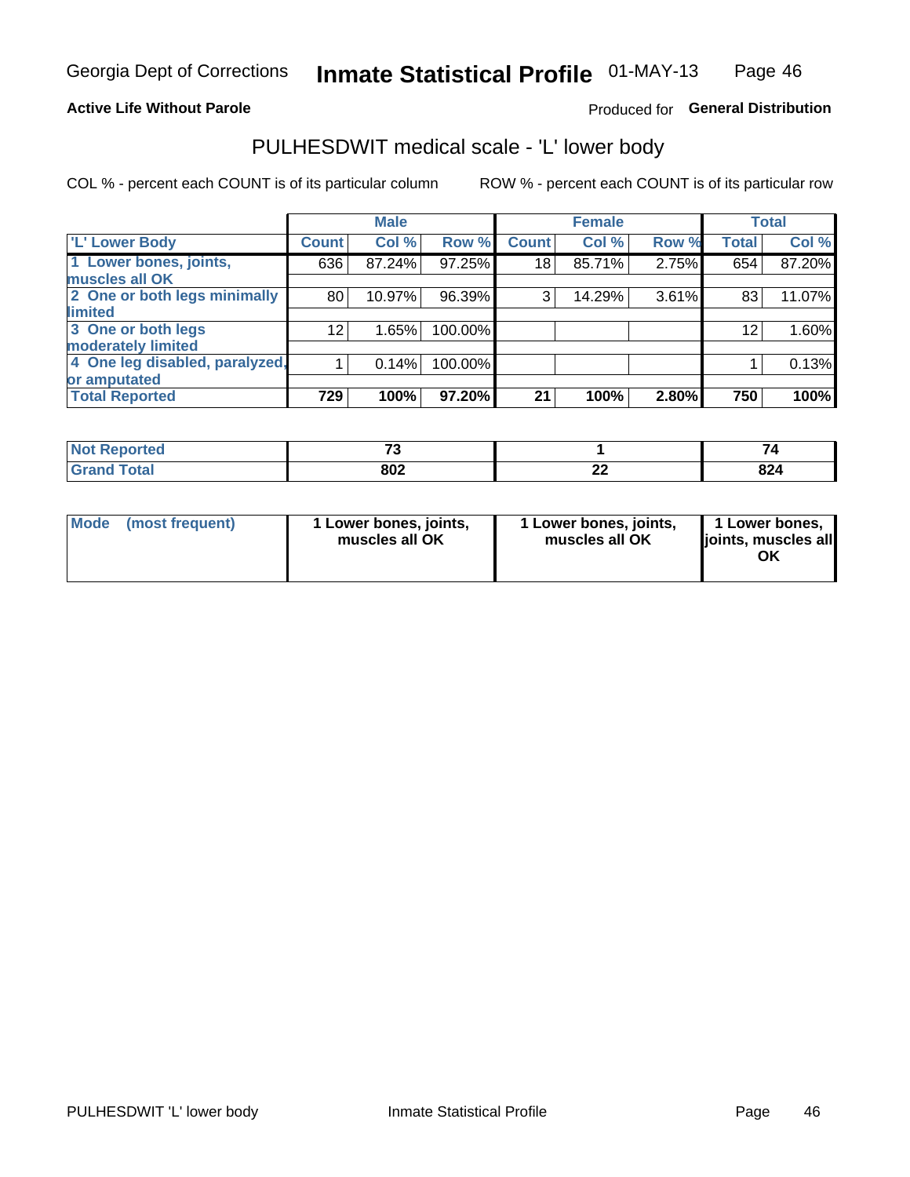Georgia Dept of Corrections **Inmate Statistical Profile** 01-MAY-13

**Active Life Without Parole**

Produced for **General Distribution**

## PULHESDWIT medical scale - 'L' lower body

COL % - percent each COUNT is of its particular column ROW % - percent each COUNT is of its particular row

| | Male | | | Female | | | Total | |
|---|---|---|---|---|---|---|---|---|
| 'L' Lower Body | Count | Col % | Row % | Count | Col % | Row % | Total | Col % |
| 1 Lower bones, joints, muscles all OK | 636 | 87.24% | 97.25% | 18 | 85.71% | 2.75% | 654 | 87.20% |
| 2 One or both legs minimally limited | 80 | 10.97% | 96.39% | 3 | 14.29% | 3.61% | 83 | 11.07% |
| 3 One or both legs moderately limited | 12 | 1.65% | 100.00% | | | | 12 | 1.60% |
| 4 One leg disabled, paralyzed, or amputated | 1 | 0.14% | 100.00% | | | | 1 | 0.13% |
| **Total Reported** | **729** | **100%** | **97.20%** | **21** | **100%** | **2.80%** | **750** | **100%** |

| | Male | Female | Total |
|---|---|---|---|
| Not Reported | 73 | 1 | 74 |
| Grand Total | 802 | 22 | 824 |

| | Male | Female | Total |
|---|---|---|---|
| Mode (most frequent) | 1 Lower bones, joints, muscles all OK | 1 Lower bones, joints, muscles all OK | 1 Lower bones, joints, muscles all OK |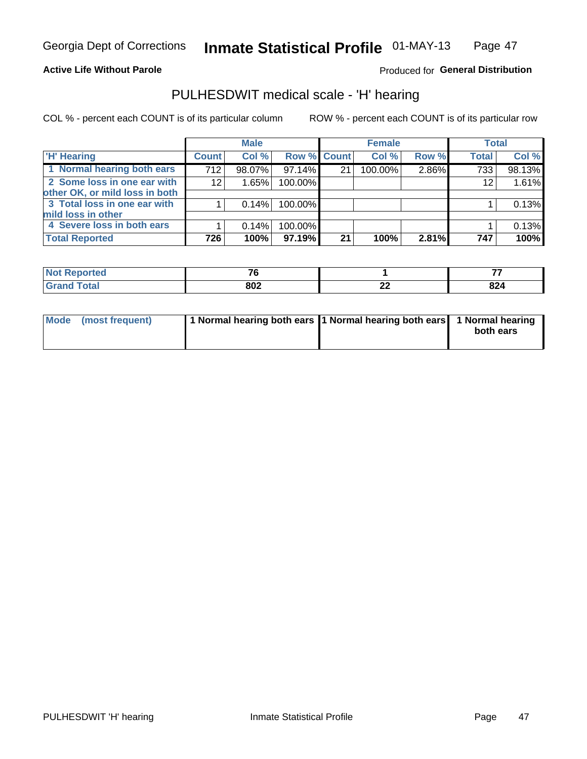Georgia Dept of Corrections **Inmate Statistical Profile** 01-MAY-13

**Active Life Without Parole**

Produced for **General Distribution**

## PULHESDWIT medical scale - 'H' hearing

COL % - percent each COUNT is of its particular column ROW % - percent each COUNT is of its particular row

| | Male | | | Female | | | Total | |
|---|---|---|---|---|---|---|---|---|
| **'H' Hearing** | **Count** | **Col %** | **Row %** | **Count** | **Col %** | **Row %** | **Total** | **Col %** |
| 1 Normal hearing both ears | 712 | 98.07% | 97.14% | 21 | 100.00% | 2.86% | 733 | 98.13% |
| 2 Some loss in one ear with other OK, or mild loss in both | 12 | 1.65% | 100.00% | | | | 12 | 1.61% |
| 3 Total loss in one ear with mild loss in other | 1 | 0.14% | 100.00% | | | | 1 | 0.13% |
| 4 Severe loss in both ears | 1 | 0.14% | 100.00% | | | | 1 | 0.13% |
| **Total Reported** | **726** | **100%** | **97.19%** | **21** | **100%** | **2.81%** | **747** | **100%** |

| | Male | Female | Total |
|---|---|---|---|
| **Not Reported** | **76** | **1** | **77** |
| **Grand Total** | **802** | **22** | **824** |

| | Male | Female | Total |
|---|---|---|---|
| **Mode (most frequent)** | **1 Normal hearing both ears** | **1 Normal hearing both ears** | **1 Normal hearing both ears** |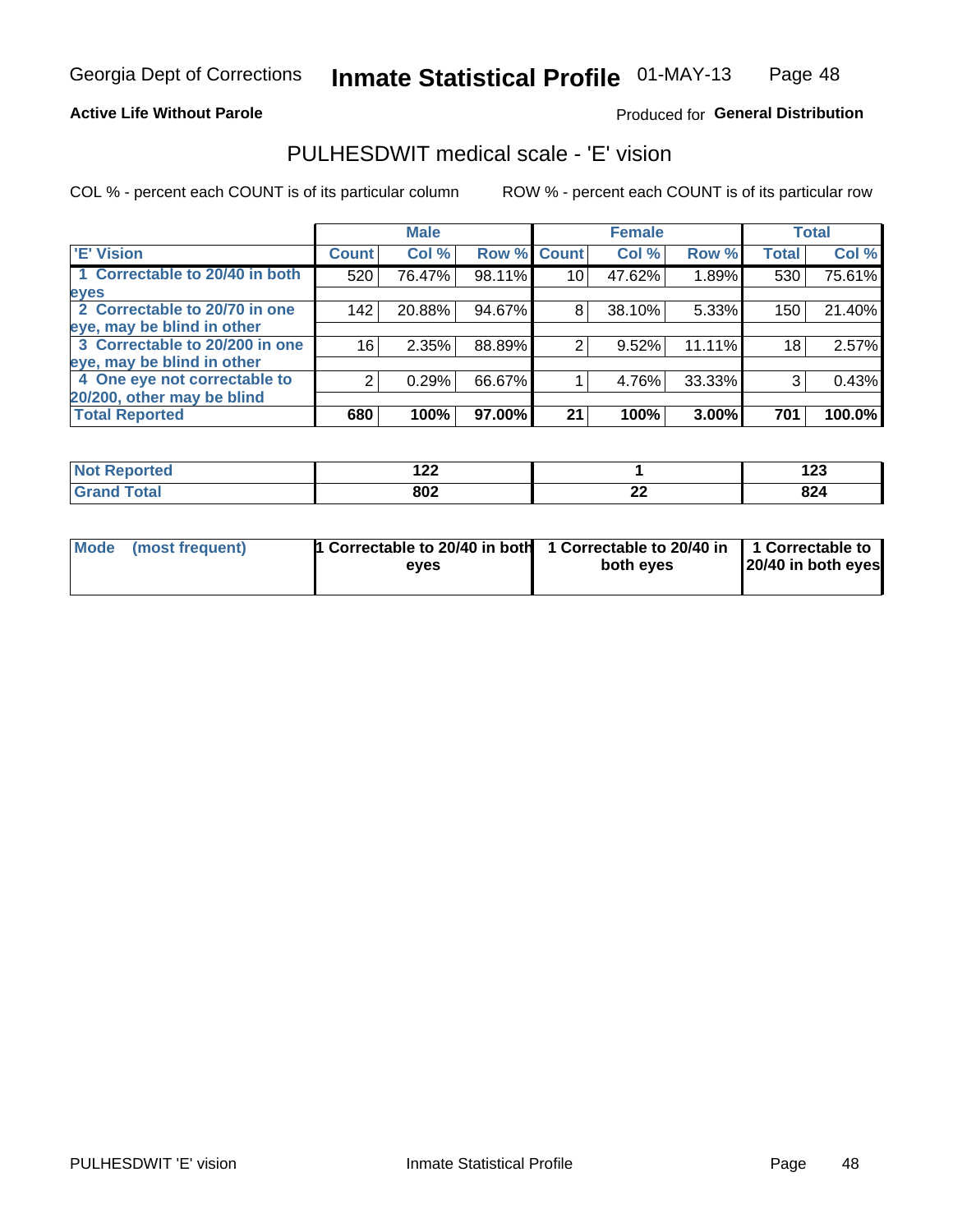Georgia Dept of Corrections **Inmate Statistical Profile** 01-MAY-13

**Active Life Without Parole**

Produced for **General Distribution**

## PULHESDWIT medical scale - 'E' vision

COL % - percent each COUNT is of its particular column

ROW % - percent each COUNT is of its particular row

| | Male | | | Female | | | Total | |
|---|---|---|---|---|---|---|---|---|
| 'E' Vision | Count | Col % | Row % | Count | Col % | Row % | Total | Col % |
| 1 Correctable to 20/40 in both eyes | 520 | 76.47% | 98.11% | 10 | 47.62% | 1.89% | 530 | 75.61% |
| 2 Correctable to 20/70 in one eye, may be blind in other | 142 | 20.88% | 94.67% | 8 | 38.10% | 5.33% | 150 | 21.40% |
| 3 Correctable to 20/200 in one eye, may be blind in other | 16 | 2.35% | 88.89% | 2 | 9.52% | 11.11% | 18 | 2.57% |
| 4 One eye not correctable to 20/200, other may be blind | 2 | 0.29% | 66.67% | 1 | 4.76% | 33.33% | 3 | 0.43% |
| **Total Reported** | **680** | **100%** | **97.00%** | **21** | **100%** | **3.00%** | **701** | **100.0%** |

| | Male | Female | Total |
|---|---|---|---|
| Not Reported | 122 | 1 | 123 |
| Grand Total | 802 | 22 | 824 |

| | Male | Female | Total |
|---|---|---|---|
| Mode (most frequent) | 1 Correctable to 20/40 in both eyes | 1 Correctable to 20/40 in both eyes | 1 Correctable to 20/40 in both eyes |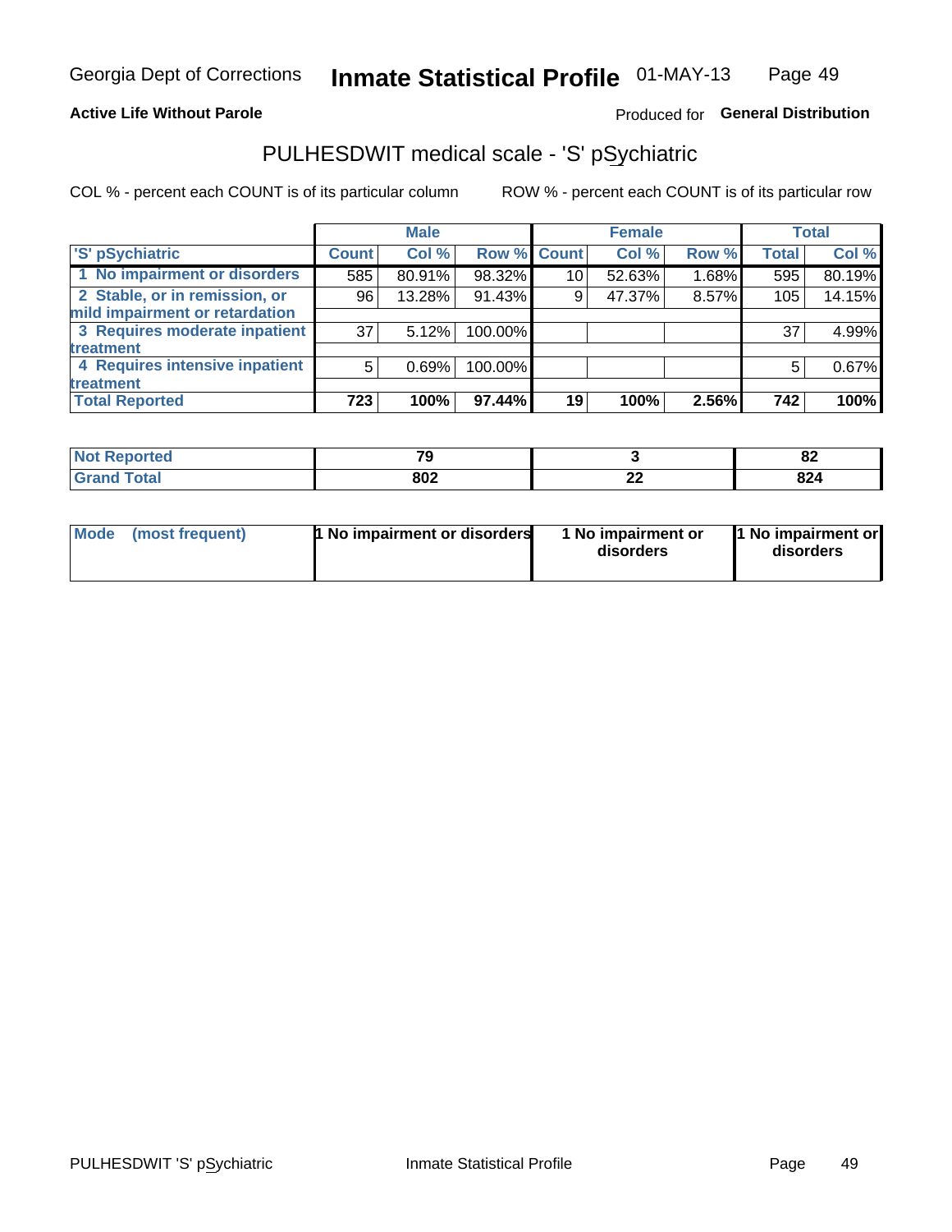Georgia Dept of Corrections **Inmate Statistical Profile** 01-MAY-13

**Active Life Without Parole**

Produced for **General Distribution**

## PULHESDWIT medical scale - 'S' pSychiatric

COL % - percent each COUNT is of its particular column

ROW % - percent each COUNT is of its particular row

| | Male | | | Female | | | Total | |
|---|---|---|---|---|---|---|---|---|
| 'S' pSychiatric | Count | Col % | Row % | Count | Col % | Row % | Total | Col % |
| 1 No impairment or disorders | 585 | 80.91% | 98.32% | 10 | 52.63% | 1.68% | 595 | 80.19% |
| 2 Stable, or in remission, or mild impairment or retardation | 96 | 13.28% | 91.43% | 9 | 47.37% | 8.57% | 105 | 14.15% |
| 3 Requires moderate inpatient treatment | 37 | 5.12% | 100.00% | | | | 37 | 4.99% |
| 4 Requires intensive inpatient treatment | 5 | 0.69% | 100.00% | | | | 5 | 0.67% |
| **Total Reported** | **723** | **100%** | **97.44%** | **19** | **100%** | **2.56%** | **742** | **100%** |

| | Male | Female | Total |
|---|---|---|---|
| Not Reported | 79 | 3 | 82 |
| Grand Total | 802 | 22 | 824 |

| | Male | Female | Total |
|---|---|---|---|
| Mode (most frequent) | 1 No impairment or disorders | 1 No impairment or disorders | 1 No impairment or disorders |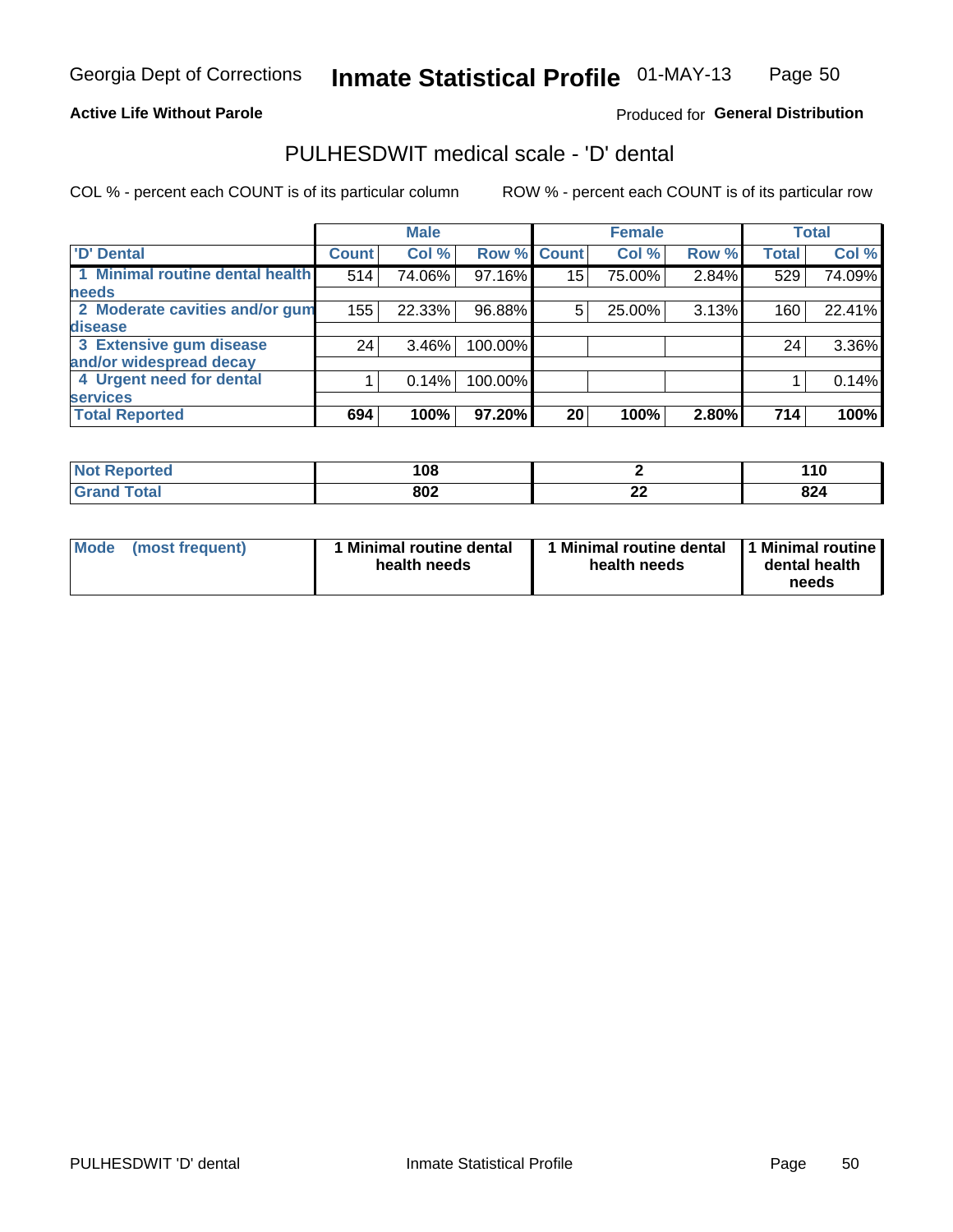Georgia Dept of Corrections **Inmate Statistical Profile** 01-MAY-13

**Active Life Without Parole**

Produced for **General Distribution**

## PULHESDWIT medical scale - 'D' dental

COL % - percent each COUNT is of its particular column ROW % - percent each COUNT is of its particular row

| | Male | | | Female | | | Total | |
|---|---|---|---|---|---|---|---|---|
| 'D' Dental | Count | Col % | Row % | Count | Col % | Row % | Total | Col % |
| 1 Minimal routine dental health needs | 514 | 74.06% | 97.16% | 15 | 75.00% | 2.84% | 529 | 74.09% |
| 2 Moderate cavities and/or gum disease | 155 | 22.33% | 96.88% | 5 | 25.00% | 3.13% | 160 | 22.41% |
| 3 Extensive gum disease and/or widespread decay | 24 | 3.46% | 100.00% | | | | 24 | 3.36% |
| 4 Urgent need for dental services | 1 | 0.14% | 100.00% | | | | 1 | 0.14% |
| **Total Reported** | **694** | **100%** | **97.20%** | **20** | **100%** | **2.80%** | **714** | **100%** |

| | Male | Female | Total |
|---|---|---|---|
| Not Reported | 108 | 2 | 110 |
| Grand Total | 802 | 22 | 824 |

| | Male | Female | Total |
|---|---|---|---|
| Mode (most frequent) | 1 Minimal routine dental health needs | 1 Minimal routine dental health needs | 1 Minimal routine dental health needs |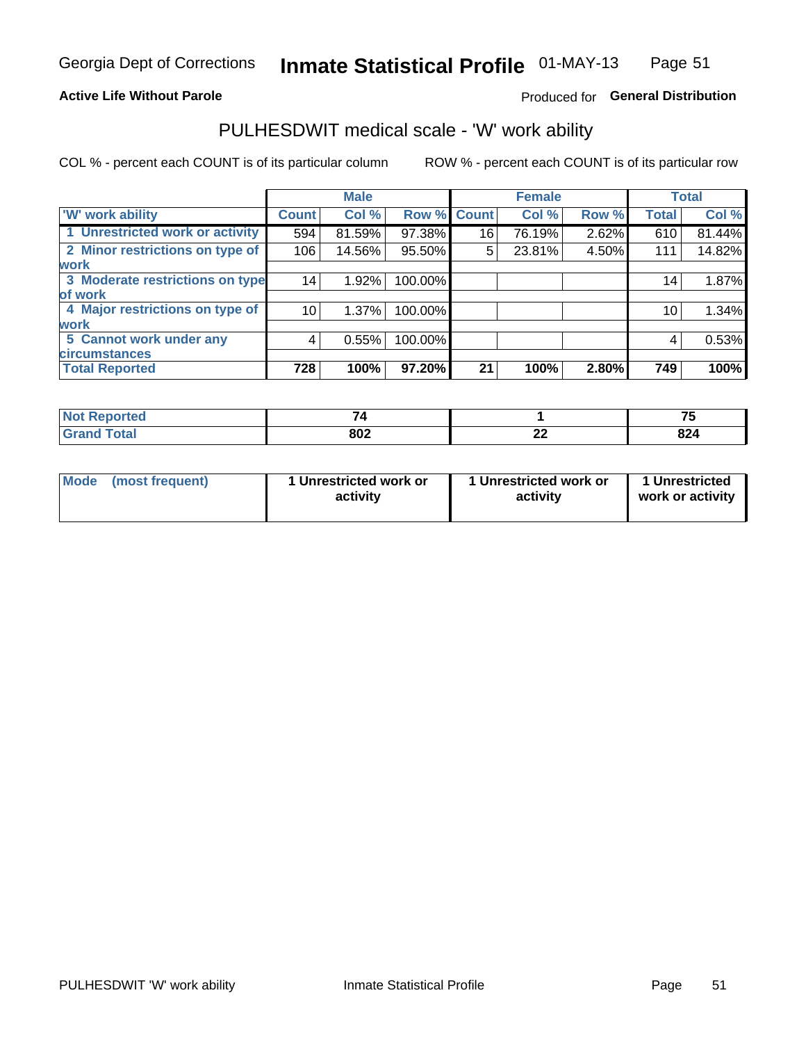Georgia Dept of Corrections **Inmate Statistical Profile** 01-MAY-13

**Active Life Without Parole**

Produced for **General Distribution**

## PULHESDWIT medical scale - 'W' work ability

COL % - percent each COUNT is of its particular column

ROW % - percent each COUNT is of its particular row

| | Male | | | Female | | | Total | |
|---|---|---|---|---|---|---|---|---|
| 'W' work ability | Count | Col % | Row % | Count | Col % | Row % | Total | Col % |
| 1 Unrestricted work or activity | 594 | 81.59% | 97.38% | 16 | 76.19% | 2.62% | 610 | 81.44% |
| 2 Minor restrictions on type of work | 106 | 14.56% | 95.50% | 5 | 23.81% | 4.50% | 111 | 14.82% |
| 3 Moderate restrictions on type of work | 14 | 1.92% | 100.00% | | | | 14 | 1.87% |
| 4 Major restrictions on type of work | 10 | 1.37% | 100.00% | | | | 10 | 1.34% |
| 5 Cannot work under any circumstances | 4 | 0.55% | 100.00% | | | | 4 | 0.53% |
| **Total Reported** | **728** | **100%** | **97.20%** | **21** | **100%** | **2.80%** | **749** | **100%** |

| | Male | Female | Total |
|---|---|---|---|
| Not Reported | 74 | 1 | 75 |
| Grand Total | 802 | 22 | 824 |

| | Male | Female | Total |
|---|---|---|---|
| Mode (most frequent) | 1 Unrestricted work or activity | 1 Unrestricted work or activity | 1 Unrestricted work or activity |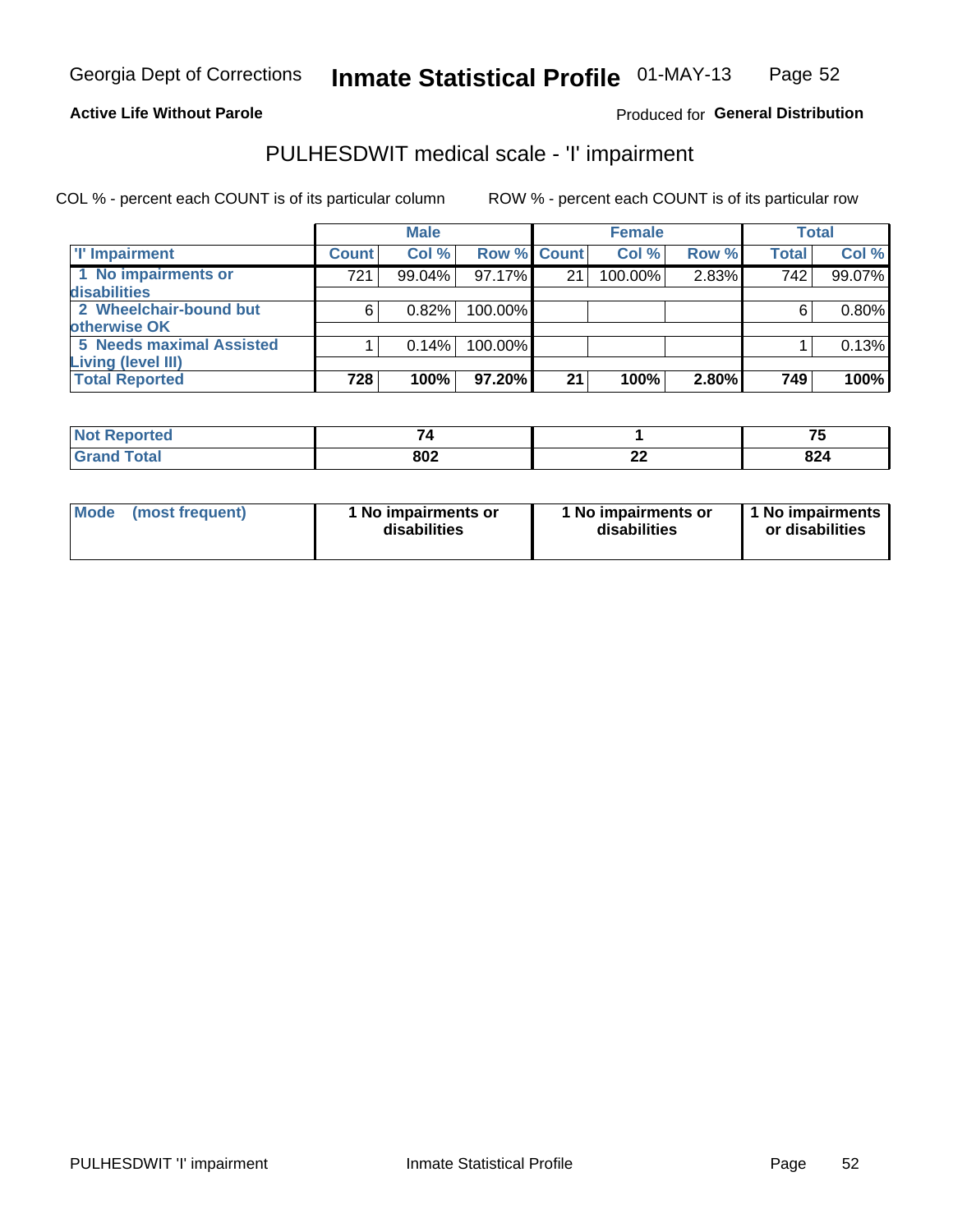Georgia Dept of Corrections **Inmate Statistical Profile** 01-MAY-13

**Active Life Without Parole**

Produced for **General Distribution**

# PULHESDWIT medical scale - 'I' impairment

COL % - percent each COUNT is of its particular column ROW % - percent each COUNT is of its particular row

| | Male | | | Female | | | Total | |
|---|---|---|---|---|---|---|---|---|
| 'I' Impairment | Count | Col % | Row % | Count | Col % | Row % | Total | Col % |
| 1 No impairments or disabilities | 721 | 99.04% | 97.17% | 21 | 100.00% | 2.83% | 742 | 99.07% |
| 2 Wheelchair-bound but otherwise OK | 6 | 0.82% | 100.00% | | | | 6 | 0.80% |
| 5 Needs maximal Assisted Living (level III) | 1 | 0.14% | 100.00% | | | | 1 | 0.13% |
| **Total Reported** | **728** | **100%** | **97.20%** | **21** | **100%** | **2.80%** | **749** | **100%** |

| | Male | Female | Total |
|---|---|---|---|
| Not Reported | 74 | 1 | 75 |
| Grand Total | 802 | 22 | 824 |

| | Male | Female | Total |
|---|---|---|---|
| Mode (most frequent) | 1 No impairments or disabilities | 1 No impairments or disabilities | 1 No impairments or disabilities |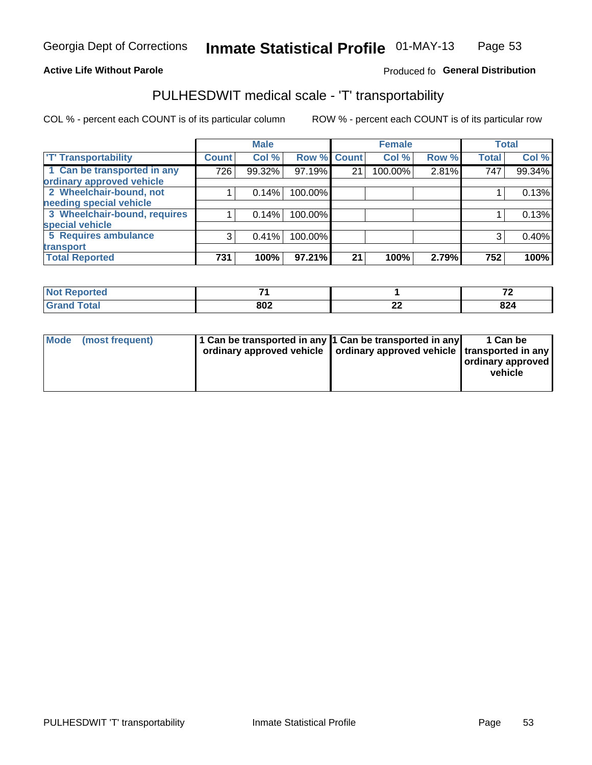Georgia Dept of Corrections **Inmate Statistical Profile** 01-MAY-13

**Active Life Without Parole**

Produced fo **General Distribution**

## PULHESDWIT medical scale - 'T' transportability

COL % - percent each COUNT is of its particular column ROW % - percent each COUNT is of its particular row

| | Male | | | Female | | | Total | |
|---|---|---|---|---|---|---|---|---|
| 'T' Transportability | Count | Col % | Row % | Count | Col % | Row % | Total | Col % |
| 1 Can be transported in any ordinary approved vehicle | 726 | 99.32% | 97.19% | 21 | 100.00% | 2.81% | 747 | 99.34% |
| 2 Wheelchair-bound, not needing special vehicle | 1 | 0.14% | 100.00% | | | | 1 | 0.13% |
| 3 Wheelchair-bound, requires special vehicle | 1 | 0.14% | 100.00% | | | | 1 | 0.13% |
| 5 Requires ambulance transport | 3 | 0.41% | 100.00% | | | | 3 | 0.40% |
| **Total Reported** | **731** | **100%** | **97.21%** | **21** | **100%** | **2.79%** | **752** | **100%** |

| | Male | Female | Total |
|---|---|---|---|
| Not Reported | 71 | 1 | 72 |
| Grand Total | 802 | 22 | 824 |

| | Male | Female | Total |
|---|---|---|---|
| Mode (most frequent) | 1 Can be transported in any ordinary approved vehicle | 1 Can be transported in any ordinary approved vehicle | 1 Can be transported in any ordinary approved vehicle |

PULHESDWIT 'T' transportability Inmate Statistical Profile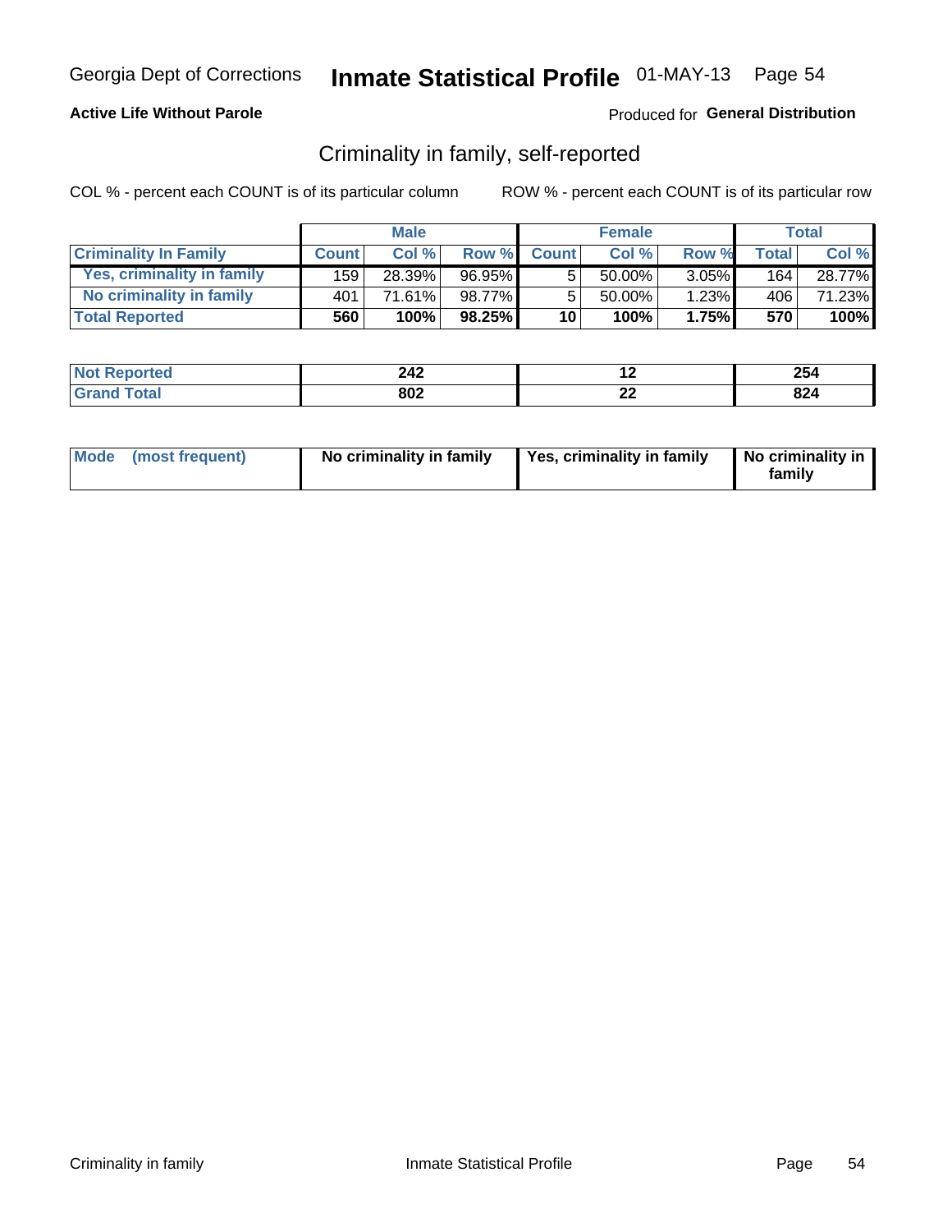Georgia Dept of Corrections **Inmate Statistical Profile** 01-MAY-13 Page 54

**Active Life Without Parole**

Produced for **General Distribution**

## Criminality in family, self-reported

COL % - percent each COUNT is of its particular column ROW % - percent each COUNT is of its particular row

| | Male | | | Female | | | Total | |
|---|---|---|---|---|---|---|---|---|
| **Criminality In Family** | **Count** | **Col %** | **Row %** | **Count** | **Col %** | **Row %** | **Total** | **Col %** |
| Yes, criminality in family | 159 | 28.39% | 96.95% | 5 | 50.00% | 3.05% | 164 | 28.77% |
| No criminality in family | 401 | 71.61% | 98.77% | 5 | 50.00% | 1.23% | 406 | 71.23% |
| **Total Reported** | **560** | **100%** | **98.25%** | **10** | **100%** | **1.75%** | **570** | **100%** |

| | Male | Female | Total |
|---|---|---|---|
| **Not Reported** | **242** | **12** | **254** |
| **Grand Total** | **802** | **22** | **824** |

| | Male | Female | Total |
|---|---|---|---|
| **Mode (most frequent)** | **No criminality in family** | **Yes, criminality in family** | **No criminality in family** |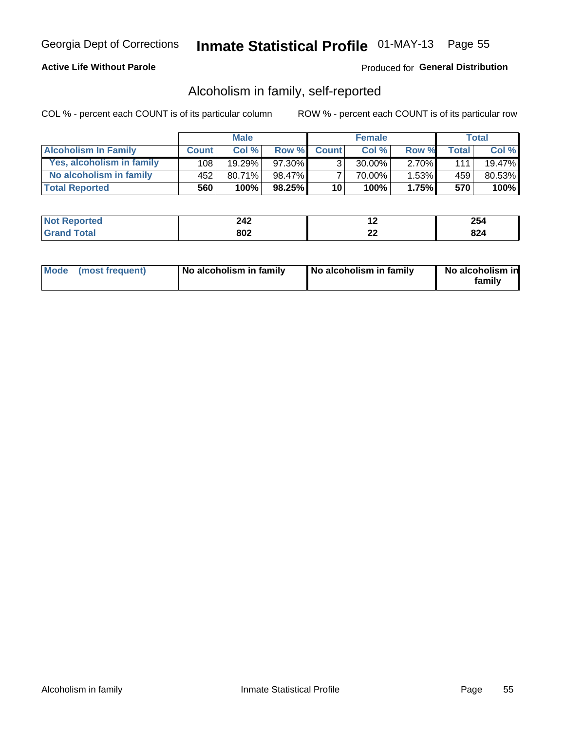Georgia Dept of Corrections **Inmate Statistical Profile** 01-MAY-13

**Active Life Without Parole**

Produced for **General Distribution**

## Alcoholism in family, self-reported

COL % - percent each COUNT is of its particular column

ROW % - percent each COUNT is of its particular row

| | Male | | | Female | | | Total | |
|---|---|---|---|---|---|---|---|---|
| **Alcoholism In Family** | **Count** | **Col %** | **Row %** | **Count** | **Col %** | **Row %** | **Total** | **Col %** |
| **Yes, alcoholism in family** | 108 | 19.29% | 97.30% | 3 | 30.00% | 2.70% | 111 | 19.47% |
| **No alcoholism in family** | 452 | 80.71% | 98.47% | 7 | 70.00% | 1.53% | 459 | 80.53% |
| **Total Reported** | **560** | **100%** | **98.25%** | **10** | **100%** | **1.75%** | **570** | **100%** |

| | Male | Female | Total |
|---|---|---|---|
| **Not Reported** | **242** | **12** | **254** |
| **Grand Total** | **802** | **22** | **824** |

| | Male | Female | Total |
|---|---|---|---|
| **Mode (most frequent)** | **No alcoholism in family** | **No alcoholism in family** | **No alcoholism in family** |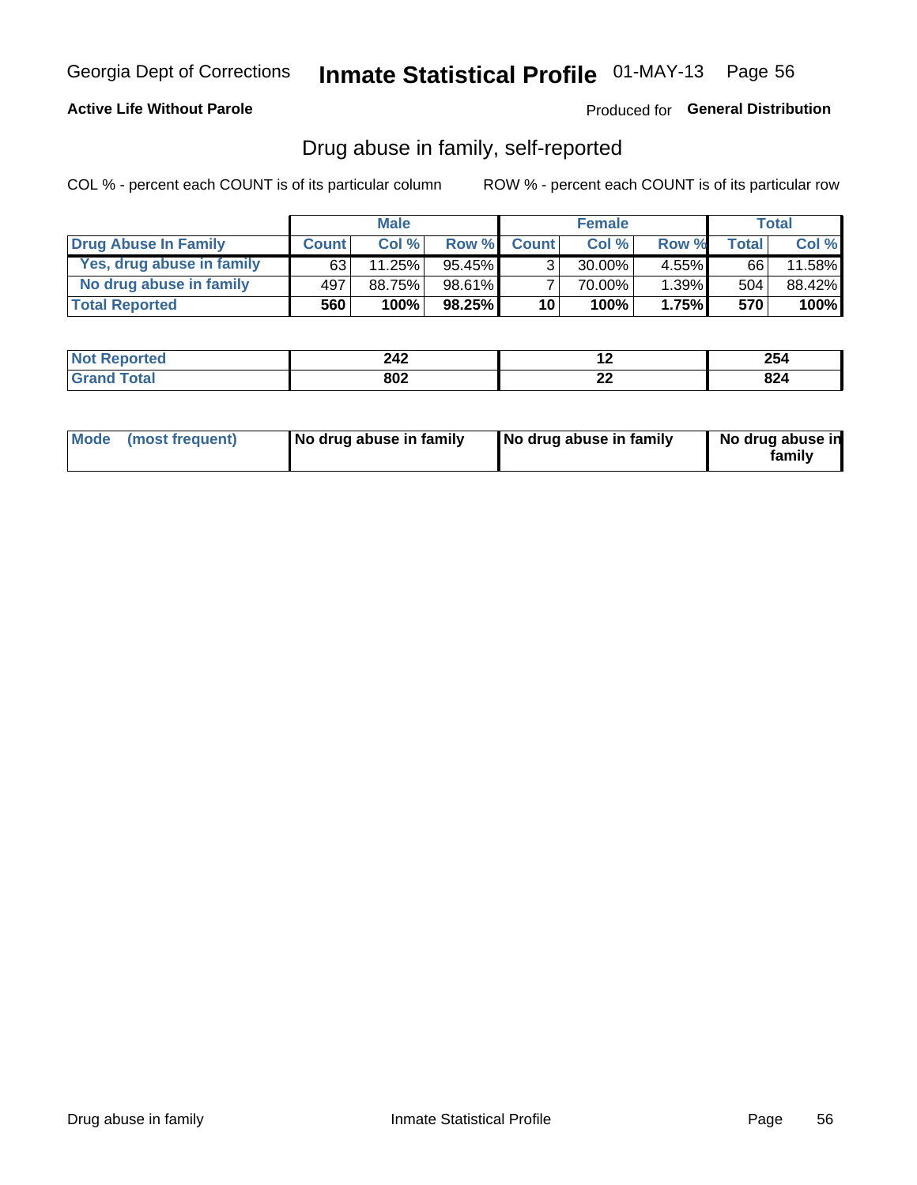Georgia Dept of Corrections **Inmate Statistical Profile** 01-MAY-13

**Active Life Without Parole**

Produced for **General Distribution**

## Drug abuse in family, self-reported

COL % - percent each COUNT is of its particular column ROW % - percent each COUNT is of its particular row

| | Male | | | Female | | | Total | |
|---|---|---|---|---|---|---|---|---|
| **Drug Abuse In Family** | **Count** | **Col %** | **Row %** | **Count** | **Col %** | **Row %** | **Total** | **Col %** |
| Yes, drug abuse in family | 63 | 11.25% | 95.45% | 3 | 30.00% | 4.55% | 66 | 11.58% |
| No drug abuse in family | 497 | 88.75% | 98.61% | 7 | 70.00% | 1.39% | 504 | 88.42% |
| **Total Reported** | **560** | **100%** | **98.25%** | **10** | **100%** | **1.75%** | **570** | **100%** |

| | Male | Female | Total |
|---|---|---|---|
| **Not Reported** | **242** | **12** | **254** |
| **Grand Total** | **802** | **22** | **824** |

| | Male | Female | Total |
|---|---|---|---|
| **Mode (most frequent)** | **No drug abuse in family** | **No drug abuse in family** | **No drug abuse in family** |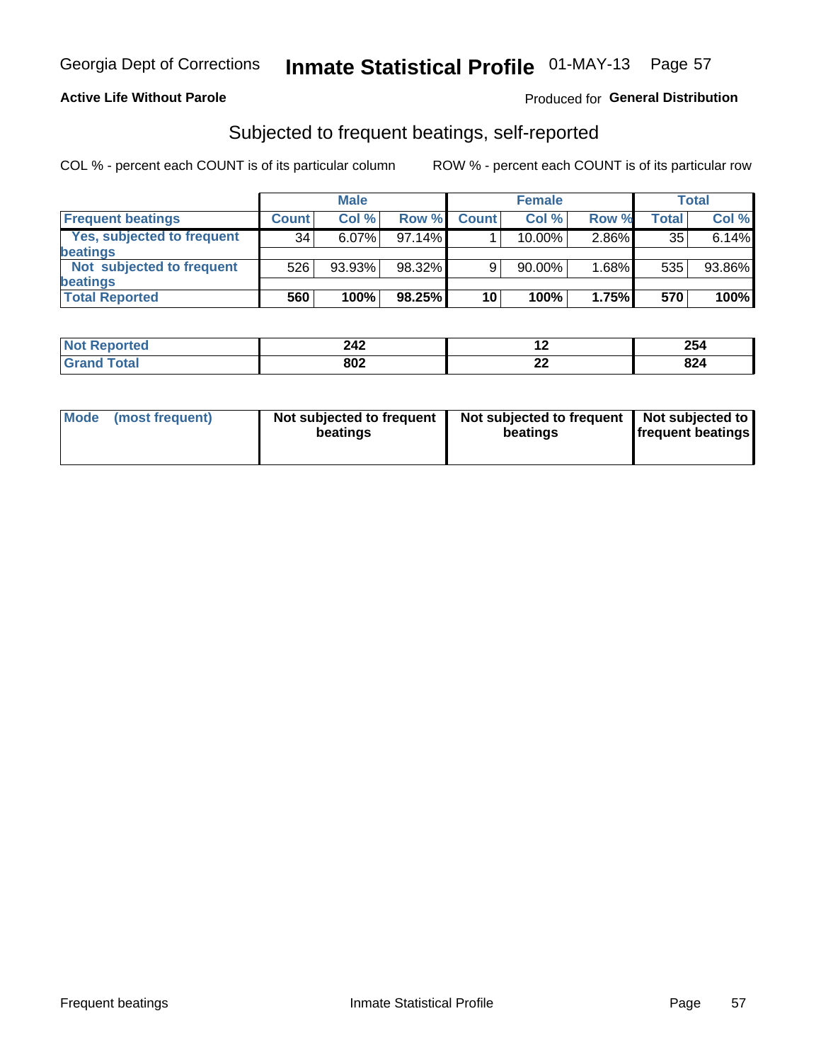Georgia Dept of Corrections **Inmate Statistical Profile** 01-MAY-13

**Active Life Without Parole**

Produced for **General Distribution**

## Subjected to frequent beatings, self-reported

COL % - percent each COUNT is of its particular column

ROW % - percent each COUNT is of its particular row

| | Male | | | Female | | | Total | |
|---|---|---|---|---|---|---|---|---|
| **Frequent beatings** | **Count** | **Col %** | **Row %** | **Count** | **Col %** | **Row %** | **Total** | **Col %** |
| **Yes, subjected to frequent beatings** | 34 | 6.07% | 97.14% | 1 | 10.00% | 2.86% | 35 | 6.14% |
| **Not subjected to frequent beatings** | 526 | 93.93% | 98.32% | 9 | 90.00% | 1.68% | 535 | 93.86% |
| **Total Reported** | **560** | **100%** | **98.25%** | **10** | **100%** | **1.75%** | **570** | **100%** |

| | Male | Female | Total |
|---|---|---|---|
| **Not Reported** | **242** | **12** | **254** |
| **Grand Total** | **802** | **22** | **824** |

| | Male | Female | Total |
|---|---|---|---|
| **Mode (most frequent)** | **Not subjected to frequent beatings** | **Not subjected to frequent beatings** | **Not subjected to frequent beatings** |

Frequent beatings

Inmate Statistical Profile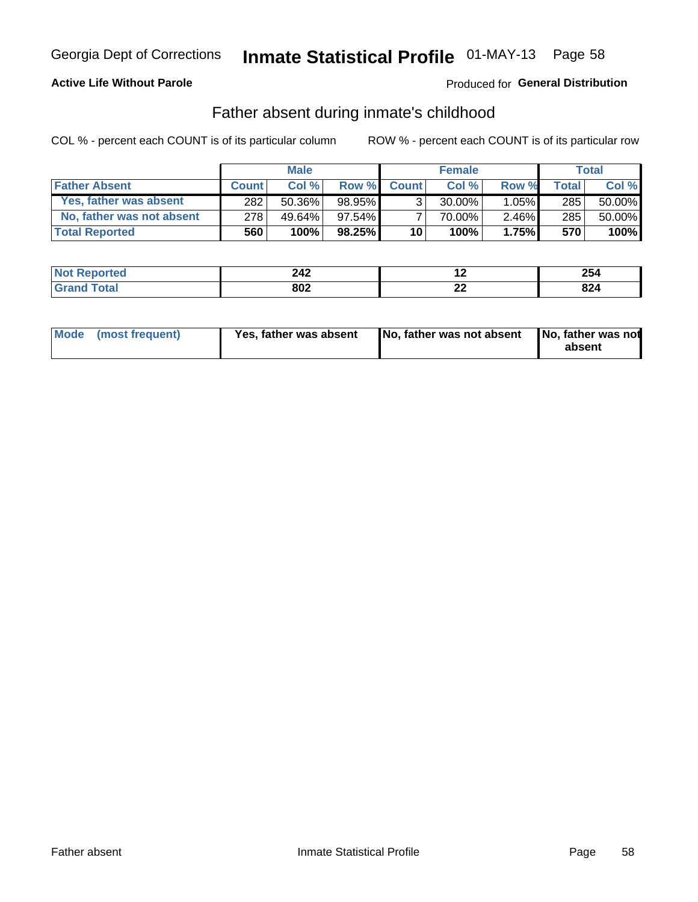Georgia Dept of Corrections **Inmate Statistical Profile** 01-MAY-13

**Active Life Without Parole** Produced for **General Distribution**

## Father absent during inmate's childhood

COL % - percent each COUNT is of its particular column ROW % - percent each COUNT is of its particular row

| | Male | | | Female | | | Total | |
|---|---|---|---|---|---|---|---|---|
| **Father Absent** | **Count** | **Col %** | **Row %** | **Count** | **Col %** | **Row %** | **Total** | **Col %** |
| Yes, father was absent | 282 | 50.36% | 98.95% | 3 | 30.00% | 1.05% | 285 | 50.00% |
| No, father was not absent | 278 | 49.64% | 97.54% | 7 | 70.00% | 2.46% | 285 | 50.00% |
| **Total Reported** | **560** | **100%** | **98.25%** | **10** | **100%** | **1.75%** | **570** | **100%** |

| | Male | Female | Total |
|---|---|---|---|
| **Not Reported** | **242** | **12** | **254** |
| **Grand Total** | **802** | **22** | **824** |

| | Male | Female | Total |
|---|---|---|---|
| **Mode (most frequent)** | **Yes, father was absent** | **No, father was not absent** | **No, father was not absent** |

Father absent Inmate Statistical Profile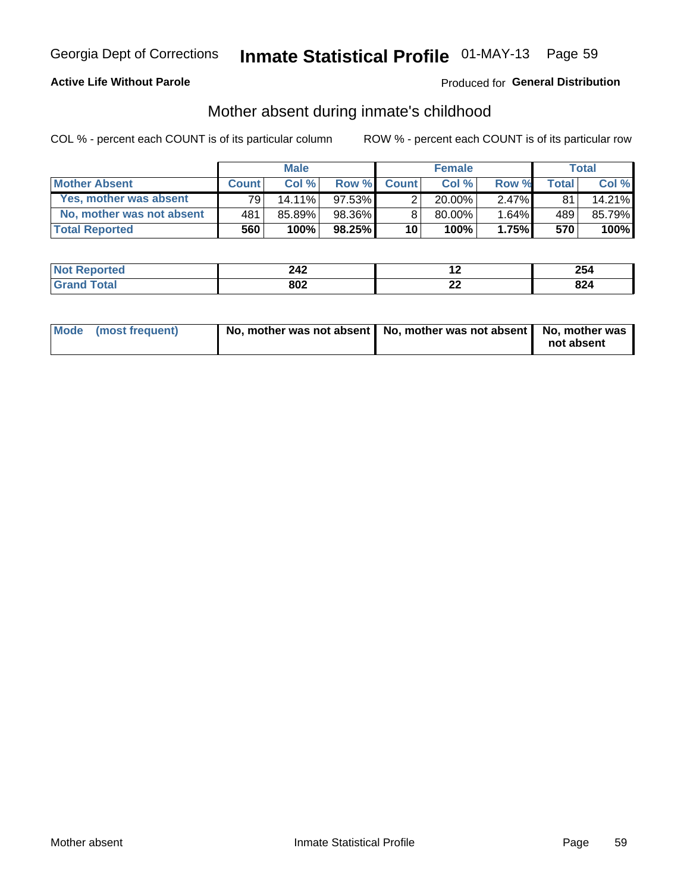Georgia Dept of Corrections **Inmate Statistical Profile** 01-MAY-13

**Active Life Without Parole**

Produced for **General Distribution**

## Mother absent during inmate's childhood

COL % - percent each COUNT is of its particular column

ROW % - percent each COUNT is of its particular row

| | Male | | | Female | | | Total | |
|---|---|---|---|---|---|---|---|---|
| **Mother Absent** | **Count** | **Col %** | **Row %** | **Count** | **Col %** | **Row %** | **Total** | **Col %** |
| **Yes, mother was absent** | 79 | 14.11% | 97.53% | 2 | 20.00% | 2.47% | 81 | 14.21% |
| **No, mother was not absent** | 481 | 85.89% | 98.36% | 8 | 80.00% | 1.64% | 489 | 85.79% |
| **Total Reported** | **560** | **100%** | **98.25%** | **10** | **100%** | **1.75%** | **570** | **100%** |

| | Male | Female | Total |
|---|---|---|---|
| **Not Reported** | **242** | **12** | **254** |
| **Grand Total** | **802** | **22** | **824** |

| | Male | Female | Total |
|---|---|---|---|
| **Mode (most frequent)** | **No, mother was not absent** | **No, mother was not absent** | **No, mother was not absent** |

Mother absent

Inmate Statistical Profile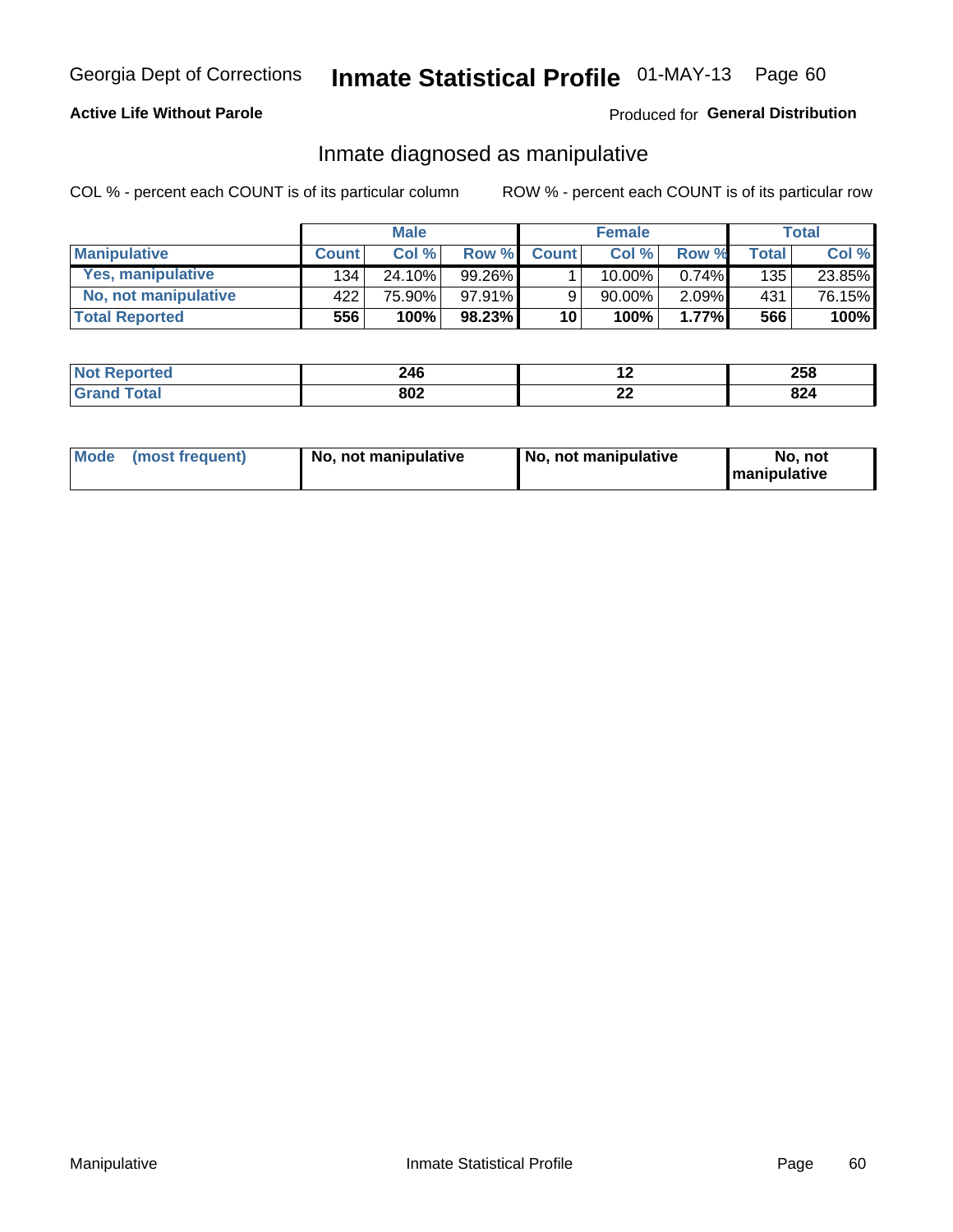Georgia Dept of Corrections **Inmate Statistical Profile** 01-MAY-13 Page 60

**Active Life Without Parole**

Produced for **General Distribution**

## Inmate diagnosed as manipulative

COL % - percent each COUNT is of its particular column ROW % - percent each COUNT is of its particular row

| | Male | | | Female | | | Total | |
|---|---|---|---|---|---|---|---|---|
| **Manipulative** | **Count** | **Col %** | **Row %** | **Count** | **Col %** | **Row %** | **Total** | **Col %** |
| **Yes, manipulative** | 134 | 24.10% | 99.26% | 1 | 10.00% | 0.74% | 135 | 23.85% |
| **No, not manipulative** | 422 | 75.90% | 97.91% | 9 | 90.00% | 2.09% | 431 | 76.15% |
| **Total Reported** | **556** | **100%** | **98.23%** | **10** | **100%** | **1.77%** | **566** | **100%** |

| | Male | Female | Total |
|---|---|---|---|
| **Not Reported** | **246** | **12** | **258** |
| **Grand Total** | **802** | **22** | **824** |

| | Male | Female | Total |
|---|---|---|---|
| **Mode (most frequent)** | **No, not manipulative** | **No, not manipulative** | **No, not manipulative** |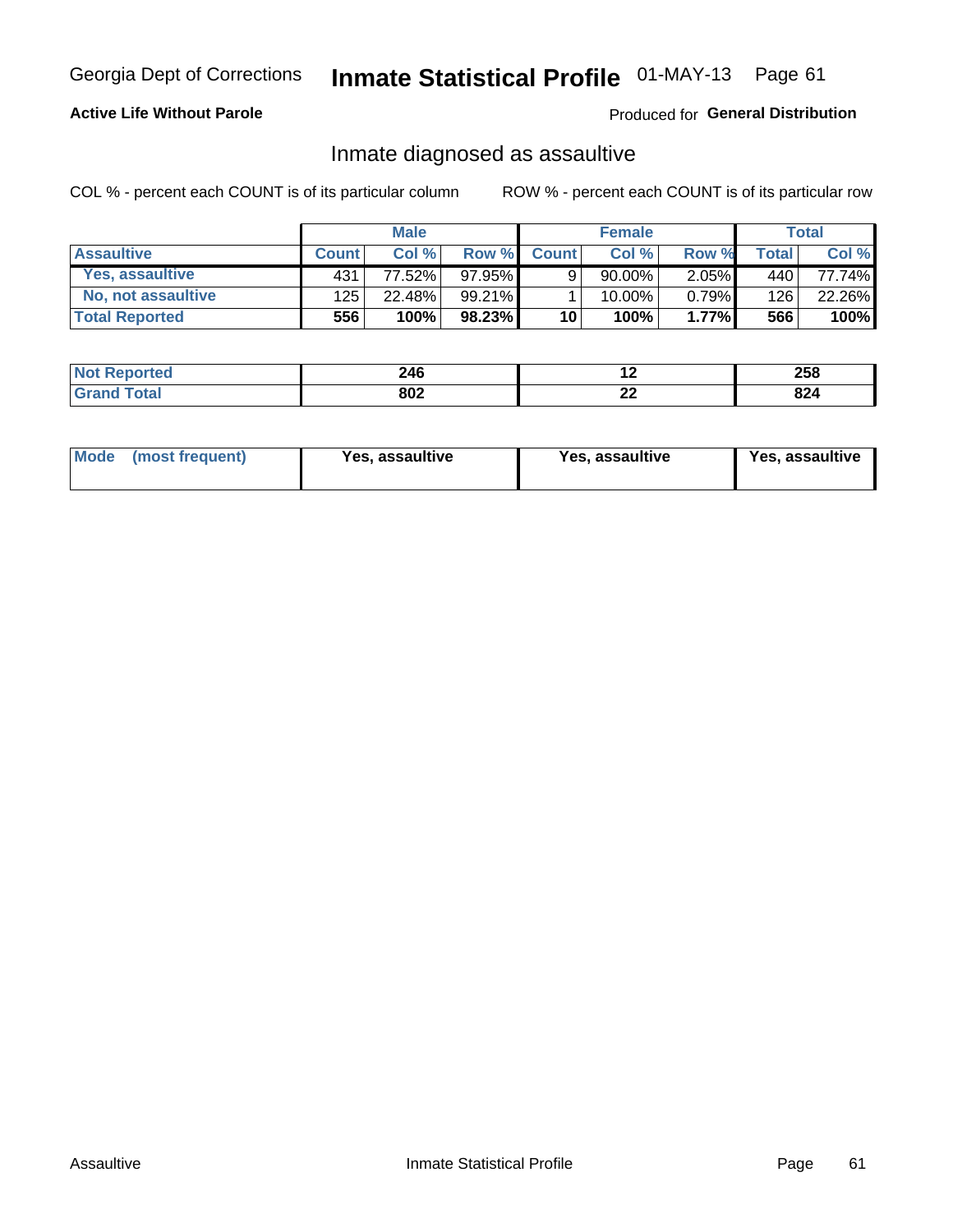Georgia Dept of Corrections **Inmate Statistical Profile** 01-MAY-13

**Active Life Without Parole**

Produced for **General Distribution**

## Inmate diagnosed as assaultive

COL % - percent each COUNT is of its particular column

ROW % - percent each COUNT is of its particular row

| | Male | | | Female | | | Total | |
|---|---|---|---|---|---|---|---|---|
| **Assaultive** | **Count** | **Col %** | **Row %** | **Count** | **Col %** | **Row %** | **Total** | **Col %** |
| **Yes, assaultive** | 431 | 77.52% | 97.95% | 9 | 90.00% | 2.05% | 440 | 77.74% |
| **No, not assaultive** | 125 | 22.48% | 99.21% | 1 | 10.00% | 0.79% | 126 | 22.26% |
| **Total Reported** | **556** | **100%** | **98.23%** | **10** | **100%** | **1.77%** | **566** | **100%** |

| | Male | Female | Total |
|---|---|---|---|
| **Not Reported** | **246** | **12** | **258** |
| **Grand Total** | **802** | **22** | **824** |

| | Male | Female | Total |
|---|---|---|---|
| **Mode (most frequent)** | **Yes, assaultive** | **Yes, assaultive** | **Yes, assaultive** |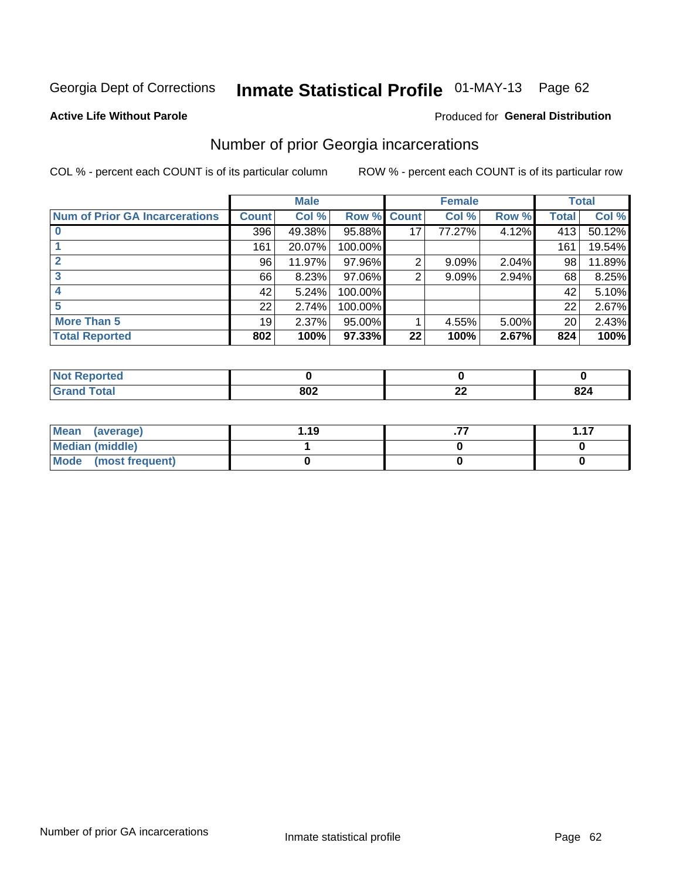Georgia Dept of Corrections **Inmate Statistical Profile** 01-MAY-13

**Active Life Without Parole**

Produced for **General Distribution**

## Number of prior Georgia incarcerations

COL % - percent each COUNT is of its particular column ROW % - percent each COUNT is of its particular row

| Num of Prior GA Incarcerations | Male | | | Female | | | Total | |
|---|---|---|---|---|---|---|---|---|
| | Count | Col % | Row % | Count | Col % | Row % | Total | Col % |
| 0 | 396 | 49.38% | 95.88% | 17 | 77.27% | 4.12% | 413 | 50.12% |
| 1 | 161 | 20.07% | 100.00% | | | | 161 | 19.54% |
| 2 | 96 | 11.97% | 97.96% | 2 | 9.09% | 2.04% | 98 | 11.89% |
| 3 | 66 | 8.23% | 97.06% | 2 | 9.09% | 2.94% | 68 | 8.25% |
| 4 | 42 | 5.24% | 100.00% | | | | 42 | 5.10% |
| 5 | 22 | 2.74% | 100.00% | | | | 22 | 2.67% |
| More Than 5 | 19 | 2.37% | 95.00% | 1 | 4.55% | 5.00% | 20 | 2.43% |
| **Total Reported** | **802** | **100%** | **97.33%** | **22** | **100%** | **2.67%** | **824** | **100%** |

| | Male | Female | Total |
|---|---|---|---|
| Not Reported | 0 | 0 | 0 |
| Grand Total | 802 | 22 | 824 |

| | Male | Female | Total |
|---|---|---|---|
| Mean (average) | 1.19 | .77 | 1.17 |
| Median (middle) | 1 | 0 | 0 |
| Mode (most frequent) | 0 | 0 | 0 |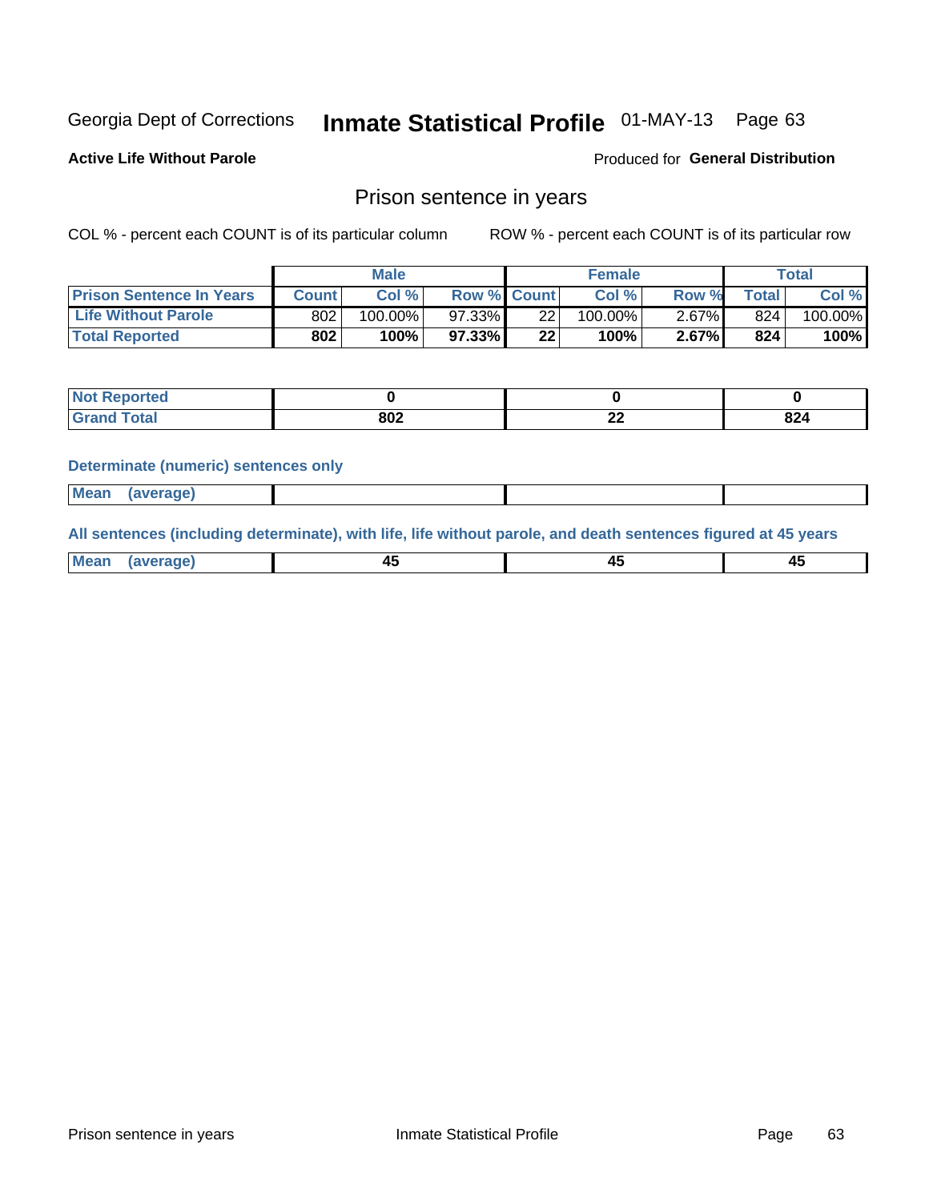Georgia Dept of Corrections **Inmate Statistical Profile** 01-MAY-13 Page 63

**Active Life Without Parole**

Produced for **General Distribution**

## Prison sentence in years

COL % - percent each COUNT is of its particular column

ROW % - percent each COUNT is of its particular row

| | Male | | | Female | | | Total | |
|---|---|---|---|---|---|---|---|---|
| **Prison Sentence In Years** | **Count** | **Col %** | **Row %** | **Count** | **Col %** | **Row %** | **Total** | **Col %** |
| **Life Without Parole** | 802 | 100.00% | 97.33% | 22 | 100.00% | 2.67% | 824 | 100.00% |
| **Total Reported** | **802** | **100%** | **97.33%** | **22** | **100%** | **2.67%** | **824** | **100%** |

| | Male | Female | Total |
|---|---|---|---|
| **Not Reported** | **0** | **0** | **0** |
| **Grand Total** | **802** | **22** | **824** |

### Determinate (numeric) sentences only

| | Male | Female | Total |
|---|---|---|---|
| **Mean (average)** | | | |

### All sentences (including determinate), with life, life without parole, and death sentences figured at 45 years

| | Male | Female | Total |
|---|---|---|---|
| **Mean (average)** | **45** | **45** | **45** |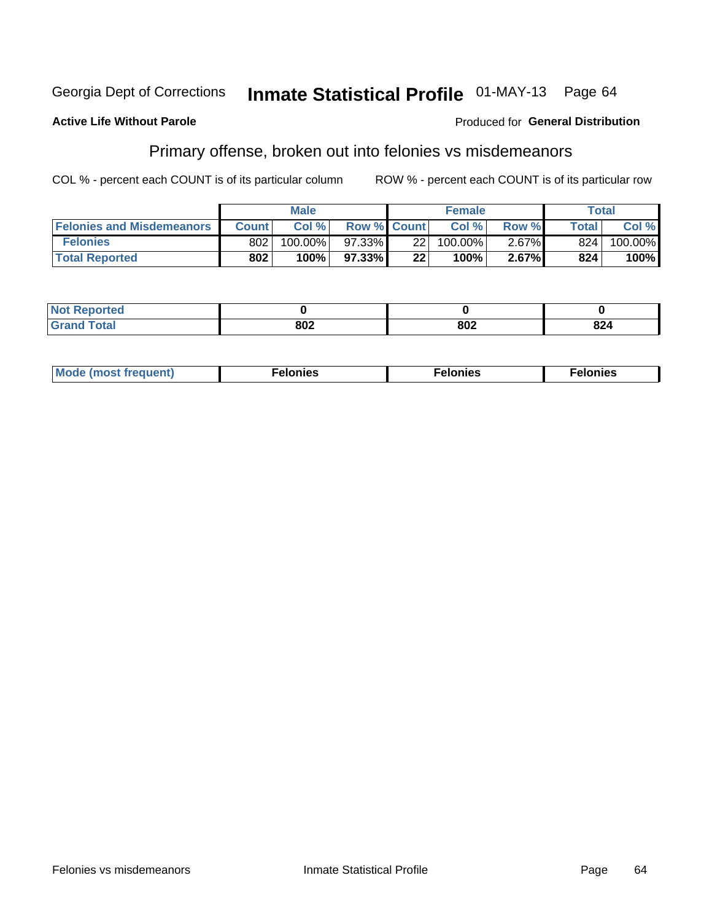Georgia Dept of Corrections **Inmate Statistical Profile** 01-MAY-13

**Active Life Without Parole**

Produced for **General Distribution**

## Primary offense, broken out into felonies vs misdemeanors

COL % - percent each COUNT is of its particular column

ROW % - percent each COUNT is of its particular row

| | Male | | | Female | | | Total | |
|---|---|---|---|---|---|---|---|---|
| **Felonies and Misdemeanors** | **Count** | **Col %** | **Row %** | **Count** | **Col %** | **Row %** | **Total** | **Col %** |
| **Felonies** | 802 | 100.00% | 97.33% | 22 | 100.00% | 2.67% | 824 | 100.00% |
| **Total Reported** | **802** | **100%** | **97.33%** | **22** | **100%** | **2.67%** | **824** | **100%** |

| | Male | Female | Total |
|---|---|---|---|
| **Not Reported** | **0** | **0** | **0** |
| **Grand Total** | **802** | **802** | **824** |

| | Male | Female | Total |
|---|---|---|---|
| **Mode (most frequent)** | **Felonies** | **Felonies** | **Felonies** |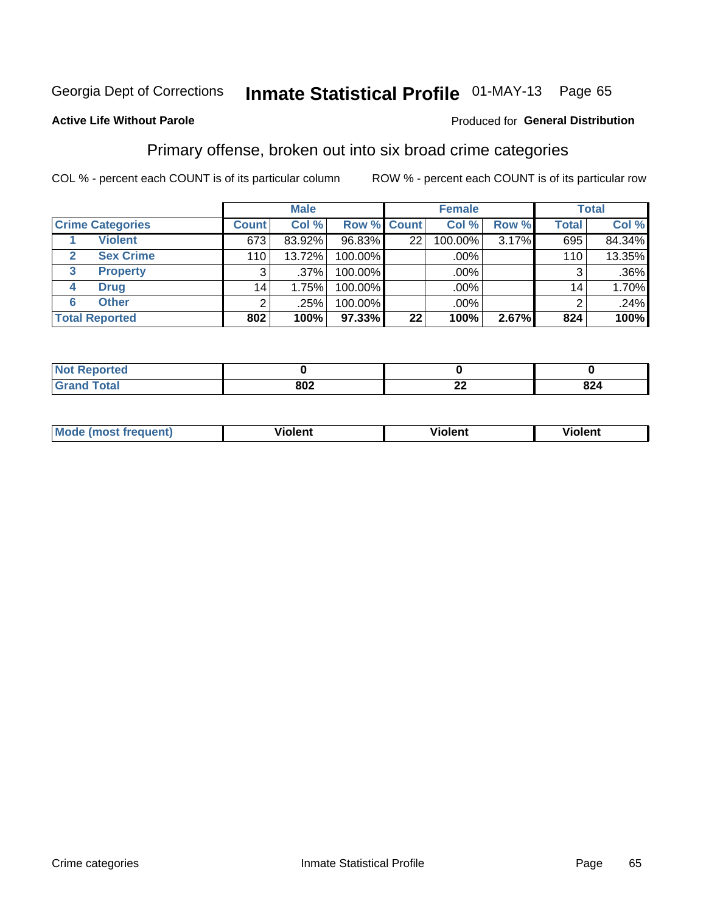Georgia Dept of Corrections **Inmate Statistical Profile** 01-MAY-13 Page 65

**Active Life Without Parole**

Produced for **General Distribution**

## Primary offense, broken out into six broad crime categories

COL % - percent each COUNT is of its particular column

ROW % - percent each COUNT is of its particular row

| Crime Categories | | Male | | | Female | | | Total | |
|---|---|---|---|---|---|---|---|---|---|
| | | Count | Col % | Row % | Count | Col % | Row % | Total | Col % |
| 1 | Violent | 673 | 83.92% | 96.83% | 22 | 100.00% | 3.17% | 695 | 84.34% |
| 2 | Sex Crime | 110 | 13.72% | 100.00% | | .00% | | 110 | 13.35% |
| 3 | Property | 3 | .37% | 100.00% | | .00% | | 3 | .36% |
| 4 | Drug | 14 | 1.75% | 100.00% | | .00% | | 14 | 1.70% |
| 6 | Other | 2 | .25% | 100.00% | | .00% | | 2 | .24% |
| **Total Reported** | | **802** | **100%** | **97.33%** | **22** | **100%** | **2.67%** | **824** | **100%** |

| | Male | Female | Total |
|---|---|---|---|
| Not Reported | 0 | 0 | 0 |
| Grand Total | 802 | 22 | 824 |

| | Male | Female | Total |
|---|---|---|---|
| Mode (most frequent) | Violent | Violent | Violent |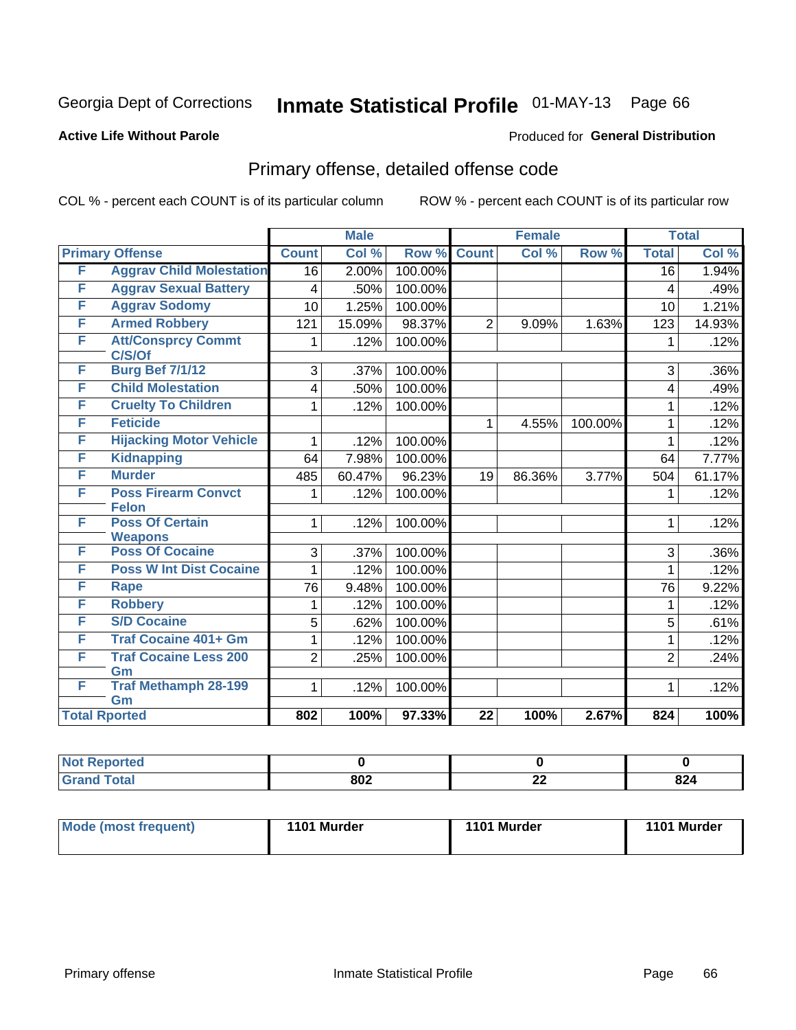Georgia Dept of Corrections **Inmate Statistical Profile** 01-MAY-13 Page 66

**Active Life Without Parole**

Produced for **General Distribution**

## Primary offense, detailed offense code

COL % - percent each COUNT is of its particular column ROW % - percent each COUNT is of its particular row

| Primary Offense | | Male | | | Female | | | Total | |
|---|---|---|---|---|---|---|---|---|---|
| | | Count | Col % | Row % | Count | Col % | Row % | Total | Col % |
| F | Aggrav Child Molestation | 16 | 2.00% | 100.00% | | | | 16 | 1.94% |
| F | Aggrav Sexual Battery | 4 | .50% | 100.00% | | | | 4 | .49% |
| F | Aggrav Sodomy | 10 | 1.25% | 100.00% | | | | 10 | 1.21% |
| F | Armed Robbery | 121 | 15.09% | 98.37% | 2 | 9.09% | 1.63% | 123 | 14.93% |
| F | Att/Consprcy Commt C/S/Of | 1 | .12% | 100.00% | | | | 1 | .12% |
| F | Burg Bef 7/1/12 | 3 | .37% | 100.00% | | | | 3 | .36% |
| F | Child Molestation | 4 | .50% | 100.00% | | | | 4 | .49% |
| F | Cruelty To Children | 1 | .12% | 100.00% | | | | 1 | .12% |
| F | Feticide | | | | 1 | 4.55% | 100.00% | 1 | .12% |
| F | Hijacking Motor Vehicle | 1 | .12% | 100.00% | | | | 1 | .12% |
| F | Kidnapping | 64 | 7.98% | 100.00% | | | | 64 | 7.77% |
| F | Murder | 485 | 60.47% | 96.23% | 19 | 86.36% | 3.77% | 504 | 61.17% |
| F | Poss Firearm Convct Felon | 1 | .12% | 100.00% | | | | 1 | .12% |
| F | Poss Of Certain Weapons | 1 | .12% | 100.00% | | | | 1 | .12% |
| F | Poss Of Cocaine | 3 | .37% | 100.00% | | | | 3 | .36% |
| F | Poss W Int Dist Cocaine | 1 | .12% | 100.00% | | | | 1 | .12% |
| F | Rape | 76 | 9.48% | 100.00% | | | | 76 | 9.22% |
| F | Robbery | 1 | .12% | 100.00% | | | | 1 | .12% |
| F | S/D Cocaine | 5 | .62% | 100.00% | | | | 5 | .61% |
| F | Traf Cocaine 401+ Gm | 1 | .12% | 100.00% | | | | 1 | .12% |
| F | Traf Cocaine Less 200 Gm | 2 | .25% | 100.00% | | | | 2 | .24% |
| F | Traf Methamph 28-199 Gm | 1 | .12% | 100.00% | | | | 1 | .12% |
| Total Rported | | 802 | 100% | 97.33% | 22 | 100% | 2.67% | 824 | 100% |

| | Male | Female | Total |
|---|---|---|---|
| Not Reported | 0 | 0 | 0 |
| Grand Total | 802 | 22 | 824 |

| | Male | Female | Total |
|---|---|---|---|
| Mode (most frequent) | 1101 Murder | 1101 Murder | 1101 Murder |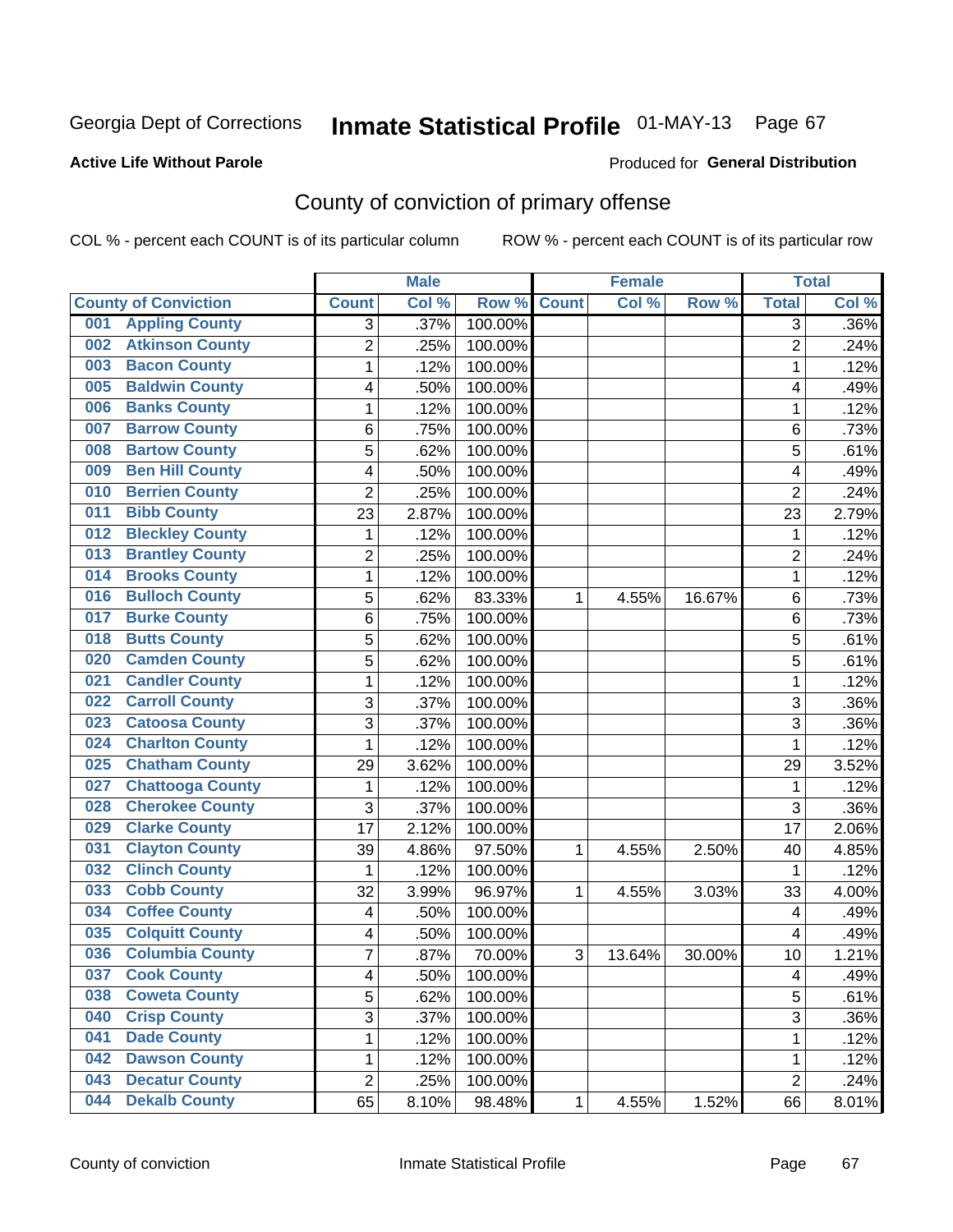Georgia Dept of Corrections **Inmate Statistical Profile** 01-MAY-13 Page 67

**Active Life Without Parole**

Produced for **General Distribution**

## County of conviction of primary offense

COL % - percent each COUNT is of its particular column ROW % - percent each COUNT is of its particular row

| County of Conviction | Male | | | Female | | | Total | |
|---|---|---|---|---|---|---|---|---|
| | Count | Col % | Row % | Count | Col % | Row % | Total | Col % |
| 001 Appling County | 3 | .37% | 100.00% | | | | 3 | .36% |
| 002 Atkinson County | 2 | .25% | 100.00% | | | | 2 | .24% |
| 003 Bacon County | 1 | .12% | 100.00% | | | | 1 | .12% |
| 005 Baldwin County | 4 | .50% | 100.00% | | | | 4 | .49% |
| 006 Banks County | 1 | .12% | 100.00% | | | | 1 | .12% |
| 007 Barrow County | 6 | .75% | 100.00% | | | | 6 | .73% |
| 008 Bartow County | 5 | .62% | 100.00% | | | | 5 | .61% |
| 009 Ben Hill County | 4 | .50% | 100.00% | | | | 4 | .49% |
| 010 Berrien County | 2 | .25% | 100.00% | | | | 2 | .24% |
| 011 Bibb County | 23 | 2.87% | 100.00% | | | | 23 | 2.79% |
| 012 Bleckley County | 1 | .12% | 100.00% | | | | 1 | .12% |
| 013 Brantley County | 2 | .25% | 100.00% | | | | 2 | .24% |
| 014 Brooks County | 1 | .12% | 100.00% | | | | 1 | .12% |
| 016 Bulloch County | 5 | .62% | 83.33% | 1 | 4.55% | 16.67% | 6 | .73% |
| 017 Burke County | 6 | .75% | 100.00% | | | | 6 | .73% |
| 018 Butts County | 5 | .62% | 100.00% | | | | 5 | .61% |
| 020 Camden County | 5 | .62% | 100.00% | | | | 5 | .61% |
| 021 Candler County | 1 | .12% | 100.00% | | | | 1 | .12% |
| 022 Carroll County | 3 | .37% | 100.00% | | | | 3 | .36% |
| 023 Catoosa County | 3 | .37% | 100.00% | | | | 3 | .36% |
| 024 Charlton County | 1 | .12% | 100.00% | | | | 1 | .12% |
| 025 Chatham County | 29 | 3.62% | 100.00% | | | | 29 | 3.52% |
| 027 Chattooga County | 1 | .12% | 100.00% | | | | 1 | .12% |
| 028 Cherokee County | 3 | .37% | 100.00% | | | | 3 | .36% |
| 029 Clarke County | 17 | 2.12% | 100.00% | | | | 17 | 2.06% |
| 031 Clayton County | 39 | 4.86% | 97.50% | 1 | 4.55% | 2.50% | 40 | 4.85% |
| 032 Clinch County | 1 | .12% | 100.00% | | | | 1 | .12% |
| 033 Cobb County | 32 | 3.99% | 96.97% | 1 | 4.55% | 3.03% | 33 | 4.00% |
| 034 Coffee County | 4 | .50% | 100.00% | | | | 4 | .49% |
| 035 Colquitt County | 4 | .50% | 100.00% | | | | 4 | .49% |
| 036 Columbia County | 7 | .87% | 70.00% | 3 | 13.64% | 30.00% | 10 | 1.21% |
| 037 Cook County | 4 | .50% | 100.00% | | | | 4 | .49% |
| 038 Coweta County | 5 | .62% | 100.00% | | | | 5 | .61% |
| 040 Crisp County | 3 | .37% | 100.00% | | | | 3 | .36% |
| 041 Dade County | 1 | .12% | 100.00% | | | | 1 | .12% |
| 042 Dawson County | 1 | .12% | 100.00% | | | | 1 | .12% |
| 043 Decatur County | 2 | .25% | 100.00% | | | | 2 | .24% |
| 044 Dekalb County | 65 | 8.10% | 98.48% | 1 | 4.55% | 1.52% | 66 | 8.01% |

County of conviction Inmate Statistical Profile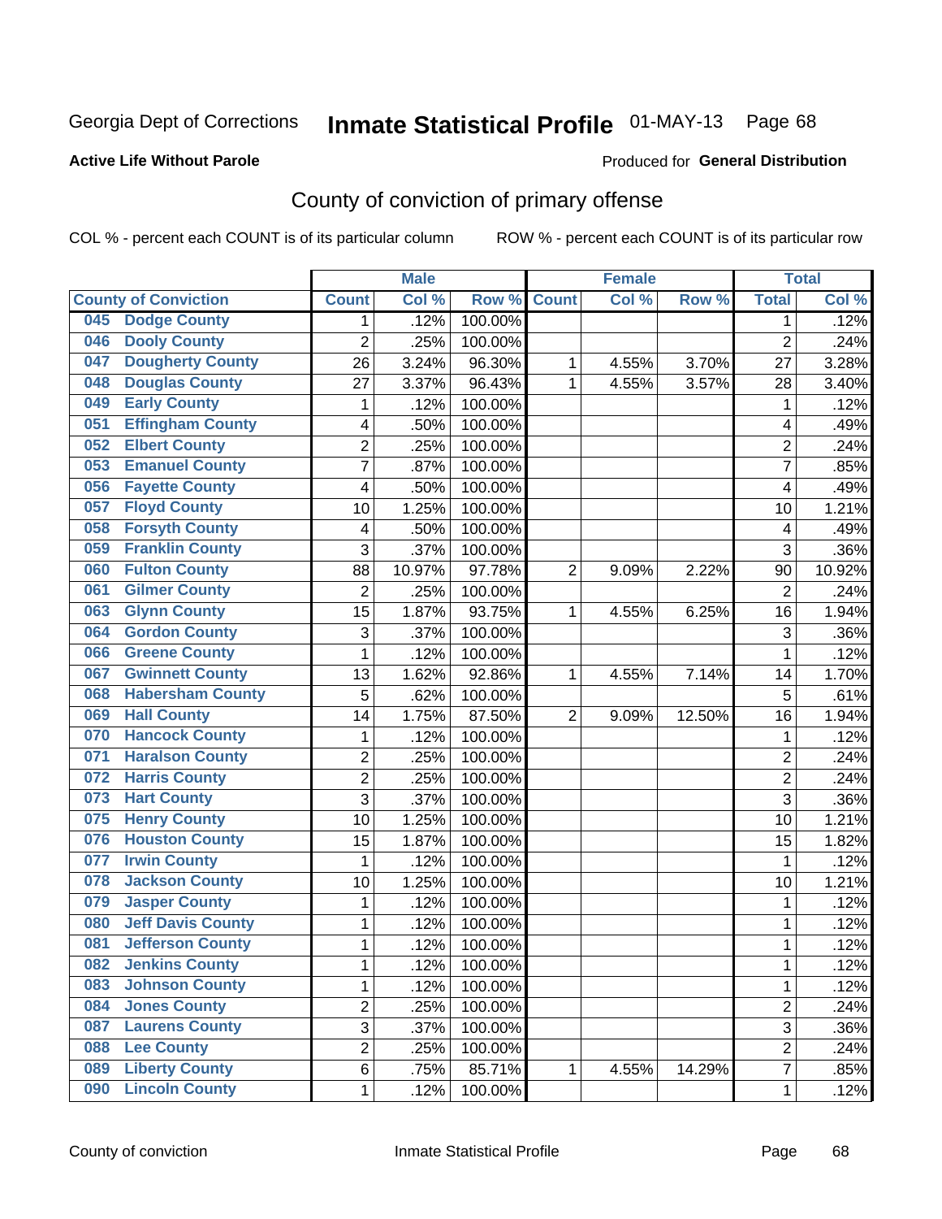Georgia Dept of Corrections **Inmate Statistical Profile** 01-MAY-13 Page 68

**Active Life Without Parole**

Produced for **General Distribution**

## County of conviction of primary offense

COL % - percent each COUNT is of its particular column ROW % - percent each COUNT is of its particular row

| County of Conviction | Male | | | Female | | | Total | |
|---|---|---|---|---|---|---|---|---|
| | Count | Col % | Row % | Count | Col % | Row % | Total | Col % |
| 045 Dodge County | 1 | .12% | 100.00% | | | | 1 | .12% |
| 046 Dooly County | 2 | .25% | 100.00% | | | | 2 | .24% |
| 047 Dougherty County | 26 | 3.24% | 96.30% | 1 | 4.55% | 3.70% | 27 | 3.28% |
| 048 Douglas County | 27 | 3.37% | 96.43% | 1 | 4.55% | 3.57% | 28 | 3.40% |
| 049 Early County | 1 | .12% | 100.00% | | | | 1 | .12% |
| 051 Effingham County | 4 | .50% | 100.00% | | | | 4 | .49% |
| 052 Elbert County | 2 | .25% | 100.00% | | | | 2 | .24% |
| 053 Emanuel County | 7 | .87% | 100.00% | | | | 7 | .85% |
| 056 Fayette County | 4 | .50% | 100.00% | | | | 4 | .49% |
| 057 Floyd County | 10 | 1.25% | 100.00% | | | | 10 | 1.21% |
| 058 Forsyth County | 4 | .50% | 100.00% | | | | 4 | .49% |
| 059 Franklin County | 3 | .37% | 100.00% | | | | 3 | .36% |
| 060 Fulton County | 88 | 10.97% | 97.78% | 2 | 9.09% | 2.22% | 90 | 10.92% |
| 061 Gilmer County | 2 | .25% | 100.00% | | | | 2 | .24% |
| 063 Glynn County | 15 | 1.87% | 93.75% | 1 | 4.55% | 6.25% | 16 | 1.94% |
| 064 Gordon County | 3 | .37% | 100.00% | | | | 3 | .36% |
| 066 Greene County | 1 | .12% | 100.00% | | | | 1 | .12% |
| 067 Gwinnett County | 13 | 1.62% | 92.86% | 1 | 4.55% | 7.14% | 14 | 1.70% |
| 068 Habersham County | 5 | .62% | 100.00% | | | | 5 | .61% |
| 069 Hall County | 14 | 1.75% | 87.50% | 2 | 9.09% | 12.50% | 16 | 1.94% |
| 070 Hancock County | 1 | .12% | 100.00% | | | | 1 | .12% |
| 071 Haralson County | 2 | .25% | 100.00% | | | | 2 | .24% |
| 072 Harris County | 2 | .25% | 100.00% | | | | 2 | .24% |
| 073 Hart County | 3 | .37% | 100.00% | | | | 3 | .36% |
| 075 Henry County | 10 | 1.25% | 100.00% | | | | 10 | 1.21% |
| 076 Houston County | 15 | 1.87% | 100.00% | | | | 15 | 1.82% |
| 077 Irwin County | 1 | .12% | 100.00% | | | | 1 | .12% |
| 078 Jackson County | 10 | 1.25% | 100.00% | | | | 10 | 1.21% |
| 079 Jasper County | 1 | .12% | 100.00% | | | | 1 | .12% |
| 080 Jeff Davis County | 1 | .12% | 100.00% | | | | 1 | .12% |
| 081 Jefferson County | 1 | .12% | 100.00% | | | | 1 | .12% |
| 082 Jenkins County | 1 | .12% | 100.00% | | | | 1 | .12% |
| 083 Johnson County | 1 | .12% | 100.00% | | | | 1 | .12% |
| 084 Jones County | 2 | .25% | 100.00% | | | | 2 | .24% |
| 087 Laurens County | 3 | .37% | 100.00% | | | | 3 | .36% |
| 088 Lee County | 2 | .25% | 100.00% | | | | 2 | .24% |
| 089 Liberty County | 6 | .75% | 85.71% | 1 | 4.55% | 14.29% | 7 | .85% |
| 090 Lincoln County | 1 | .12% | 100.00% | | | | 1 | .12% |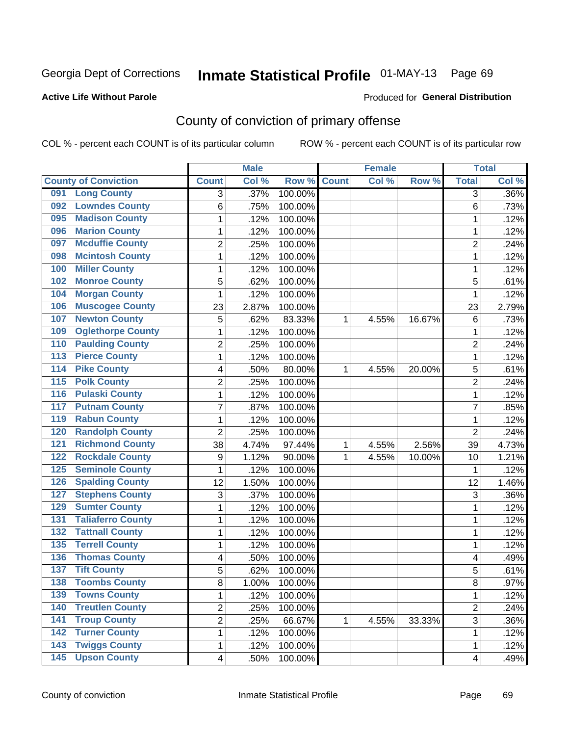Georgia Dept of Corrections **Inmate Statistical Profile** 01-MAY-13

**Active Life Without Parole**

Produced for **General Distribution**

## County of conviction of primary offense

COL % - percent each COUNT is of its particular column ROW % - percent each COUNT is of its particular row

| County of Conviction | Male | | | Female | | | Total | |
|---|---|---|---|---|---|---|---|---|
| | Count | Col % | Row % | Count | Col % | Row % | Total | Col % |
| 091 Long County | 3 | .37% | 100.00% | | | | 3 | .36% |
| 092 Lowndes County | 6 | .75% | 100.00% | | | | 6 | .73% |
| 095 Madison County | 1 | .12% | 100.00% | | | | 1 | .12% |
| 096 Marion County | 1 | .12% | 100.00% | | | | 1 | .12% |
| 097 Mcduffie County | 2 | .25% | 100.00% | | | | 2 | .24% |
| 098 Mcintosh County | 1 | .12% | 100.00% | | | | 1 | .12% |
| 100 Miller County | 1 | .12% | 100.00% | | | | 1 | .12% |
| 102 Monroe County | 5 | .62% | 100.00% | | | | 5 | .61% |
| 104 Morgan County | 1 | .12% | 100.00% | | | | 1 | .12% |
| 106 Muscogee County | 23 | 2.87% | 100.00% | | | | 23 | 2.79% |
| 107 Newton County | 5 | .62% | 83.33% | 1 | 4.55% | 16.67% | 6 | .73% |
| 109 Oglethorpe County | 1 | .12% | 100.00% | | | | 1 | .12% |
| 110 Paulding County | 2 | .25% | 100.00% | | | | 2 | .24% |
| 113 Pierce County | 1 | .12% | 100.00% | | | | 1 | .12% |
| 114 Pike County | 4 | .50% | 80.00% | 1 | 4.55% | 20.00% | 5 | .61% |
| 115 Polk County | 2 | .25% | 100.00% | | | | 2 | .24% |
| 116 Pulaski County | 1 | .12% | 100.00% | | | | 1 | .12% |
| 117 Putnam County | 7 | .87% | 100.00% | | | | 7 | .85% |
| 119 Rabun County | 1 | .12% | 100.00% | | | | 1 | .12% |
| 120 Randolph County | 2 | .25% | 100.00% | | | | 2 | .24% |
| 121 Richmond County | 38 | 4.74% | 97.44% | 1 | 4.55% | 2.56% | 39 | 4.73% |
| 122 Rockdale County | 9 | 1.12% | 90.00% | 1 | 4.55% | 10.00% | 10 | 1.21% |
| 125 Seminole County | 1 | .12% | 100.00% | | | | 1 | .12% |
| 126 Spalding County | 12 | 1.50% | 100.00% | | | | 12 | 1.46% |
| 127 Stephens County | 3 | .37% | 100.00% | | | | 3 | .36% |
| 129 Sumter County | 1 | .12% | 100.00% | | | | 1 | .12% |
| 131 Taliaferro County | 1 | .12% | 100.00% | | | | 1 | .12% |
| 132 Tattnall County | 1 | .12% | 100.00% | | | | 1 | .12% |
| 135 Terrell County | 1 | .12% | 100.00% | | | | 1 | .12% |
| 136 Thomas County | 4 | .50% | 100.00% | | | | 4 | .49% |
| 137 Tift County | 5 | .62% | 100.00% | | | | 5 | .61% |
| 138 Toombs County | 8 | 1.00% | 100.00% | | | | 8 | .97% |
| 139 Towns County | 1 | .12% | 100.00% | | | | 1 | .12% |
| 140 Treutlen County | 2 | .25% | 100.00% | | | | 2 | .24% |
| 141 Troup County | 2 | .25% | 66.67% | 1 | 4.55% | 33.33% | 3 | .36% |
| 142 Turner County | 1 | .12% | 100.00% | | | | 1 | .12% |
| 143 Twiggs County | 1 | .12% | 100.00% | | | | 1 | .12% |
| 145 Upson County | 4 | .50% | 100.00% | | | | 4 | .49% |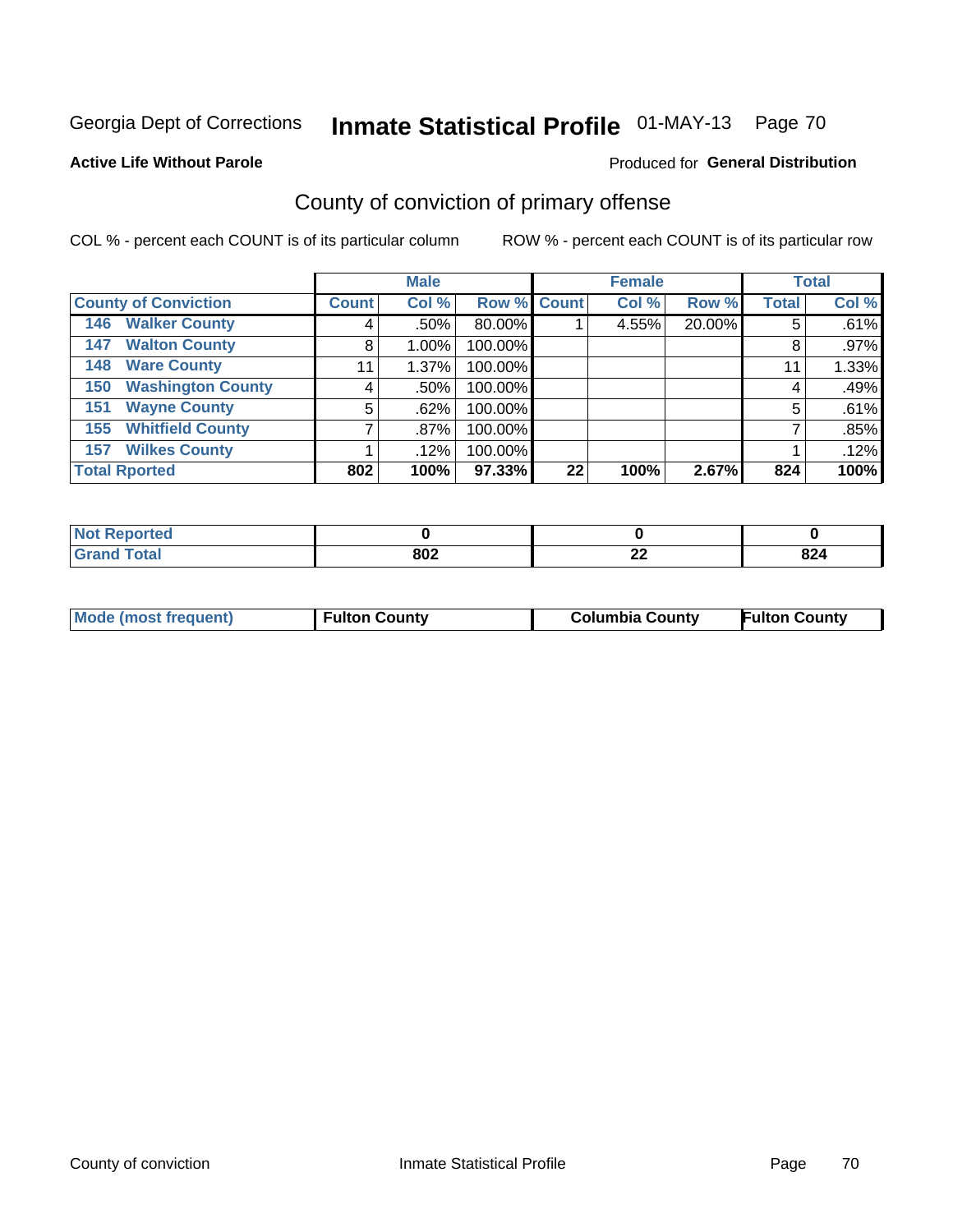Georgia Dept of Corrections **Inmate Statistical Profile** 01-MAY-13 Page 70

**Active Life Without Parole**

Produced for **General Distribution**

## County of conviction of primary offense

COL % - percent each COUNT is of its particular column

ROW % - percent each COUNT is of its particular row

| | Male | | | Female | | | Total | |
|---|---|---|---|---|---|---|---|---|
| **County of Conviction** | **Count** | **Col %** | **Row %** | **Count** | **Col %** | **Row %** | **Total** | **Col %** |
| 146 Walker County | 4 | .50% | 80.00% | 1 | 4.55% | 20.00% | 5 | .61% |
| 147 Walton County | 8 | 1.00% | 100.00% | | | | 8 | .97% |
| 148 Ware County | 11 | 1.37% | 100.00% | | | | 11 | 1.33% |
| 150 Washington County | 4 | .50% | 100.00% | | | | 4 | .49% |
| 151 Wayne County | 5 | .62% | 100.00% | | | | 5 | .61% |
| 155 Whitfield County | 7 | .87% | 100.00% | | | | 7 | .85% |
| 157 Wilkes County | 1 | .12% | 100.00% | | | | 1 | .12% |
| **Total Rported** | **802** | **100%** | **97.33%** | **22** | **100%** | **2.67%** | **824** | **100%** |

| | Male | Female | Total |
|---|---|---|---|
| Not Reported | 0 | 0 | 0 |
| Grand Total | 802 | 22 | 824 |

| | Male | Female | Total |
|---|---|---|---|
| Mode (most frequent) | Fulton County | Columbia County | Fulton County |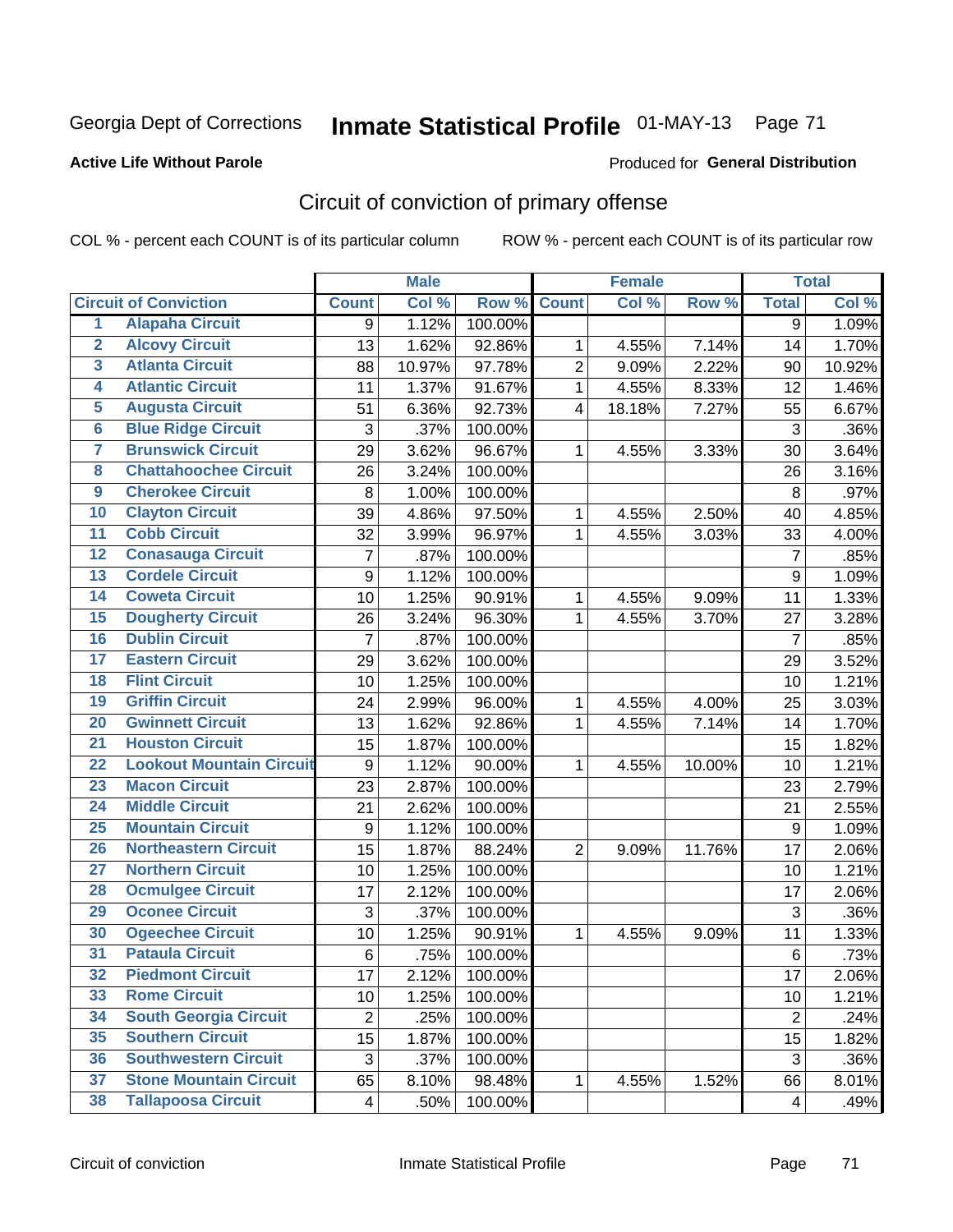Georgia Dept of Corrections **Inmate Statistical Profile** 01-MAY-13 Page 71

**Active Life Without Parole**

Produced for **General Distribution**

## Circuit of conviction of primary offense

COL % - percent each COUNT is of its particular column ROW % - percent each COUNT is of its particular row

| | | Male | | | Female | | | Total | |
|---|---|---|---|---|---|---|---|---|---|
| **Circuit of Conviction** | | **Count** | **Col %** | **Row %** | **Count** | **Col %** | **Row %** | **Total** | **Col %** |
| 1 | Alapaha Circuit | 9 | 1.12% | 100.00% | | | | 9 | 1.09% |
| 2 | Alcovy Circuit | 13 | 1.62% | 92.86% | 1 | 4.55% | 7.14% | 14 | 1.70% |
| 3 | Atlanta Circuit | 88 | 10.97% | 97.78% | 2 | 9.09% | 2.22% | 90 | 10.92% |
| 4 | Atlantic Circuit | 11 | 1.37% | 91.67% | 1 | 4.55% | 8.33% | 12 | 1.46% |
| 5 | Augusta Circuit | 51 | 6.36% | 92.73% | 4 | 18.18% | 7.27% | 55 | 6.67% |
| 6 | Blue Ridge Circuit | 3 | .37% | 100.00% | | | | 3 | .36% |
| 7 | Brunswick Circuit | 29 | 3.62% | 96.67% | 1 | 4.55% | 3.33% | 30 | 3.64% |
| 8 | Chattahoochee Circuit | 26 | 3.24% | 100.00% | | | | 26 | 3.16% |
| 9 | Cherokee Circuit | 8 | 1.00% | 100.00% | | | | 8 | .97% |
| 10 | Clayton Circuit | 39 | 4.86% | 97.50% | 1 | 4.55% | 2.50% | 40 | 4.85% |
| 11 | Cobb Circuit | 32 | 3.99% | 96.97% | 1 | 4.55% | 3.03% | 33 | 4.00% |
| 12 | Conasauga Circuit | 7 | .87% | 100.00% | | | | 7 | .85% |
| 13 | Cordele Circuit | 9 | 1.12% | 100.00% | | | | 9 | 1.09% |
| 14 | Coweta Circuit | 10 | 1.25% | 90.91% | 1 | 4.55% | 9.09% | 11 | 1.33% |
| 15 | Dougherty Circuit | 26 | 3.24% | 96.30% | 1 | 4.55% | 3.70% | 27 | 3.28% |
| 16 | Dublin Circuit | 7 | .87% | 100.00% | | | | 7 | .85% |
| 17 | Eastern Circuit | 29 | 3.62% | 100.00% | | | | 29 | 3.52% |
| 18 | Flint Circuit | 10 | 1.25% | 100.00% | | | | 10 | 1.21% |
| 19 | Griffin Circuit | 24 | 2.99% | 96.00% | 1 | 4.55% | 4.00% | 25 | 3.03% |
| 20 | Gwinnett Circuit | 13 | 1.62% | 92.86% | 1 | 4.55% | 7.14% | 14 | 1.70% |
| 21 | Houston Circuit | 15 | 1.87% | 100.00% | | | | 15 | 1.82% |
| 22 | Lookout Mountain Circuit | 9 | 1.12% | 90.00% | 1 | 4.55% | 10.00% | 10 | 1.21% |
| 23 | Macon Circuit | 23 | 2.87% | 100.00% | | | | 23 | 2.79% |
| 24 | Middle Circuit | 21 | 2.62% | 100.00% | | | | 21 | 2.55% |
| 25 | Mountain Circuit | 9 | 1.12% | 100.00% | | | | 9 | 1.09% |
| 26 | Northeastern Circuit | 15 | 1.87% | 88.24% | 2 | 9.09% | 11.76% | 17 | 2.06% |
| 27 | Northern Circuit | 10 | 1.25% | 100.00% | | | | 10 | 1.21% |
| 28 | Ocmulgee Circuit | 17 | 2.12% | 100.00% | | | | 17 | 2.06% |
| 29 | Oconee Circuit | 3 | .37% | 100.00% | | | | 3 | .36% |
| 30 | Ogeechee Circuit | 10 | 1.25% | 90.91% | 1 | 4.55% | 9.09% | 11 | 1.33% |
| 31 | Pataula Circuit | 6 | .75% | 100.00% | | | | 6 | .73% |
| 32 | Piedmont Circuit | 17 | 2.12% | 100.00% | | | | 17 | 2.06% |
| 33 | Rome Circuit | 10 | 1.25% | 100.00% | | | | 10 | 1.21% |
| 34 | South Georgia Circuit | 2 | .25% | 100.00% | | | | 2 | .24% |
| 35 | Southern Circuit | 15 | 1.87% | 100.00% | | | | 15 | 1.82% |
| 36 | Southwestern Circuit | 3 | .37% | 100.00% | | | | 3 | .36% |
| 37 | Stone Mountain Circuit | 65 | 8.10% | 98.48% | 1 | 4.55% | 1.52% | 66 | 8.01% |
| 38 | Tallapoosa Circuit | 4 | .50% | 100.00% | | | | 4 | .49% |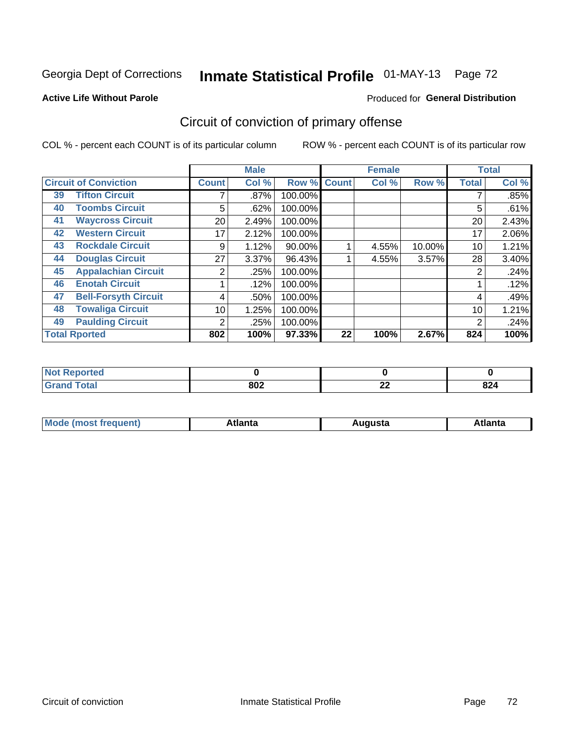Georgia Dept of Corrections **Inmate Statistical Profile** 01-MAY-13

**Active Life Without Parole**

Produced for **General Distribution**

## Circuit of conviction of primary offense

COL % - percent each COUNT is of its particular column    ROW % - percent each COUNT is of its particular row

| | | Male | | | Female | | | Total | |
|---|---|---|---|---|---|---|---|---|---|
| **Circuit of Conviction** | | **Count** | **Col %** | **Row %** | **Count** | **Col %** | **Row %** | **Total** | **Col %** |
| 39 | Tifton Circuit | 7 | .87% | 100.00% | | | | 7 | .85% |
| 40 | Toombs Circuit | 5 | .62% | 100.00% | | | | 5 | .61% |
| 41 | Waycross Circuit | 20 | 2.49% | 100.00% | | | | 20 | 2.43% |
| 42 | Western Circuit | 17 | 2.12% | 100.00% | | | | 17 | 2.06% |
| 43 | Rockdale Circuit | 9 | 1.12% | 90.00% | 1 | 4.55% | 10.00% | 10 | 1.21% |
| 44 | Douglas Circuit | 27 | 3.37% | 96.43% | 1 | 4.55% | 3.57% | 28 | 3.40% |
| 45 | Appalachian Circuit | 2 | .25% | 100.00% | | | | 2 | .24% |
| 46 | Enotah Circuit | 1 | .12% | 100.00% | | | | 1 | .12% |
| 47 | Bell-Forsyth Circuit | 4 | .50% | 100.00% | | | | 4 | .49% |
| 48 | Towaliga Circuit | 10 | 1.25% | 100.00% | | | | 10 | 1.21% |
| 49 | Paulding Circuit | 2 | .25% | 100.00% | | | | 2 | .24% |
| **Total Rported** | | **802** | **100%** | **97.33%** | **22** | **100%** | **2.67%** | **824** | **100%** |

| | Male | Female | Total |
|---|---|---|---|
| **Not Reported** | **0** | **0** | **0** |
| **Grand Total** | **802** | **22** | **824** |

| | Male | Female | Total |
|---|---|---|---|
| **Mode (most frequent)** | **Atlanta** | **Augusta** | **Atlanta** |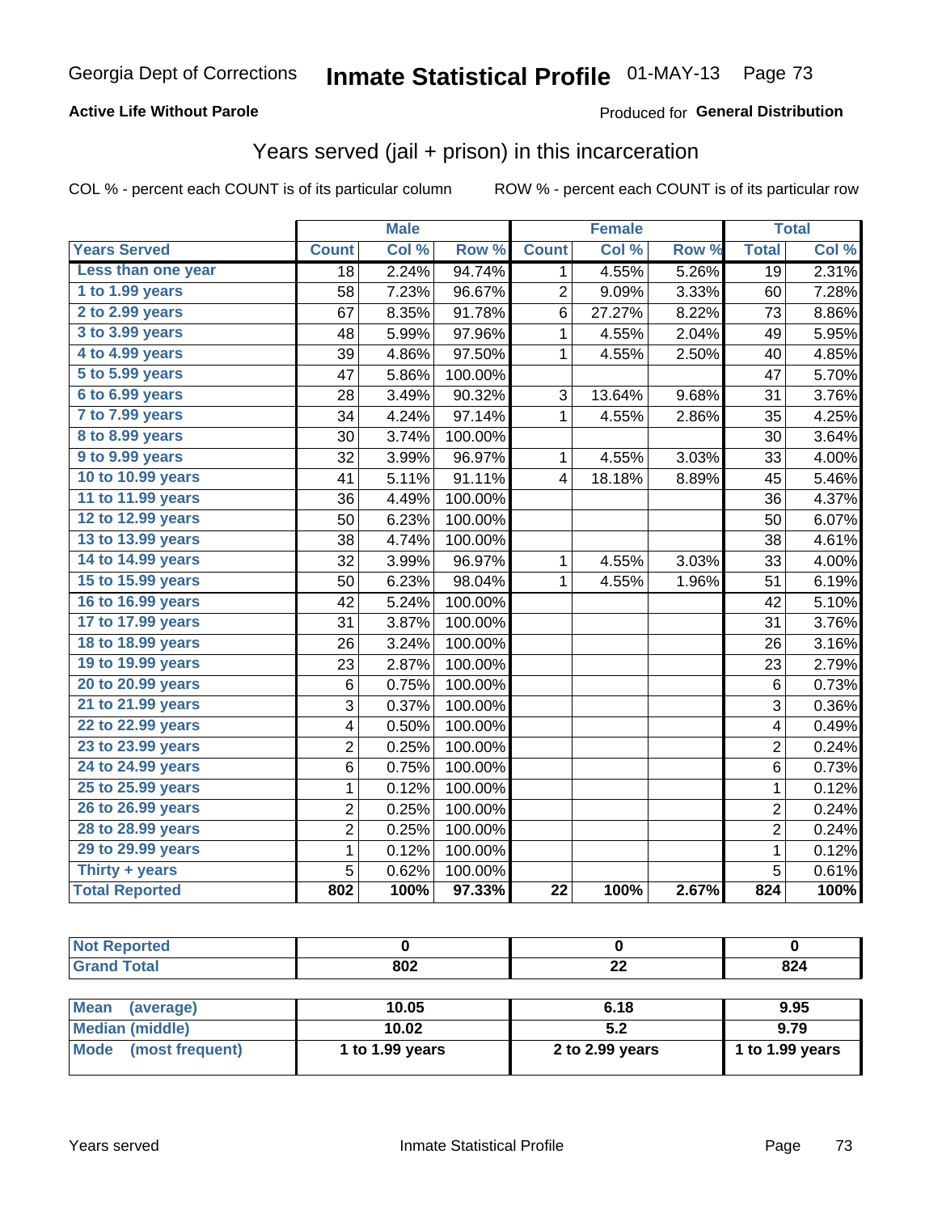Georgia Dept of Corrections **Inmate Statistical Profile** 01-MAY-13 Page 73

**Active Life Without Parole**

Produced for **General Distribution**

## Years served (jail + prison) in this incarceration

COL % - percent each COUNT is of its particular column

ROW % - percent each COUNT is of its particular row

| | Male | | | Female | | | Total | |
|---|---|---|---|---|---|---|---|---|
| **Years Served** | **Count** | **Col %** | **Row %** | **Count** | **Col %** | **Row %** | **Total** | **Col %** |
| Less than one year | 18 | 2.24% | 94.74% | 1 | 4.55% | 5.26% | 19 | 2.31% |
| 1 to 1.99 years | 58 | 7.23% | 96.67% | 2 | 9.09% | 3.33% | 60 | 7.28% |
| 2 to 2.99 years | 67 | 8.35% | 91.78% | 6 | 27.27% | 8.22% | 73 | 8.86% |
| 3 to 3.99 years | 48 | 5.99% | 97.96% | 1 | 4.55% | 2.04% | 49 | 5.95% |
| 4 to 4.99 years | 39 | 4.86% | 97.50% | 1 | 4.55% | 2.50% | 40 | 4.85% |
| 5 to 5.99 years | 47 | 5.86% | 100.00% | | | | 47 | 5.70% |
| 6 to 6.99 years | 28 | 3.49% | 90.32% | 3 | 13.64% | 9.68% | 31 | 3.76% |
| 7 to 7.99 years | 34 | 4.24% | 97.14% | 1 | 4.55% | 2.86% | 35 | 4.25% |
| 8 to 8.99 years | 30 | 3.74% | 100.00% | | | | 30 | 3.64% |
| 9 to 9.99 years | 32 | 3.99% | 96.97% | 1 | 4.55% | 3.03% | 33 | 4.00% |
| 10 to 10.99 years | 41 | 5.11% | 91.11% | 4 | 18.18% | 8.89% | 45 | 5.46% |
| 11 to 11.99 years | 36 | 4.49% | 100.00% | | | | 36 | 4.37% |
| 12 to 12.99 years | 50 | 6.23% | 100.00% | | | | 50 | 6.07% |
| 13 to 13.99 years | 38 | 4.74% | 100.00% | | | | 38 | 4.61% |
| 14 to 14.99 years | 32 | 3.99% | 96.97% | 1 | 4.55% | 3.03% | 33 | 4.00% |
| 15 to 15.99 years | 50 | 6.23% | 98.04% | 1 | 4.55% | 1.96% | 51 | 6.19% |
| 16 to 16.99 years | 42 | 5.24% | 100.00% | | | | 42 | 5.10% |
| 17 to 17.99 years | 31 | 3.87% | 100.00% | | | | 31 | 3.76% |
| 18 to 18.99 years | 26 | 3.24% | 100.00% | | | | 26 | 3.16% |
| 19 to 19.99 years | 23 | 2.87% | 100.00% | | | | 23 | 2.79% |
| 20 to 20.99 years | 6 | 0.75% | 100.00% | | | | 6 | 0.73% |
| 21 to 21.99 years | 3 | 0.37% | 100.00% | | | | 3 | 0.36% |
| 22 to 22.99 years | 4 | 0.50% | 100.00% | | | | 4 | 0.49% |
| 23 to 23.99 years | 2 | 0.25% | 100.00% | | | | 2 | 0.24% |
| 24 to 24.99 years | 6 | 0.75% | 100.00% | | | | 6 | 0.73% |
| 25 to 25.99 years | 1 | 0.12% | 100.00% | | | | 1 | 0.12% |
| 26 to 26.99 years | 2 | 0.25% | 100.00% | | | | 2 | 0.24% |
| 28 to 28.99 years | 2 | 0.25% | 100.00% | | | | 2 | 0.24% |
| 29 to 29.99 years | 1 | 0.12% | 100.00% | | | | 1 | 0.12% |
| Thirty + years | 5 | 0.62% | 100.00% | | | | 5 | 0.61% |
| **Total Reported** | **802** | **100%** | **97.33%** | **22** | **100%** | **2.67%** | **824** | **100%** |

| | Male | Female | Total |
|---|---|---|---|
| Not Reported | 0 | 0 | 0 |
| Grand Total | 802 | 22 | 824 |

| | Male | Female | Total |
|---|---|---|---|
| Mean (average) | 10.05 | 6.18 | 9.95 |
| Median (middle) | 10.02 | 5.2 | 9.79 |
| Mode (most frequent) | 1 to 1.99 years | 2 to 2.99 years | 1 to 1.99 years |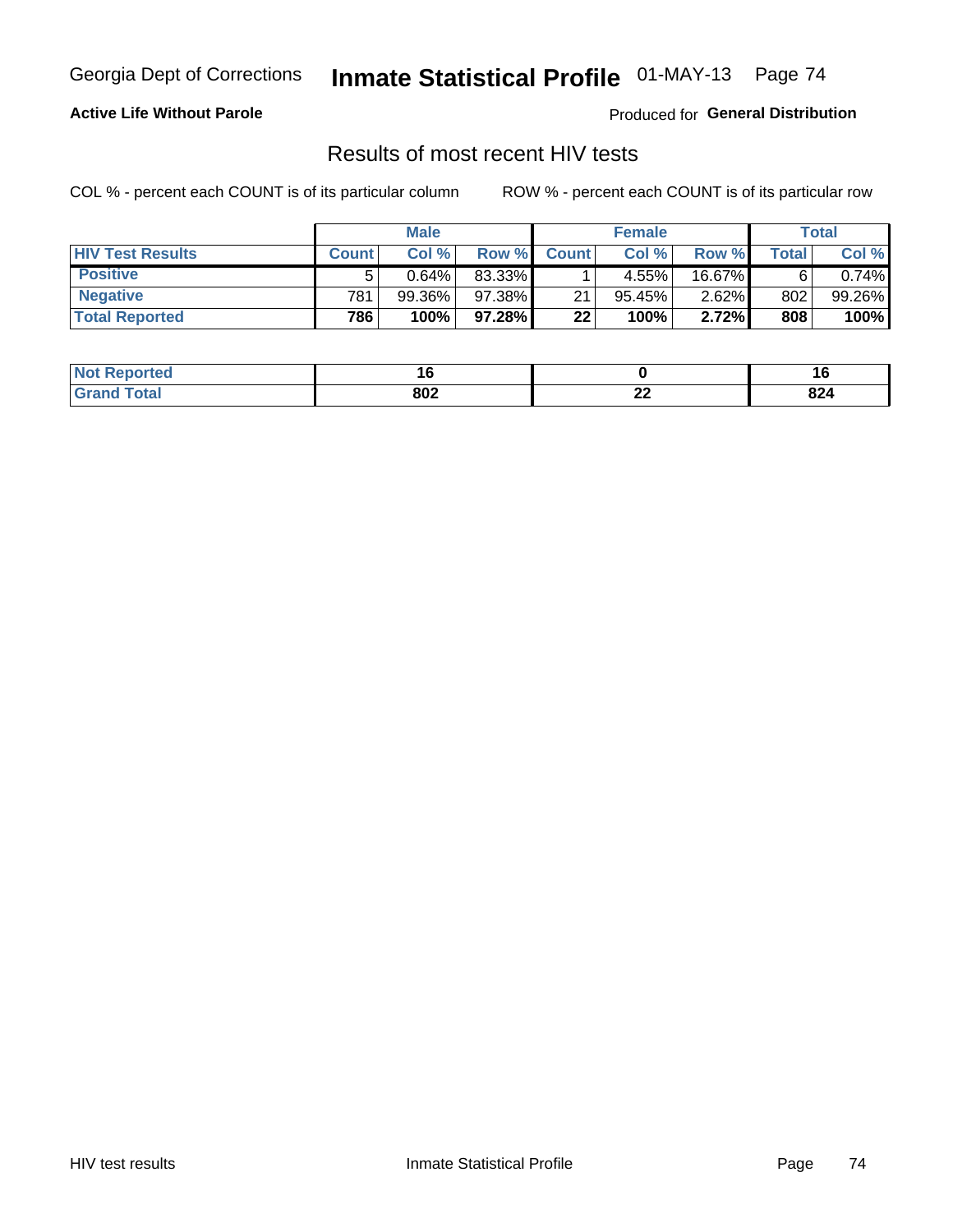Georgia Dept of Corrections **Inmate Statistical Profile** 01-MAY-13

**Active Life Without Parole**

Produced for **General Distribution**

## Results of most recent HIV tests

COL % - percent each COUNT is of its particular column

ROW % - percent each COUNT is of its particular row

| | Male | | | Female | | | Total | |
|---|---|---|---|---|---|---|---|---|
| **HIV Test Results** | **Count** | **Col %** | **Row %** | **Count** | **Col %** | **Row %** | **Total** | **Col %** |
| **Positive** | 5 | 0.64% | 83.33% | 1 | 4.55% | 16.67% | 6 | 0.74% |
| **Negative** | 781 | 99.36% | 97.38% | 21 | 95.45% | 2.62% | 802 | 99.26% |
| **Total Reported** | **786** | **100%** | **97.28%** | **22** | **100%** | **2.72%** | **808** | **100%** |

| | Male | Female | Total |
|---|---|---|---|
| **Not Reported** | **16** | **0** | **16** |
| **Grand Total** | **802** | **22** | **824** |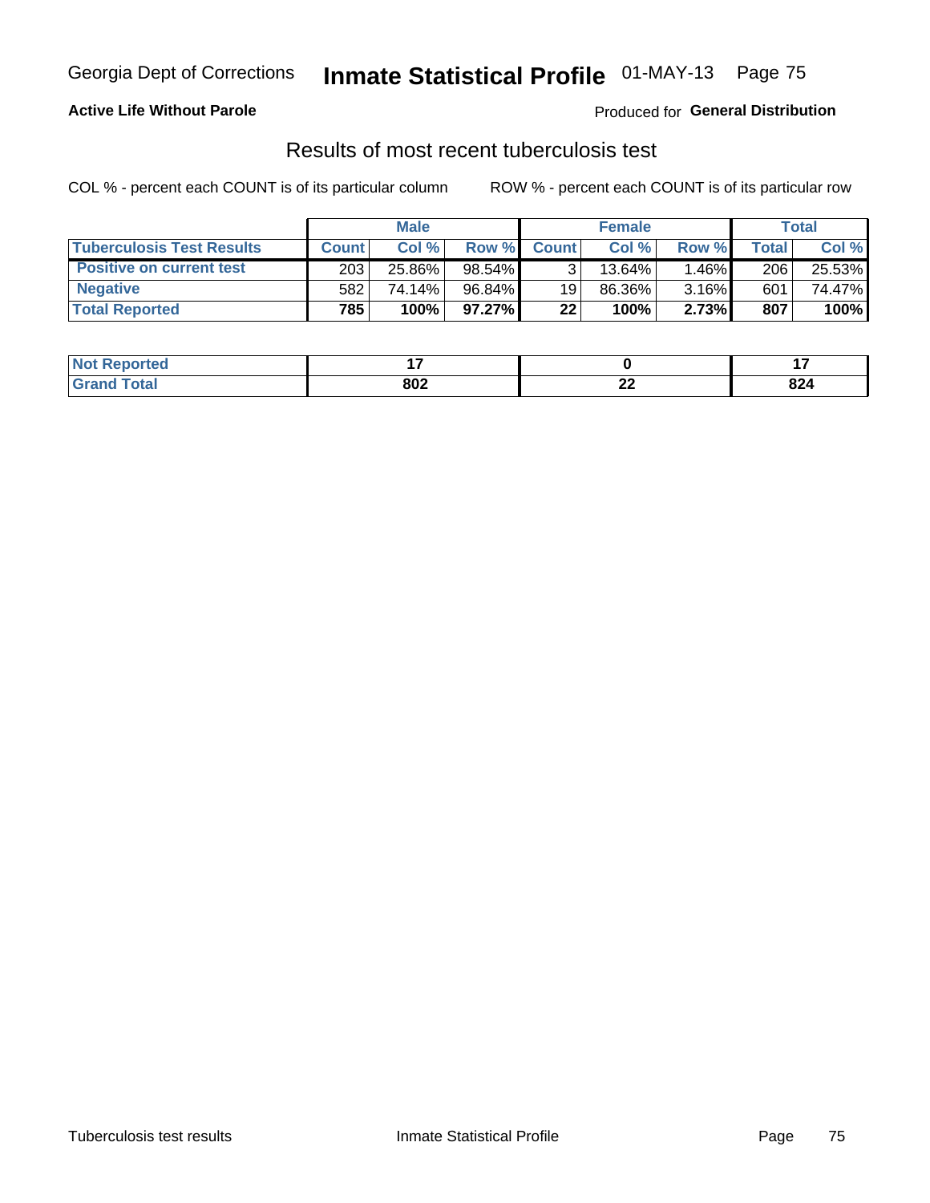**Active Life Without Parole**

Produced for **General Distribution**

## Results of most recent tuberculosis test

COL % - percent each COUNT is of its particular column

ROW % - percent each COUNT is of its particular row

| | Male | | | Female | | | Total | |
|---|---|---|---|---|---|---|---|---|
| **Tuberculosis Test Results** | **Count** | **Col %** | **Row %** | **Count** | **Col %** | **Row %** | **Total** | **Col %** |
| **Positive on current test** | 203 | 25.86% | 98.54% | 3 | 13.64% | 1.46% | 206 | 25.53% |
| **Negative** | 582 | 74.14% | 96.84% | 19 | 86.36% | 3.16% | 601 | 74.47% |
| **Total Reported** | **785** | **100%** | **97.27%** | **22** | **100%** | **2.73%** | **807** | **100%** |

| | Male | Female | Total |
|---|---|---|---|
| **Not Reported** | **17** | **0** | **17** |
| **Grand Total** | **802** | **22** | **824** |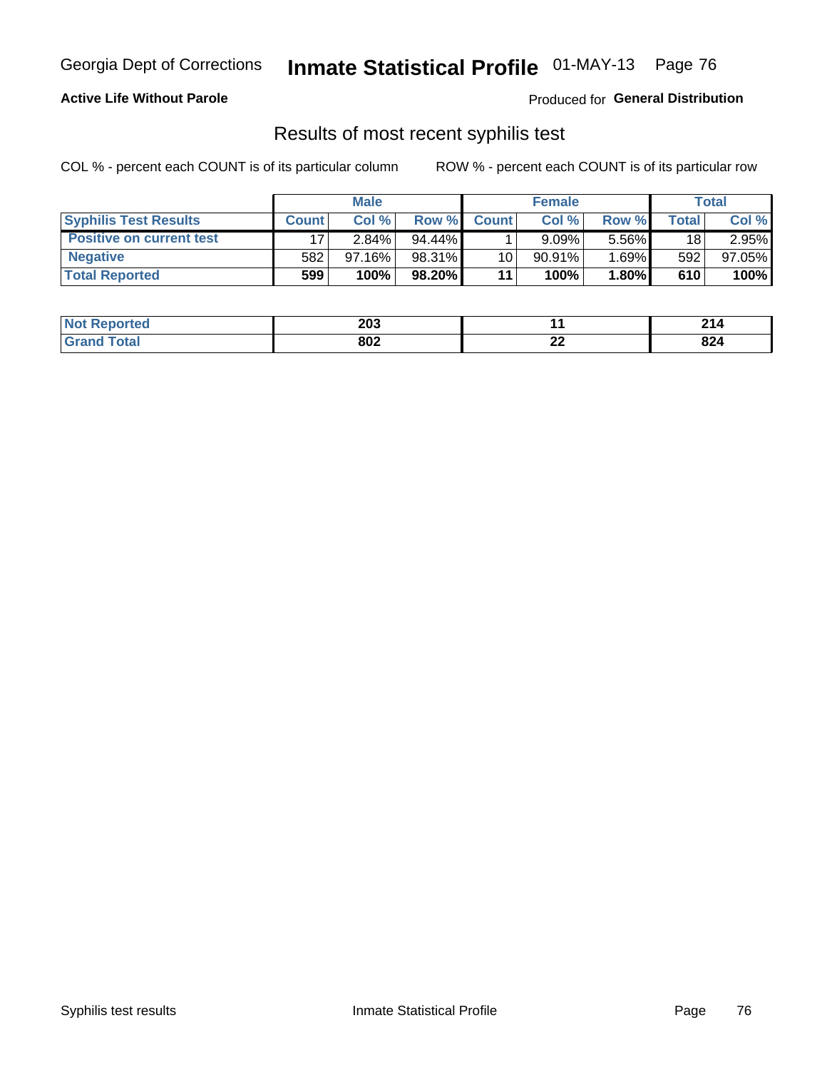Georgia Dept of Corrections **Inmate Statistical Profile** 01-MAY-13

**Active Life Without Parole**

Produced for **General Distribution**

## Results of most recent syphilis test

COL % - percent each COUNT is of its particular column ROW % - percent each COUNT is of its particular row

| | Male | | | Female | | | Total | |
|---|---|---|---|---|---|---|---|---|
| **Syphilis Test Results** | **Count** | **Col %** | **Row %** | **Count** | **Col %** | **Row %** | **Total** | **Col %** |
| **Positive on current test** | 17 | 2.84% | 94.44% | 1 | 9.09% | 5.56% | 18 | 2.95% |
| **Negative** | 582 | 97.16% | 98.31% | 10 | 90.91% | 1.69% | 592 | 97.05% |
| **Total Reported** | **599** | **100%** | **98.20%** | **11** | **100%** | **1.80%** | **610** | **100%** |

| | Male | Female | Total |
|---|---|---|---|
| **Not Reported** | **203** | **11** | **214** |
| **Grand Total** | **802** | **22** | **824** |

Syphilis test results Inmate Statistical Profile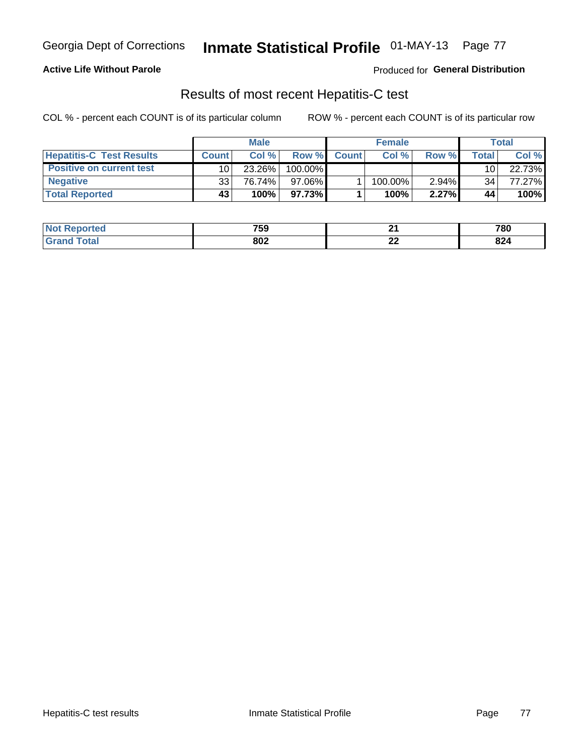Georgia Dept of Corrections **Inmate Statistical Profile** 01-MAY-13

**Active Life Without Parole**

Produced for **General Distribution**

## Results of most recent Hepatitis-C test

COL % - percent each COUNT is of its particular column ROW % - percent each COUNT is of its particular row

| | Male | | | Female | | | Total | |
|---|---|---|---|---|---|---|---|---|
| **Hepatitis-C Test Results** | **Count** | **Col %** | **Row %** | **Count** | **Col %** | **Row %** | **Total** | **Col %** |
| **Positive on current test** | 10 | 23.26% | 100.00% | | | | 10 | 22.73% |
| **Negative** | 33 | 76.74% | 97.06% | 1 | 100.00% | 2.94% | 34 | 77.27% |
| **Total Reported** | **43** | **100%** | **97.73%** | **1** | **100%** | **2.27%** | **44** | **100%** |

| | | | |
|---|---|---|---|
| **Not Reported** | **759** | **21** | **780** |
| **Grand Total** | **802** | **22** | **824** |

Hepatitis-C test results Inmate Statistical Profile